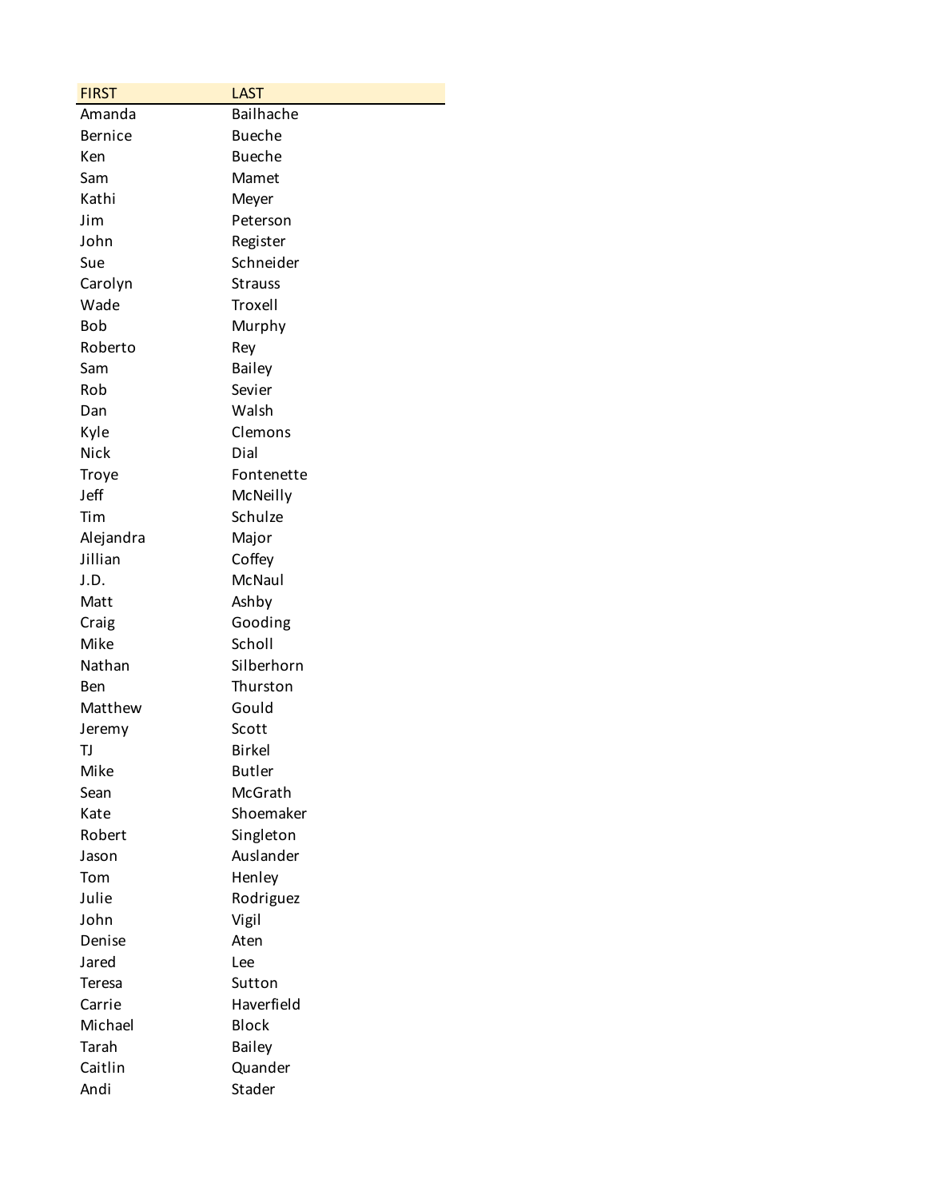| FIRST | LAST |
| --- | --- |
| Amanda | Bailhache |
| Bernice | Bueche |
| Ken | Bueche |
| Sam | Mamet |
| Kathi | Meyer |
| Jim | Peterson |
| John | Register |
| Sue | Schneider |
| Carolyn | Strauss |
| Wade | Troxell |
| Bob | Murphy |
| Roberto | Rey |
| Sam | Bailey |
| Rob | Sevier |
| Dan | Walsh |
| Kyle | Clemons |
| Nick | Dial |
| Troye | Fontenette |
| Jeff | McNeilly |
| Tim | Schulze |
| Alejandra | Major |
| Jillian | Coffey |
| J.D. | McNaul |
| Matt | Ashby |
| Craig | Gooding |
| Mike | Scholl |
| Nathan | Silberhorn |
| Ben | Thurston |
| Matthew | Gould |
| Jeremy | Scott |
| TJ | Birkel |
| Mike | Butler |
| Sean | McGrath |
| Kate | Shoemaker |
| Robert | Singleton |
| Jason | Auslander |
| Tom | Henley |
| Julie | Rodriguez |
| John | Vigil |
| Denise | Aten |
| Jared | Lee |
| Teresa | Sutton |
| Carrie | Haverfield |
| Michael | Block |
| Tarah | Bailey |
| Caitlin | Quander |
| Andi | Stader |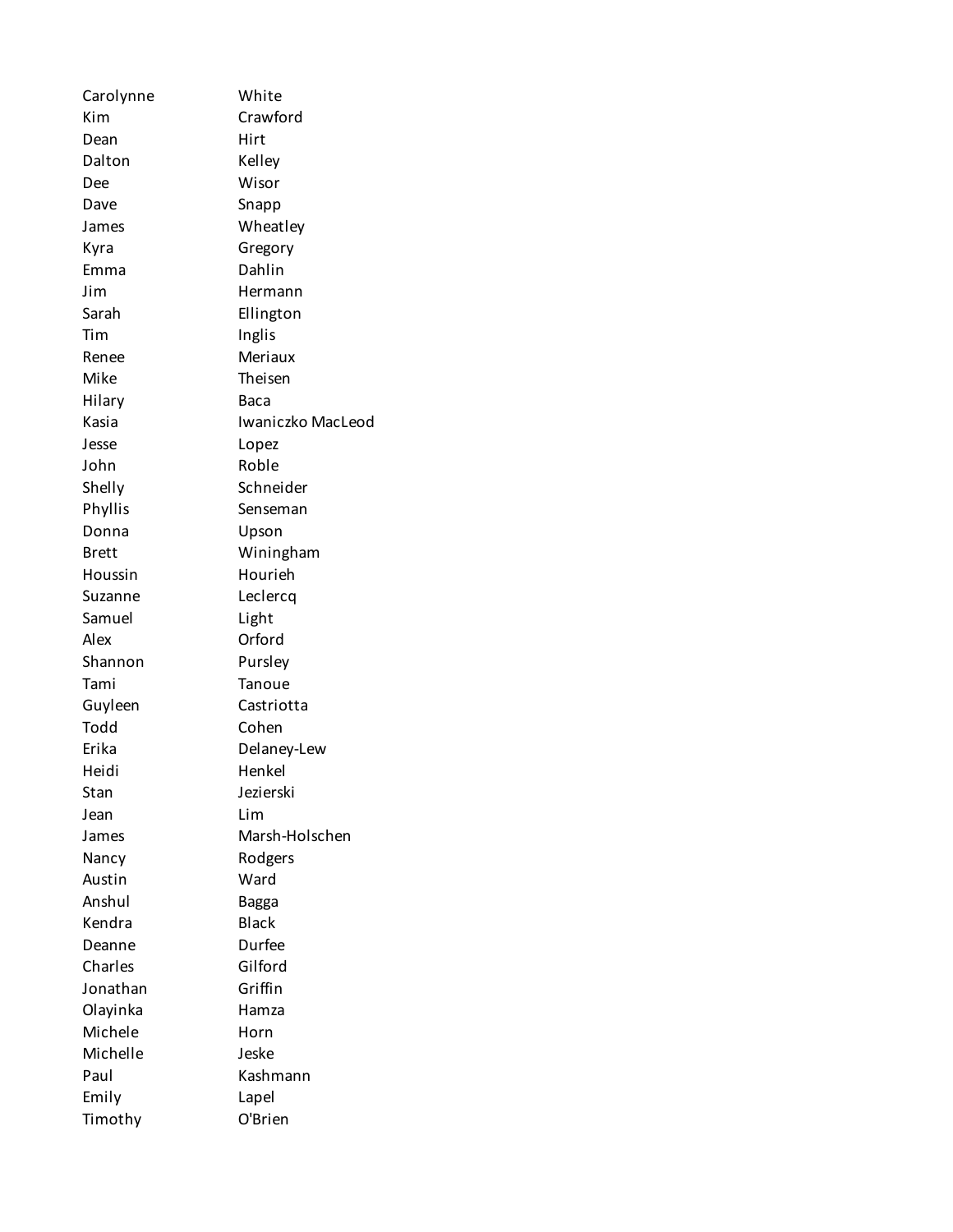| | |
|---|---|
| Carolynne | White |
| Kim | Crawford |
| Dean | Hirt |
| Dalton | Kelley |
| Dee | Wisor |
| Dave | Snapp |
| James | Wheatley |
| Kyra | Gregory |
| Emma | Dahlin |
| Jim | Hermann |
| Sarah | Ellington |
| Tim | Inglis |
| Renee | Meriaux |
| Mike | Theisen |
| Hilary | Baca |
| Kasia | Iwaniczko MacLeod |
| Jesse | Lopez |
| John | Roble |
| Shelly | Schneider |
| Phyllis | Senseman |
| Donna | Upson |
| Brett | Winingham |
| Houssin | Hourieh |
| Suzanne | Leclercq |
| Samuel | Light |
| Alex | Orford |
| Shannon | Pursley |
| Tami | Tanoue |
| Guyleen | Castriotta |
| Todd | Cohen |
| Erika | Delaney-Lew |
| Heidi | Henkel |
| Stan | Jezierski |
| Jean | Lim |
| James | Marsh-Holschen |
| Nancy | Rodgers |
| Austin | Ward |
| Anshul | Bagga |
| Kendra | Black |
| Deanne | Durfee |
| Charles | Gilford |
| Jonathan | Griffin |
| Olayinka | Hamza |
| Michele | Horn |
| Michelle | Jeske |
| Paul | Kashmann |
| Emily | Lapel |
| Timothy | O'Brien |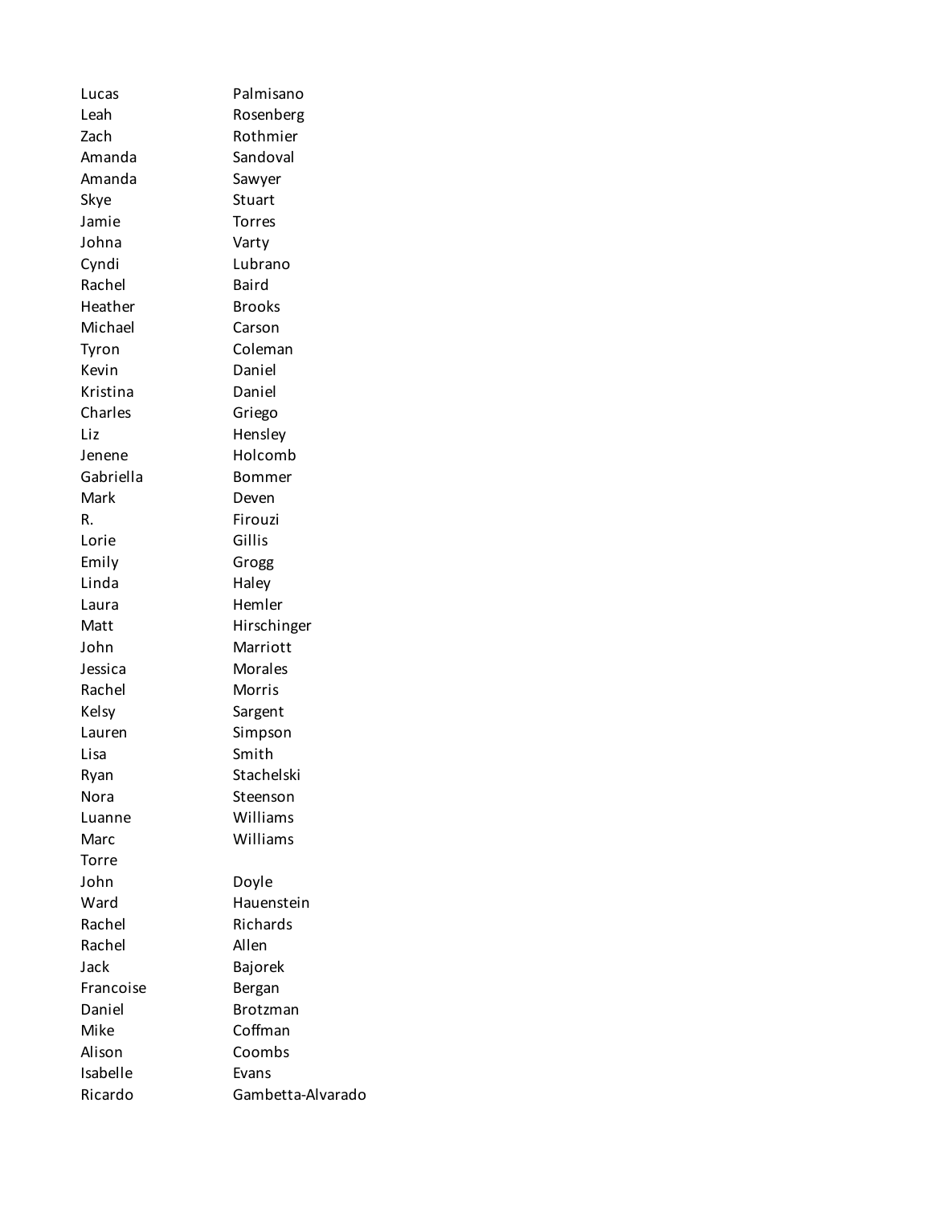| | |
|---|---|
| Lucas | Palmisano |
| Leah | Rosenberg |
| Zach | Rothmier |
| Amanda | Sandoval |
| Amanda | Sawyer |
| Skye | Stuart |
| Jamie | Torres |
| Johna | Varty |
| Cyndi | Lubrano |
| Rachel | Baird |
| Heather | Brooks |
| Michael | Carson |
| Tyron | Coleman |
| Kevin | Daniel |
| Kristina | Daniel |
| Charles | Griego |
| Liz | Hensley |
| Jenene | Holcomb |
| Gabriella | Bommer |
| Mark | Deven |
| R. | Firouzi |
| Lorie | Gillis |
| Emily | Grogg |
| Linda | Haley |
| Laura | Hemler |
| Matt | Hirschinger |
| John | Marriott |
| Jessica | Morales |
| Rachel | Morris |
| Kelsy | Sargent |
| Lauren | Simpson |
| Lisa | Smith |
| Ryan | Stachelski |
| Nora | Steenson |
| Luanne | Williams |
| Marc | Williams |
| Torre | |
| John | Doyle |
| Ward | Hauenstein |
| Rachel | Richards |
| Rachel | Allen |
| Jack | Bajorek |
| Francoise | Bergan |
| Daniel | Brotzman |
| Mike | Coffman |
| Alison | Coombs |
| Isabelle | Evans |
| Ricardo | Gambetta-Alvarado |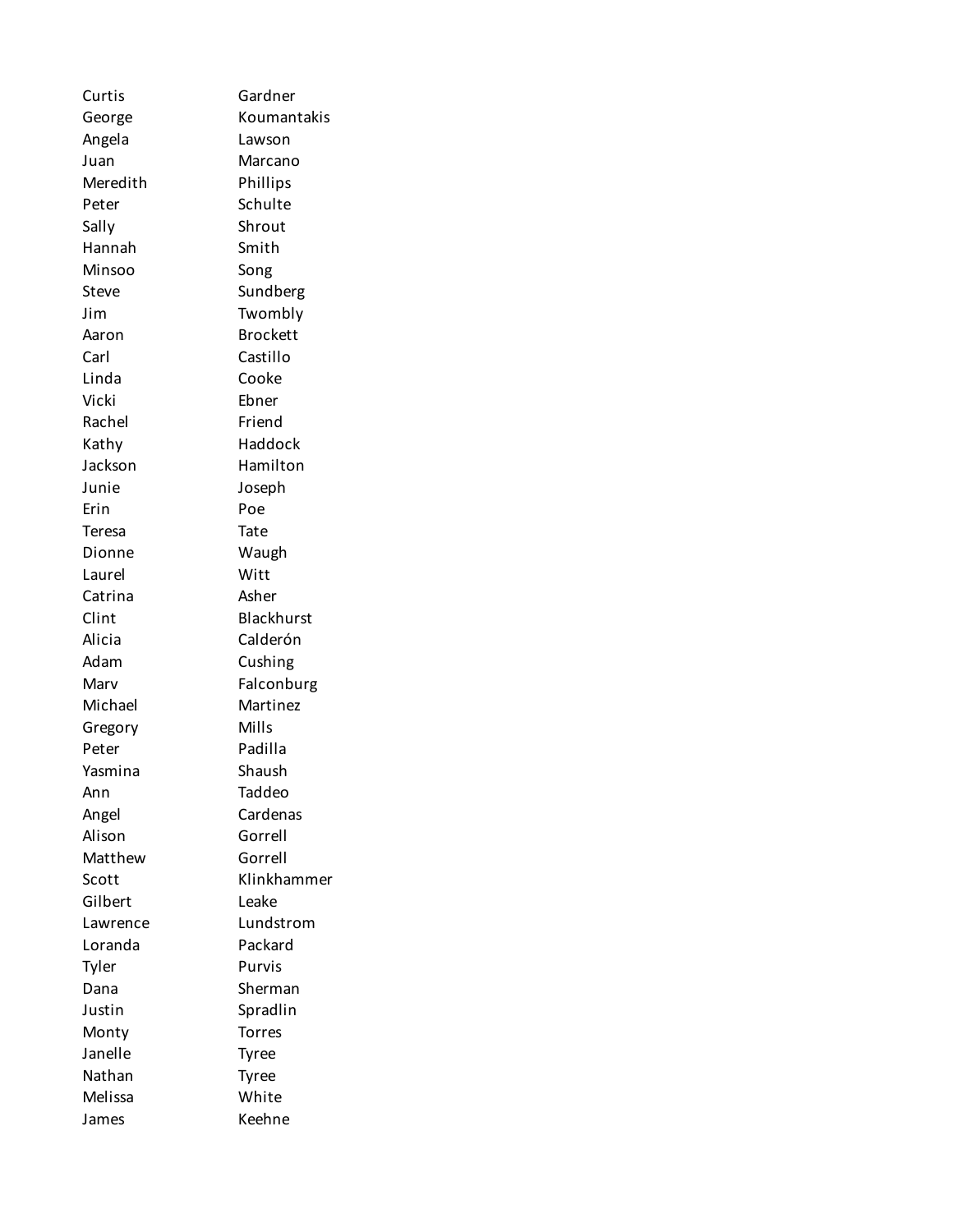| | |
|---|---|
| Curtis | Gardner |
| George | Koumantakis |
| Angela | Lawson |
| Juan | Marcano |
| Meredith | Phillips |
| Peter | Schulte |
| Sally | Shrout |
| Hannah | Smith |
| Minsoo | Song |
| Steve | Sundberg |
| Jim | Twombly |
| Aaron | Brockett |
| Carl | Castillo |
| Linda | Cooke |
| Vicki | Ebner |
| Rachel | Friend |
| Kathy | Haddock |
| Jackson | Hamilton |
| Junie | Joseph |
| Erin | Poe |
| Teresa | Tate |
| Dionne | Waugh |
| Laurel | Witt |
| Catrina | Asher |
| Clint | Blackhurst |
| Alicia | Calderón |
| Adam | Cushing |
| Marv | Falconburg |
| Michael | Martinez |
| Gregory | Mills |
| Peter | Padilla |
| Yasmina | Shaush |
| Ann | Taddeo |
| Angel | Cardenas |
| Alison | Gorrell |
| Matthew | Gorrell |
| Scott | Klinkhammer |
| Gilbert | Leake |
| Lawrence | Lundstrom |
| Loranda | Packard |
| Tyler | Purvis |
| Dana | Sherman |
| Justin | Spradlin |
| Monty | Torres |
| Janelle | Tyree |
| Nathan | Tyree |
| Melissa | White |
| James | Keehne |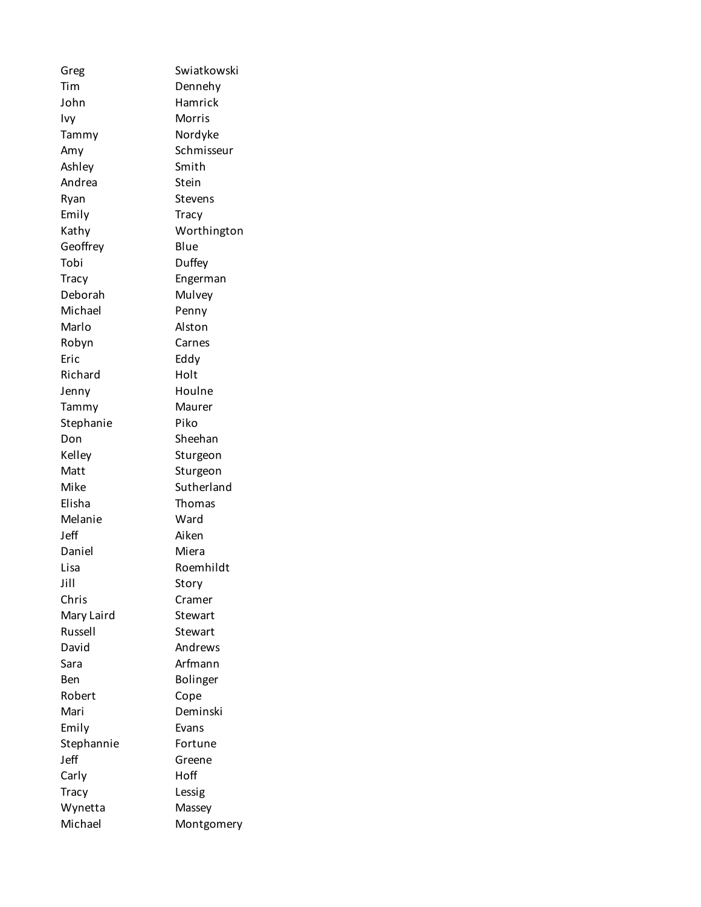| | |
|---|---|
| Greg | Swiatkowski |
| Tim | Dennehy |
| John | Hamrick |
| Ivy | Morris |
| Tammy | Nordyke |
| Amy | Schmisseur |
| Ashley | Smith |
| Andrea | Stein |
| Ryan | Stevens |
| Emily | Tracy |
| Kathy | Worthington |
| Geoffrey | Blue |
| Tobi | Duffey |
| Tracy | Engerman |
| Deborah | Mulvey |
| Michael | Penny |
| Marlo | Alston |
| Robyn | Carnes |
| Eric | Eddy |
| Richard | Holt |
| Jenny | Houlne |
| Tammy | Maurer |
| Stephanie | Piko |
| Don | Sheehan |
| Kelley | Sturgeon |
| Matt | Sturgeon |
| Mike | Sutherland |
| Elisha | Thomas |
| Melanie | Ward |
| Jeff | Aiken |
| Daniel | Miera |
| Lisa | Roemhildt |
| Jill | Story |
| Chris | Cramer |
| Mary Laird | Stewart |
| Russell | Stewart |
| David | Andrews |
| Sara | Arfmann |
| Ben | Bolinger |
| Robert | Cope |
| Mari | Deminski |
| Emily | Evans |
| Stephannie | Fortune |
| Jeff | Greene |
| Carly | Hoff |
| Tracy | Lessig |
| Wynetta | Massey |
| Michael | Montgomery |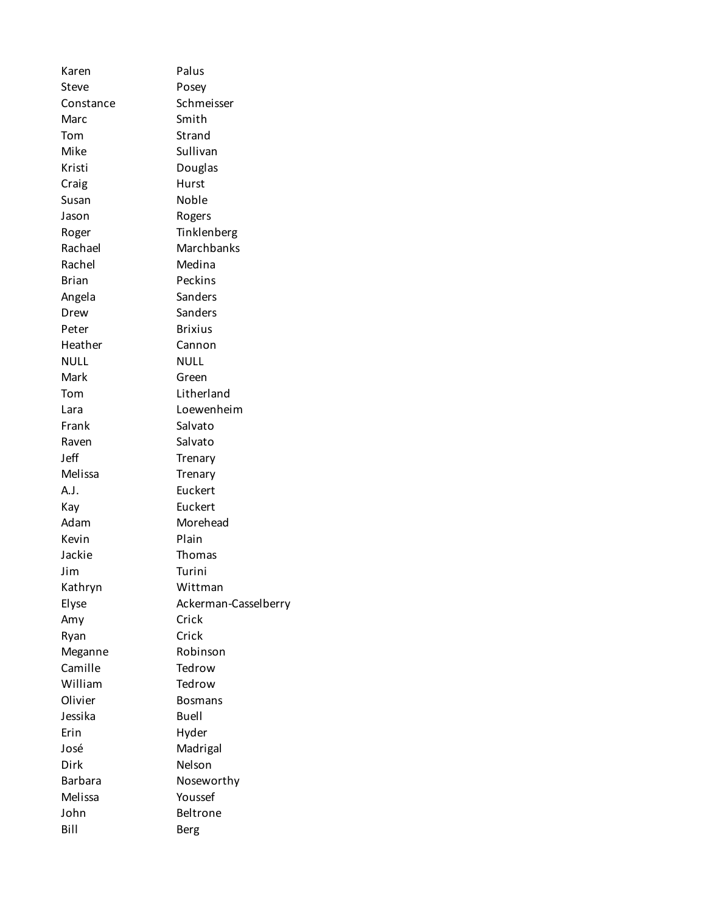| | |
|---|---|
| Karen | Palus |
| Steve | Posey |
| Constance | Schmeisser |
| Marc | Smith |
| Tom | Strand |
| Mike | Sullivan |
| Kristi | Douglas |
| Craig | Hurst |
| Susan | Noble |
| Jason | Rogers |
| Roger | Tinklenberg |
| Rachael | Marchbanks |
| Rachel | Medina |
| Brian | Peckins |
| Angela | Sanders |
| Drew | Sanders |
| Peter | Brixius |
| Heather | Cannon |
| NULL | NULL |
| Mark | Green |
| Tom | Litherland |
| Lara | Loewenheim |
| Frank | Salvato |
| Raven | Salvato |
| Jeff | Trenary |
| Melissa | Trenary |
| A.J. | Euckert |
| Kay | Euckert |
| Adam | Morehead |
| Kevin | Plain |
| Jackie | Thomas |
| Jim | Turini |
| Kathryn | Wittman |
| Elyse | Ackerman-Casselberry |
| Amy | Crick |
| Ryan | Crick |
| Meganne | Robinson |
| Camille | Tedrow |
| William | Tedrow |
| Olivier | Bosmans |
| Jessika | Buell |
| Erin | Hyder |
| José | Madrigal |
| Dirk | Nelson |
| Barbara | Noseworthy |
| Melissa | Youssef |
| John | Beltrone |
| Bill | Berg |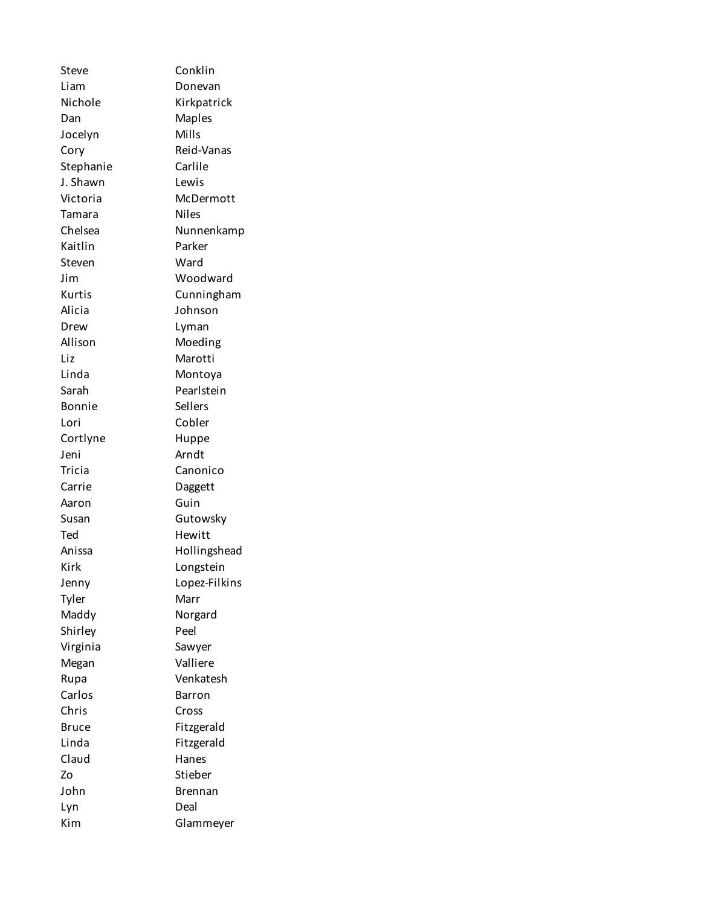| | |
|---|---|
| Steve | Conklin |
| Liam | Donevan |
| Nichole | Kirkpatrick |
| Dan | Maples |
| Jocelyn | Mills |
| Cory | Reid-Vanas |
| Stephanie | Carlile |
| J. Shawn | Lewis |
| Victoria | McDermott |
| Tamara | Niles |
| Chelsea | Nunnenkamp |
| Kaitlin | Parker |
| Steven | Ward |
| Jim | Woodward |
| Kurtis | Cunningham |
| Alicia | Johnson |
| Drew | Lyman |
| Allison | Moeding |
| Liz | Marotti |
| Linda | Montoya |
| Sarah | Pearlstein |
| Bonnie | Sellers |
| Lori | Cobler |
| Cortlyne | Huppe |
| Jeni | Arndt |
| Tricia | Canonico |
| Carrie | Daggett |
| Aaron | Guin |
| Susan | Gutowsky |
| Ted | Hewitt |
| Anissa | Hollingshead |
| Kirk | Longstein |
| Jenny | Lopez-Filkins |
| Tyler | Marr |
| Maddy | Norgard |
| Shirley | Peel |
| Virginia | Sawyer |
| Megan | Valliere |
| Rupa | Venkatesh |
| Carlos | Barron |
| Chris | Cross |
| Bruce | Fitzgerald |
| Linda | Fitzgerald |
| Claud | Hanes |
| Zo | Stieber |
| John | Brennan |
| Lyn | Deal |
| Kim | Glammeyer |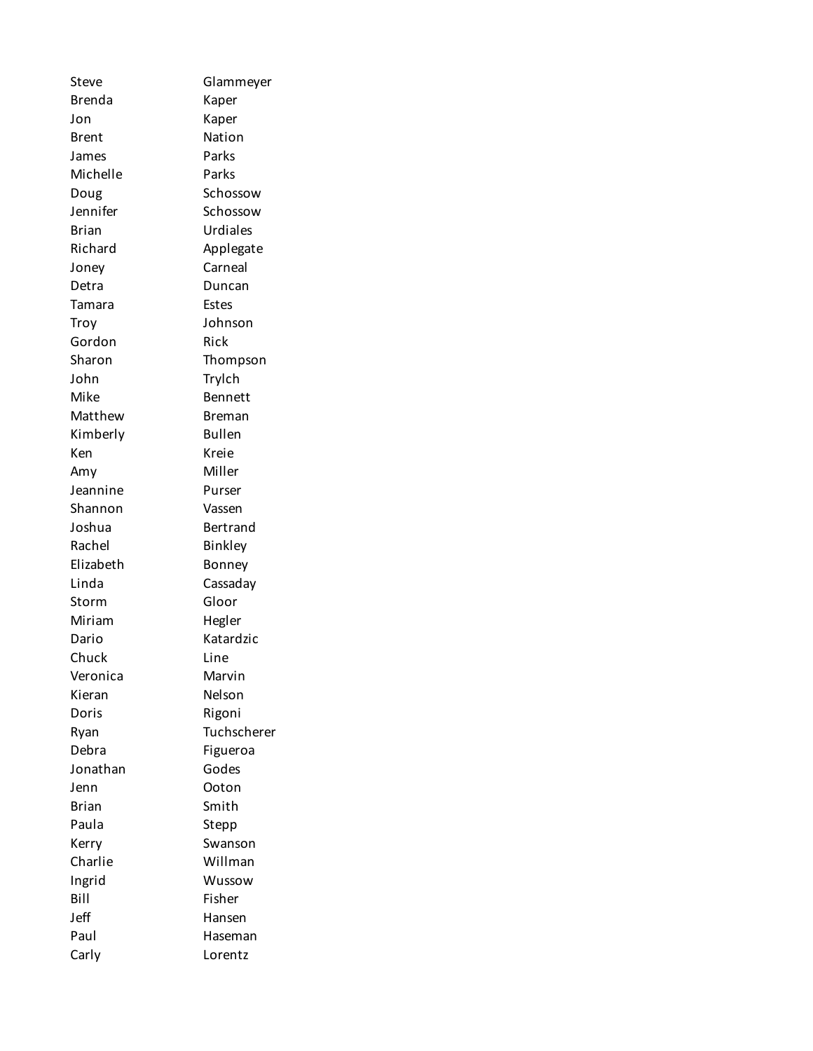| | |
|---|---|
| Steve | Glammeyer |
| Brenda | Kaper |
| Jon | Kaper |
| Brent | Nation |
| James | Parks |
| Michelle | Parks |
| Doug | Schossow |
| Jennifer | Schossow |
| Brian | Urdiales |
| Richard | Applegate |
| Joney | Carneal |
| Detra | Duncan |
| Tamara | Estes |
| Troy | Johnson |
| Gordon | Rick |
| Sharon | Thompson |
| John | Trylch |
| Mike | Bennett |
| Matthew | Breman |
| Kimberly | Bullen |
| Ken | Kreie |
| Amy | Miller |
| Jeannine | Purser |
| Shannon | Vassen |
| Joshua | Bertrand |
| Rachel | Binkley |
| Elizabeth | Bonney |
| Linda | Cassaday |
| Storm | Gloor |
| Miriam | Hegler |
| Dario | Katardzic |
| Chuck | Line |
| Veronica | Marvin |
| Kieran | Nelson |
| Doris | Rigoni |
| Ryan | Tuchscherer |
| Debra | Figueroa |
| Jonathan | Godes |
| Jenn | Ooton |
| Brian | Smith |
| Paula | Stepp |
| Kerry | Swanson |
| Charlie | Willman |
| Ingrid | Wussow |
| Bill | Fisher |
| Jeff | Hansen |
| Paul | Haseman |
| Carly | Lorentz |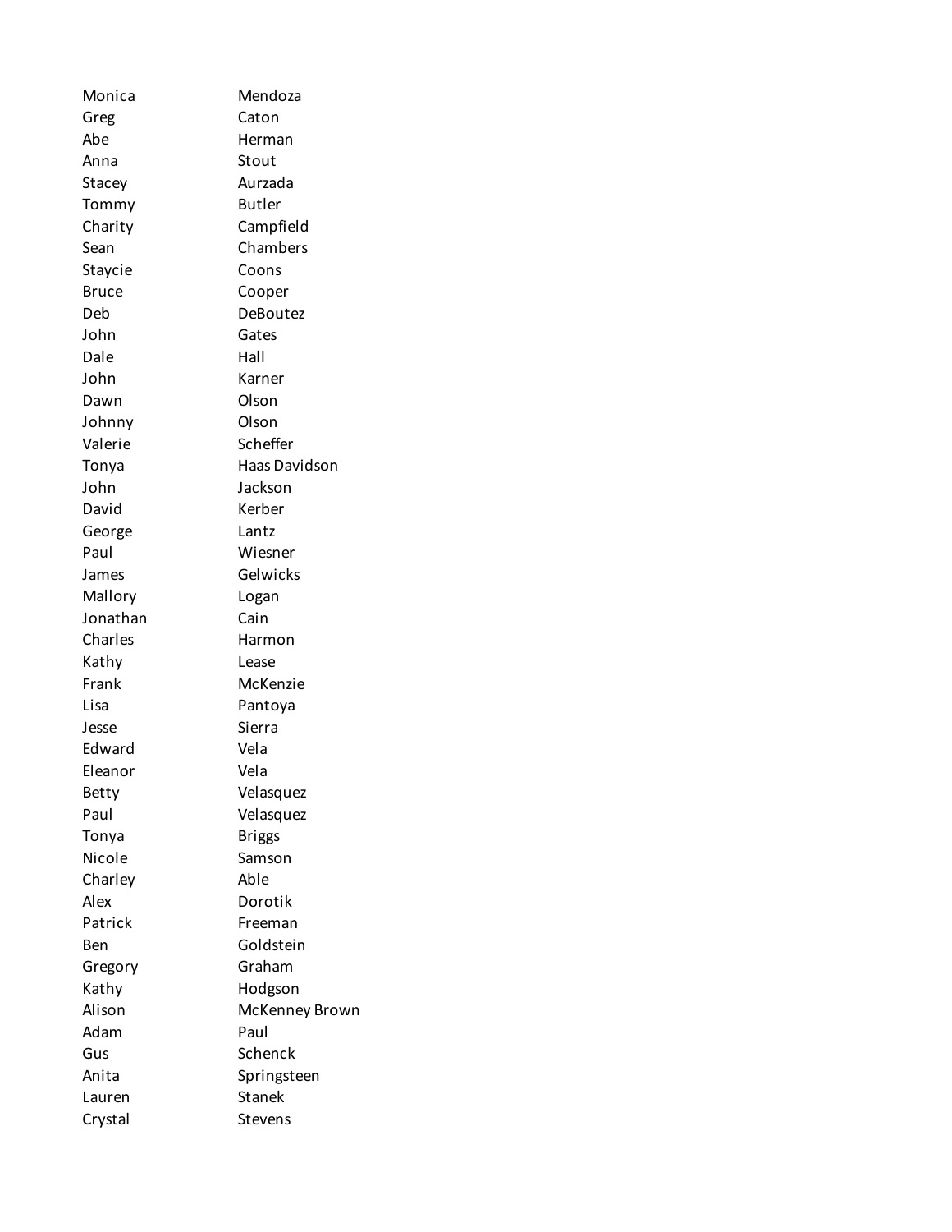| | |
|---|---|
| Monica | Mendoza |
| Greg | Caton |
| Abe | Herman |
| Anna | Stout |
| Stacey | Aurzada |
| Tommy | Butler |
| Charity | Campfield |
| Sean | Chambers |
| Staycie | Coons |
| Bruce | Cooper |
| Deb | DeBoutez |
| John | Gates |
| Dale | Hall |
| John | Karner |
| Dawn | Olson |
| Johnny | Olson |
| Valerie | Scheffer |
| Tonya | Haas Davidson |
| John | Jackson |
| David | Kerber |
| George | Lantz |
| Paul | Wiesner |
| James | Gelwicks |
| Mallory | Logan |
| Jonathan | Cain |
| Charles | Harmon |
| Kathy | Lease |
| Frank | McKenzie |
| Lisa | Pantoya |
| Jesse | Sierra |
| Edward | Vela |
| Eleanor | Vela |
| Betty | Velasquez |
| Paul | Velasquez |
| Tonya | Briggs |
| Nicole | Samson |
| Charley | Able |
| Alex | Dorotik |
| Patrick | Freeman |
| Ben | Goldstein |
| Gregory | Graham |
| Kathy | Hodgson |
| Alison | McKenney Brown |
| Adam | Paul |
| Gus | Schenck |
| Anita | Springsteen |
| Lauren | Stanek |
| Crystal | Stevens |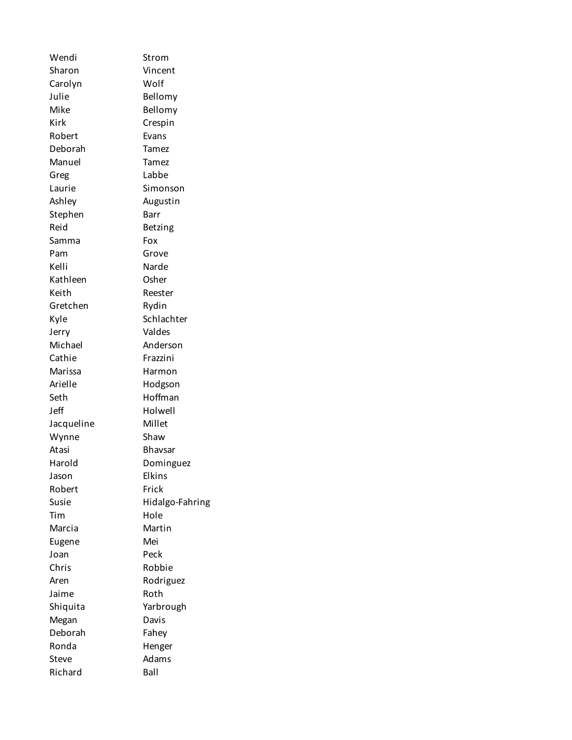| | |
|---|---|
| Wendi | Strom |
| Sharon | Vincent |
| Carolyn | Wolf |
| Julie | Bellomy |
| Mike | Bellomy |
| Kirk | Crespin |
| Robert | Evans |
| Deborah | Tamez |
| Manuel | Tamez |
| Greg | Labbe |
| Laurie | Simonson |
| Ashley | Augustin |
| Stephen | Barr |
| Reid | Betzing |
| Samma | Fox |
| Pam | Grove |
| Kelli | Narde |
| Kathleen | Osher |
| Keith | Reester |
| Gretchen | Rydin |
| Kyle | Schlachter |
| Jerry | Valdes |
| Michael | Anderson |
| Cathie | Frazzini |
| Marissa | Harmon |
| Arielle | Hodgson |
| Seth | Hoffman |
| Jeff | Holwell |
| Jacqueline | Millet |
| Wynne | Shaw |
| Atasi | Bhavsar |
| Harold | Dominguez |
| Jason | Elkins |
| Robert | Frick |
| Susie | Hidalgo-Fahring |
| Tim | Hole |
| Marcia | Martin |
| Eugene | Mei |
| Joan | Peck |
| Chris | Robbie |
| Aren | Rodriguez |
| Jaime | Roth |
| Shiquita | Yarbrough |
| Megan | Davis |
| Deborah | Fahey |
| Ronda | Henger |
| Steve | Adams |
| Richard | Ball |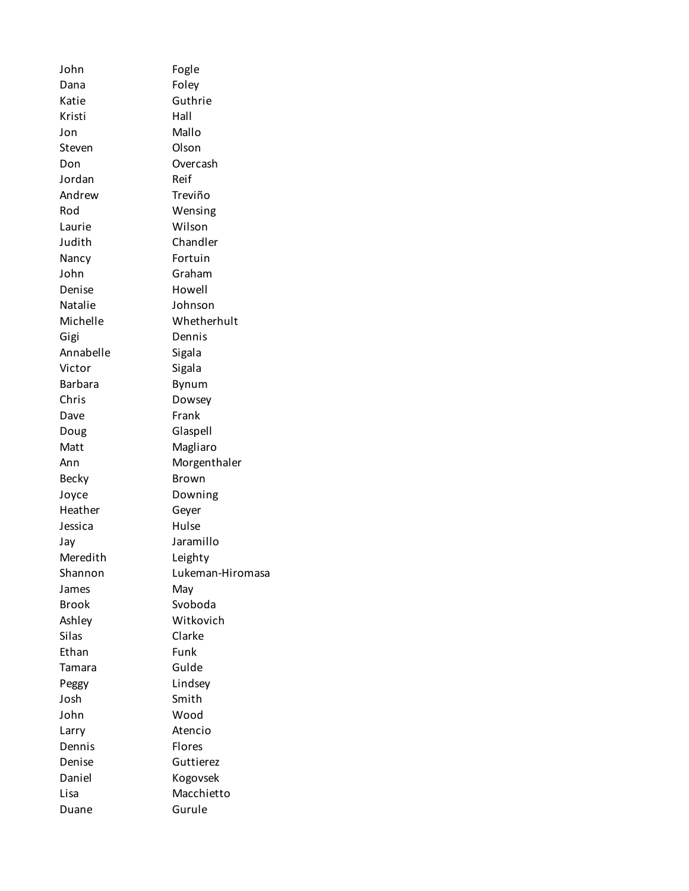| | |
|---|---|
| John | Fogle |
| Dana | Foley |
| Katie | Guthrie |
| Kristi | Hall |
| Jon | Mallo |
| Steven | Olson |
| Don | Overcash |
| Jordan | Reif |
| Andrew | Treviño |
| Rod | Wensing |
| Laurie | Wilson |
| Judith | Chandler |
| Nancy | Fortuin |
| John | Graham |
| Denise | Howell |
| Natalie | Johnson |
| Michelle | Whetherhult |
| Gigi | Dennis |
| Annabelle | Sigala |
| Victor | Sigala |
| Barbara | Bynum |
| Chris | Dowsey |
| Dave | Frank |
| Doug | Glaspell |
| Matt | Magliaro |
| Ann | Morgenthaler |
| Becky | Brown |
| Joyce | Downing |
| Heather | Geyer |
| Jessica | Hulse |
| Jay | Jaramillo |
| Meredith | Leighty |
| Shannon | Lukeman-Hiromasa |
| James | May |
| Brook | Svoboda |
| Ashley | Witkovich |
| Silas | Clarke |
| Ethan | Funk |
| Tamara | Gulde |
| Peggy | Lindsey |
| Josh | Smith |
| John | Wood |
| Larry | Atencio |
| Dennis | Flores |
| Denise | Guttierez |
| Daniel | Kogovsek |
| Lisa | Macchietto |
| Duane | Gurule |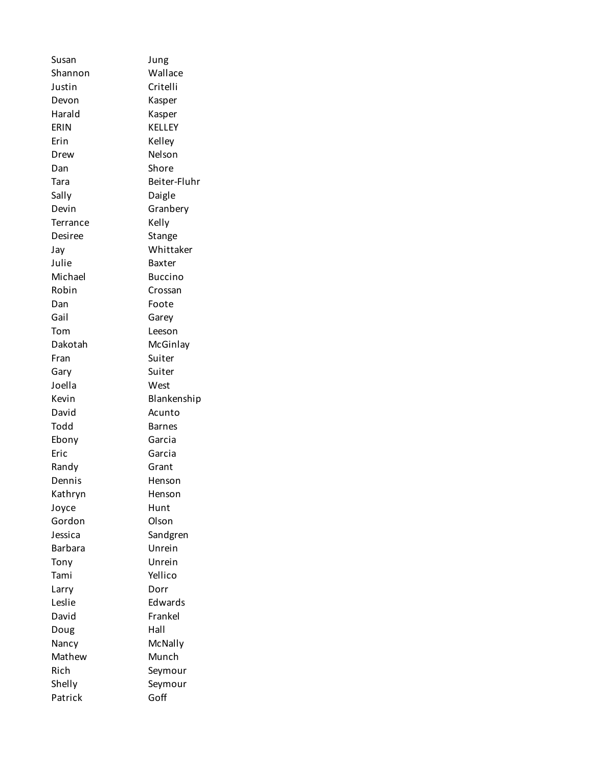| | |
|---|---|
| Susan | Jung |
| Shannon | Wallace |
| Justin | Critelli |
| Devon | Kasper |
| Harald | Kasper |
| ERIN | KELLEY |
| Erin | Kelley |
| Drew | Nelson |
| Dan | Shore |
| Tara | Beiter-Fluhr |
| Sally | Daigle |
| Devin | Granbery |
| Terrance | Kelly |
| Desiree | Stange |
| Jay | Whittaker |
| Julie | Baxter |
| Michael | Buccino |
| Robin | Crossan |
| Dan | Foote |
| Gail | Garey |
| Tom | Leeson |
| Dakotah | McGinlay |
| Fran | Suiter |
| Gary | Suiter |
| Joella | West |
| Kevin | Blankenship |
| David | Acunto |
| Todd | Barnes |
| Ebony | Garcia |
| Eric | Garcia |
| Randy | Grant |
| Dennis | Henson |
| Kathryn | Henson |
| Joyce | Hunt |
| Gordon | Olson |
| Jessica | Sandgren |
| Barbara | Unrein |
| Tony | Unrein |
| Tami | Yellico |
| Larry | Dorr |
| Leslie | Edwards |
| David | Frankel |
| Doug | Hall |
| Nancy | McNally |
| Mathew | Munch |
| Rich | Seymour |
| Shelly | Seymour |
| Patrick | Goff |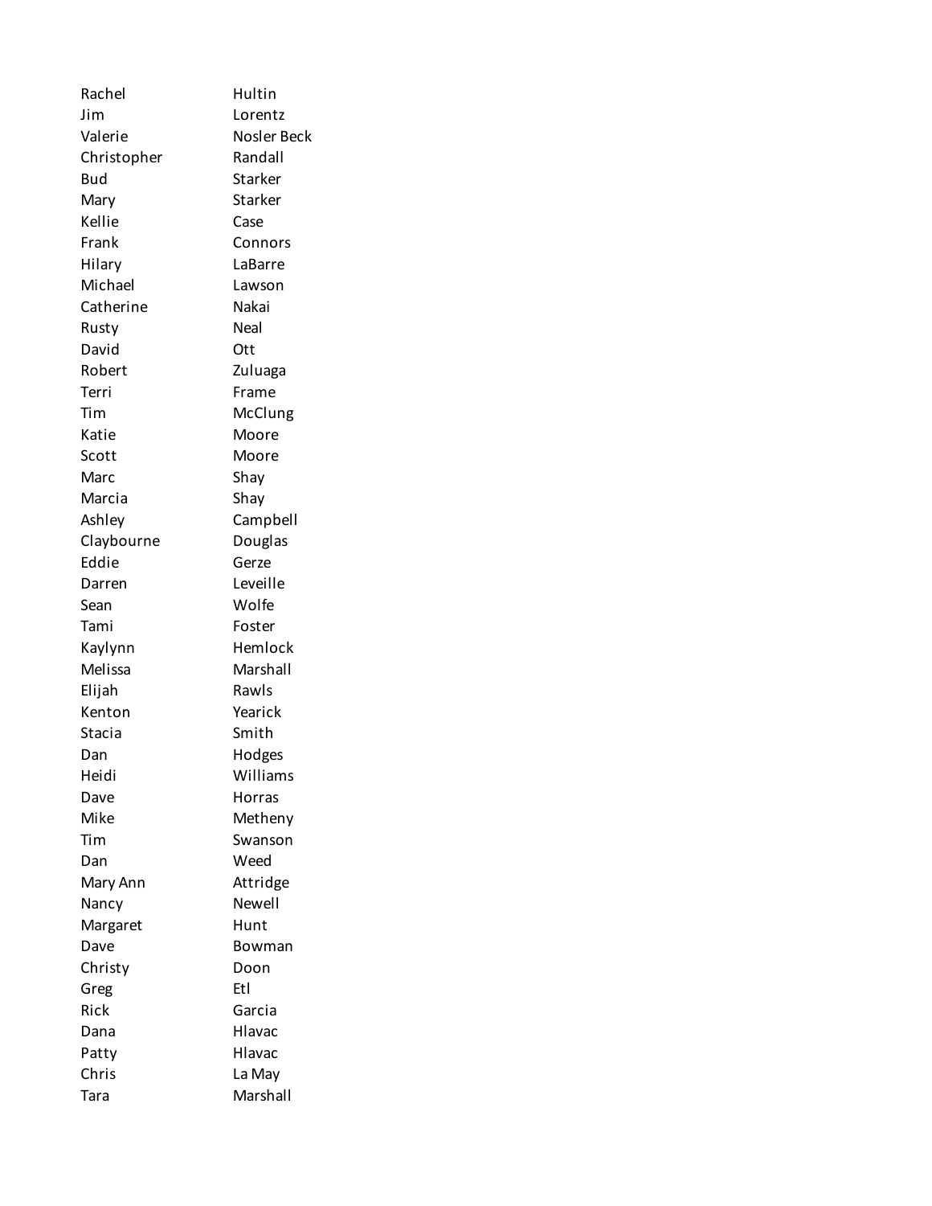| | |
|---|---|
| Rachel | Hultin |
| Jim | Lorentz |
| Valerie | Nosler Beck |
| Christopher | Randall |
| Bud | Starker |
| Mary | Starker |
| Kellie | Case |
| Frank | Connors |
| Hilary | LaBarre |
| Michael | Lawson |
| Catherine | Nakai |
| Rusty | Neal |
| David | Ott |
| Robert | Zuluaga |
| Terri | Frame |
| Tim | McClung |
| Katie | Moore |
| Scott | Moore |
| Marc | Shay |
| Marcia | Shay |
| Ashley | Campbell |
| Claybourne | Douglas |
| Eddie | Gerze |
| Darren | Leveille |
| Sean | Wolfe |
| Tami | Foster |
| Kaylynn | Hemlock |
| Melissa | Marshall |
| Elijah | Rawls |
| Kenton | Yearick |
| Stacia | Smith |
| Dan | Hodges |
| Heidi | Williams |
| Dave | Horras |
| Mike | Metheny |
| Tim | Swanson |
| Dan | Weed |
| Mary Ann | Attridge |
| Nancy | Newell |
| Margaret | Hunt |
| Dave | Bowman |
| Christy | Doon |
| Greg | Etl |
| Rick | Garcia |
| Dana | Hlavac |
| Patty | Hlavac |
| Chris | La May |
| Tara | Marshall |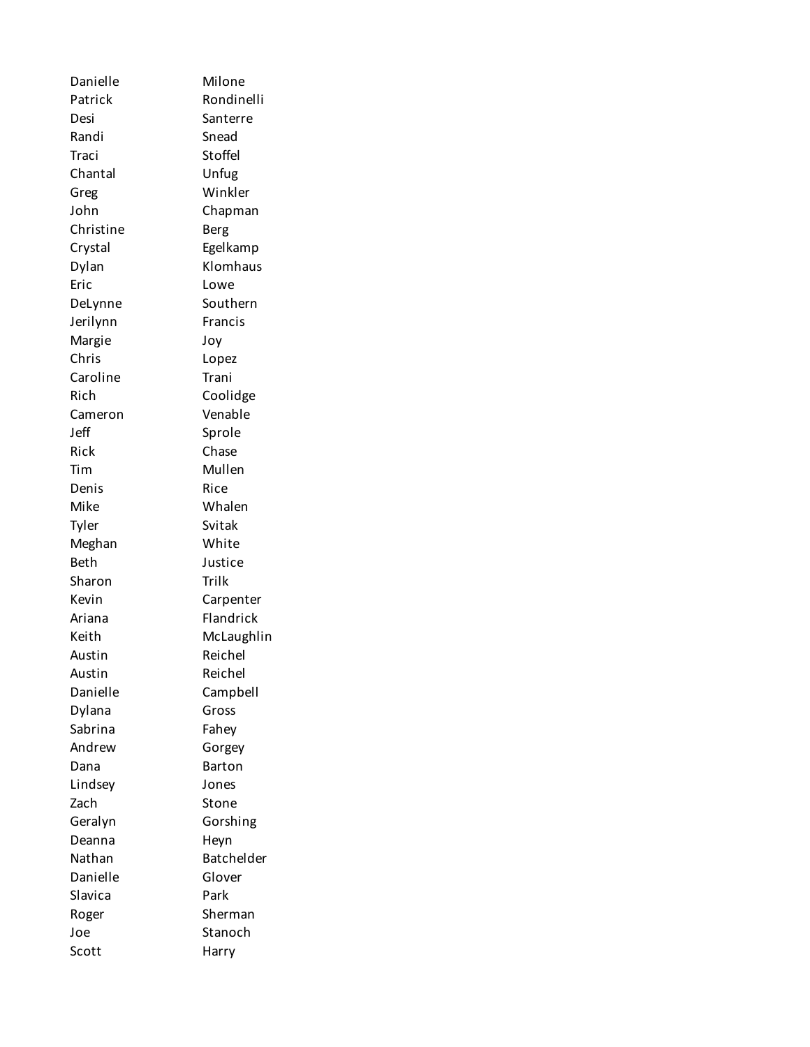| | |
|---|---|
| Danielle | Milone |
| Patrick | Rondinelli |
| Desi | Santerre |
| Randi | Snead |
| Traci | Stoffel |
| Chantal | Unfug |
| Greg | Winkler |
| John | Chapman |
| Christine | Berg |
| Crystal | Egelkamp |
| Dylan | Klomhaus |
| Eric | Lowe |
| DeLynne | Southern |
| Jerilynn | Francis |
| Margie | Joy |
| Chris | Lopez |
| Caroline | Trani |
| Rich | Coolidge |
| Cameron | Venable |
| Jeff | Sprole |
| Rick | Chase |
| Tim | Mullen |
| Denis | Rice |
| Mike | Whalen |
| Tyler | Svitak |
| Meghan | White |
| Beth | Justice |
| Sharon | Trilk |
| Kevin | Carpenter |
| Ariana | Flandrick |
| Keith | McLaughlin |
| Austin | Reichel |
| Austin | Reichel |
| Danielle | Campbell |
| Dylana | Gross |
| Sabrina | Fahey |
| Andrew | Gorgey |
| Dana | Barton |
| Lindsey | Jones |
| Zach | Stone |
| Geralyn | Gorshing |
| Deanna | Heyn |
| Nathan | Batchelder |
| Danielle | Glover |
| Slavica | Park |
| Roger | Sherman |
| Joe | Stanoch |
| Scott | Harry |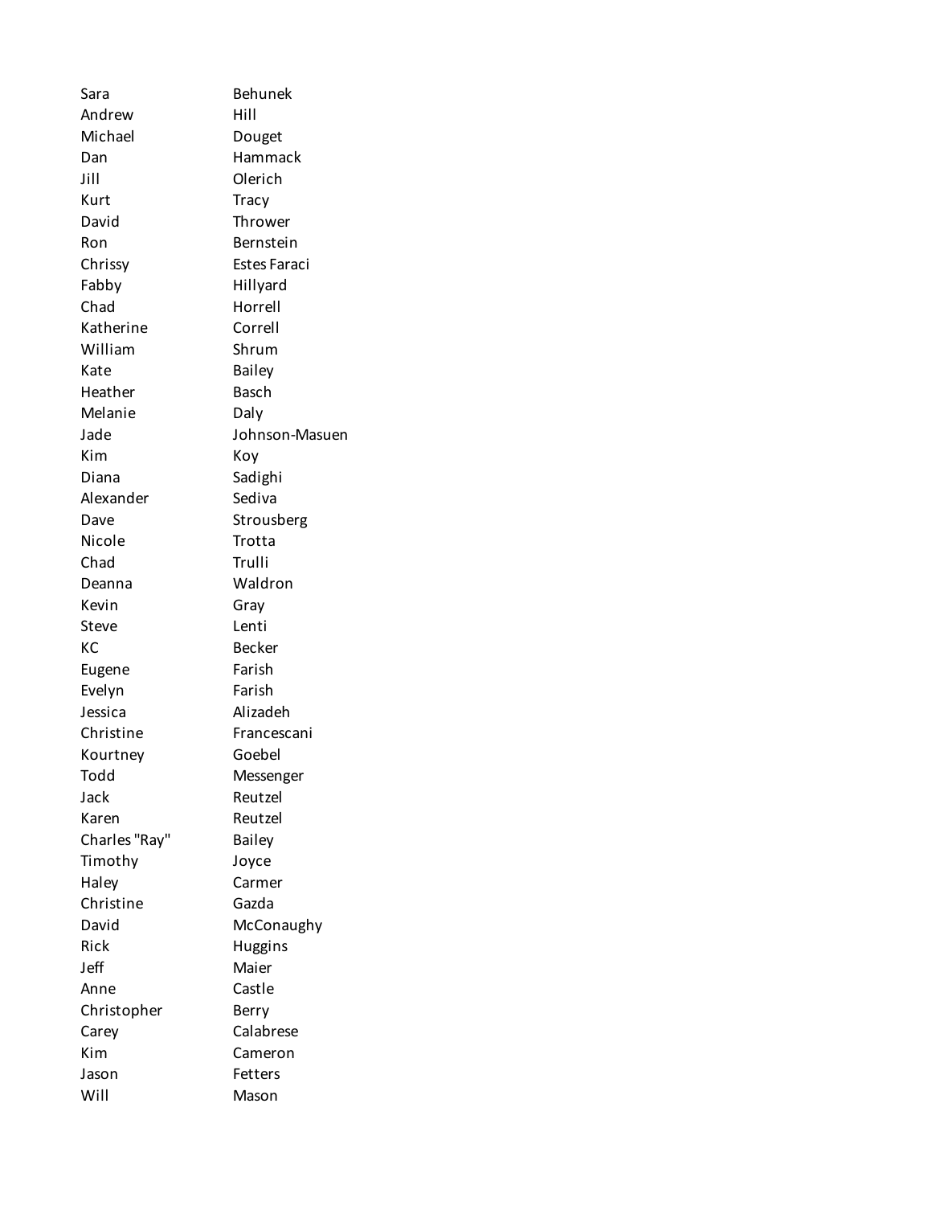| | |
|---|---|
| Sara | Behunek |
| Andrew | Hill |
| Michael | Douget |
| Dan | Hammack |
| Jill | Olerich |
| Kurt | Tracy |
| David | Thrower |
| Ron | Bernstein |
| Chrissy | Estes Faraci |
| Fabby | Hillyard |
| Chad | Horrell |
| Katherine | Correll |
| William | Shrum |
| Kate | Bailey |
| Heather | Basch |
| Melanie | Daly |
| Jade | Johnson-Masuen |
| Kim | Koy |
| Diana | Sadighi |
| Alexander | Sediva |
| Dave | Strousberg |
| Nicole | Trotta |
| Chad | Trulli |
| Deanna | Waldron |
| Kevin | Gray |
| Steve | Lenti |
| KC | Becker |
| Eugene | Farish |
| Evelyn | Farish |
| Jessica | Alizadeh |
| Christine | Francescani |
| Kourtney | Goebel |
| Todd | Messenger |
| Jack | Reutzel |
| Karen | Reutzel |
| Charles "Ray" | Bailey |
| Timothy | Joyce |
| Haley | Carmer |
| Christine | Gazda |
| David | McConaughy |
| Rick | Huggins |
| Jeff | Maier |
| Anne | Castle |
| Christopher | Berry |
| Carey | Calabrese |
| Kim | Cameron |
| Jason | Fetters |
| Will | Mason |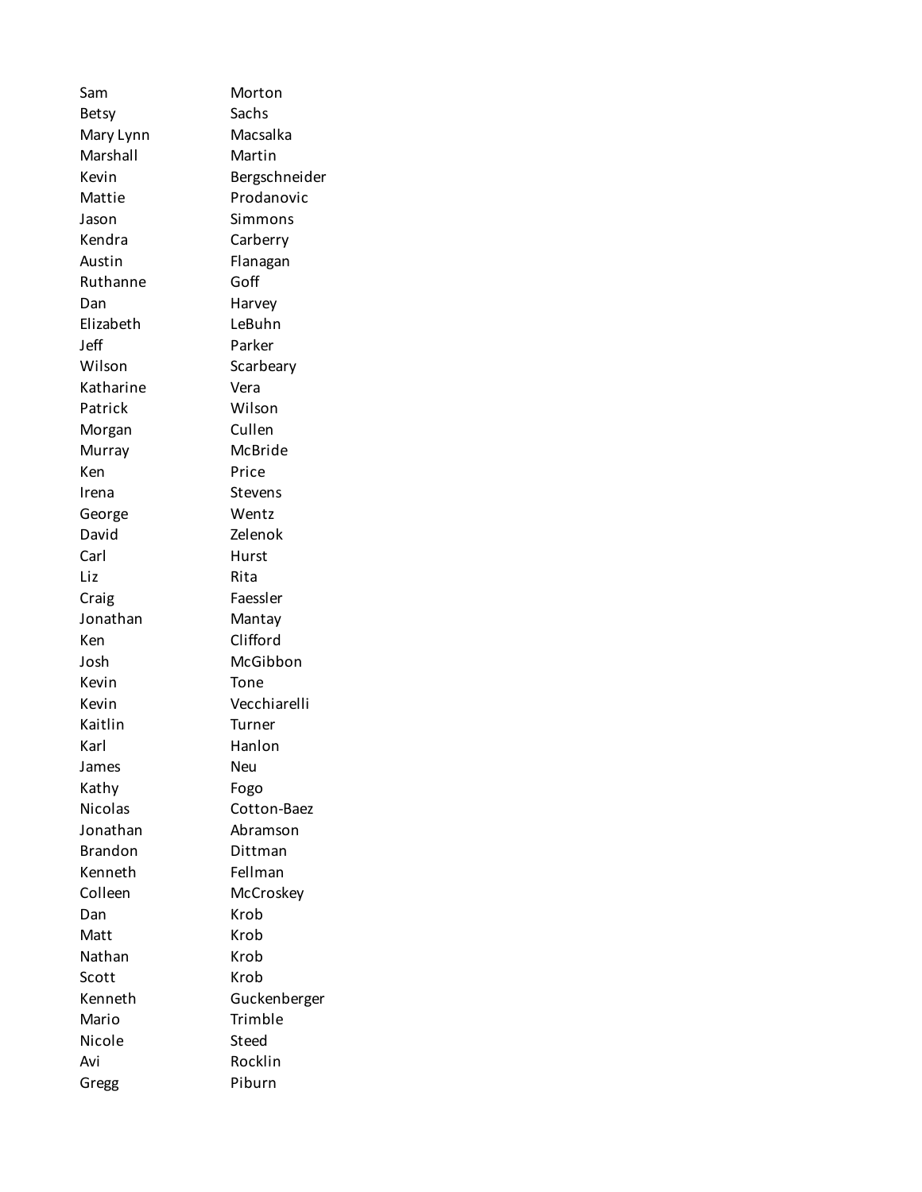| | |
|---|---|
| Sam | Morton |
| Betsy | Sachs |
| Mary Lynn | Macsalka |
| Marshall | Martin |
| Kevin | Bergschneider |
| Mattie | Prodanovic |
| Jason | Simmons |
| Kendra | Carberry |
| Austin | Flanagan |
| Ruthanne | Goff |
| Dan | Harvey |
| Elizabeth | LeBuhn |
| Jeff | Parker |
| Wilson | Scarbeary |
| Katharine | Vera |
| Patrick | Wilson |
| Morgan | Cullen |
| Murray | McBride |
| Ken | Price |
| Irena | Stevens |
| George | Wentz |
| David | Zelenok |
| Carl | Hurst |
| Liz | Rita |
| Craig | Faessler |
| Jonathan | Mantay |
| Ken | Clifford |
| Josh | McGibbon |
| Kevin | Tone |
| Kevin | Vecchiarelli |
| Kaitlin | Turner |
| Karl | Hanlon |
| James | Neu |
| Kathy | Fogo |
| Nicolas | Cotton-Baez |
| Jonathan | Abramson |
| Brandon | Dittman |
| Kenneth | Fellman |
| Colleen | McCroskey |
| Dan | Krob |
| Matt | Krob |
| Nathan | Krob |
| Scott | Krob |
| Kenneth | Guckenberger |
| Mario | Trimble |
| Nicole | Steed |
| Avi | Rocklin |
| Gregg | Piburn |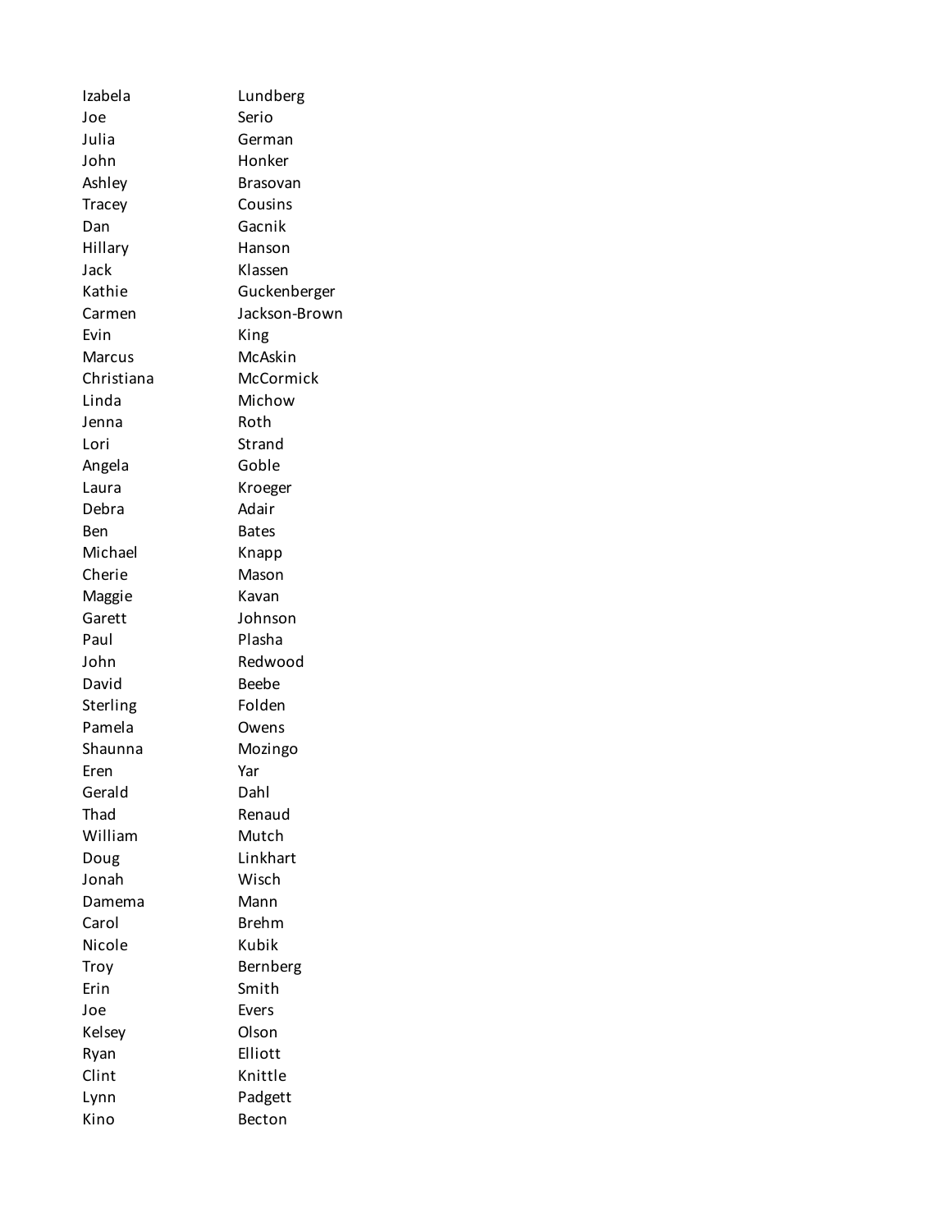| | |
|---|---|
| Izabela | Lundberg |
| Joe | Serio |
| Julia | German |
| John | Honker |
| Ashley | Brasovan |
| Tracey | Cousins |
| Dan | Gacnik |
| Hillary | Hanson |
| Jack | Klassen |
| Kathie | Guckenberger |
| Carmen | Jackson-Brown |
| Evin | King |
| Marcus | McAskin |
| Christiana | McCormick |
| Linda | Michow |
| Jenna | Roth |
| Lori | Strand |
| Angela | Goble |
| Laura | Kroeger |
| Debra | Adair |
| Ben | Bates |
| Michael | Knapp |
| Cherie | Mason |
| Maggie | Kavan |
| Garett | Johnson |
| Paul | Plasha |
| John | Redwood |
| David | Beebe |
| Sterling | Folden |
| Pamela | Owens |
| Shaunna | Mozingo |
| Eren | Yar |
| Gerald | Dahl |
| Thad | Renaud |
| William | Mutch |
| Doug | Linkhart |
| Jonah | Wisch |
| Damema | Mann |
| Carol | Brehm |
| Nicole | Kubik |
| Troy | Bernberg |
| Erin | Smith |
| Joe | Evers |
| Kelsey | Olson |
| Ryan | Elliott |
| Clint | Knittle |
| Lynn | Padgett |
| Kino | Becton |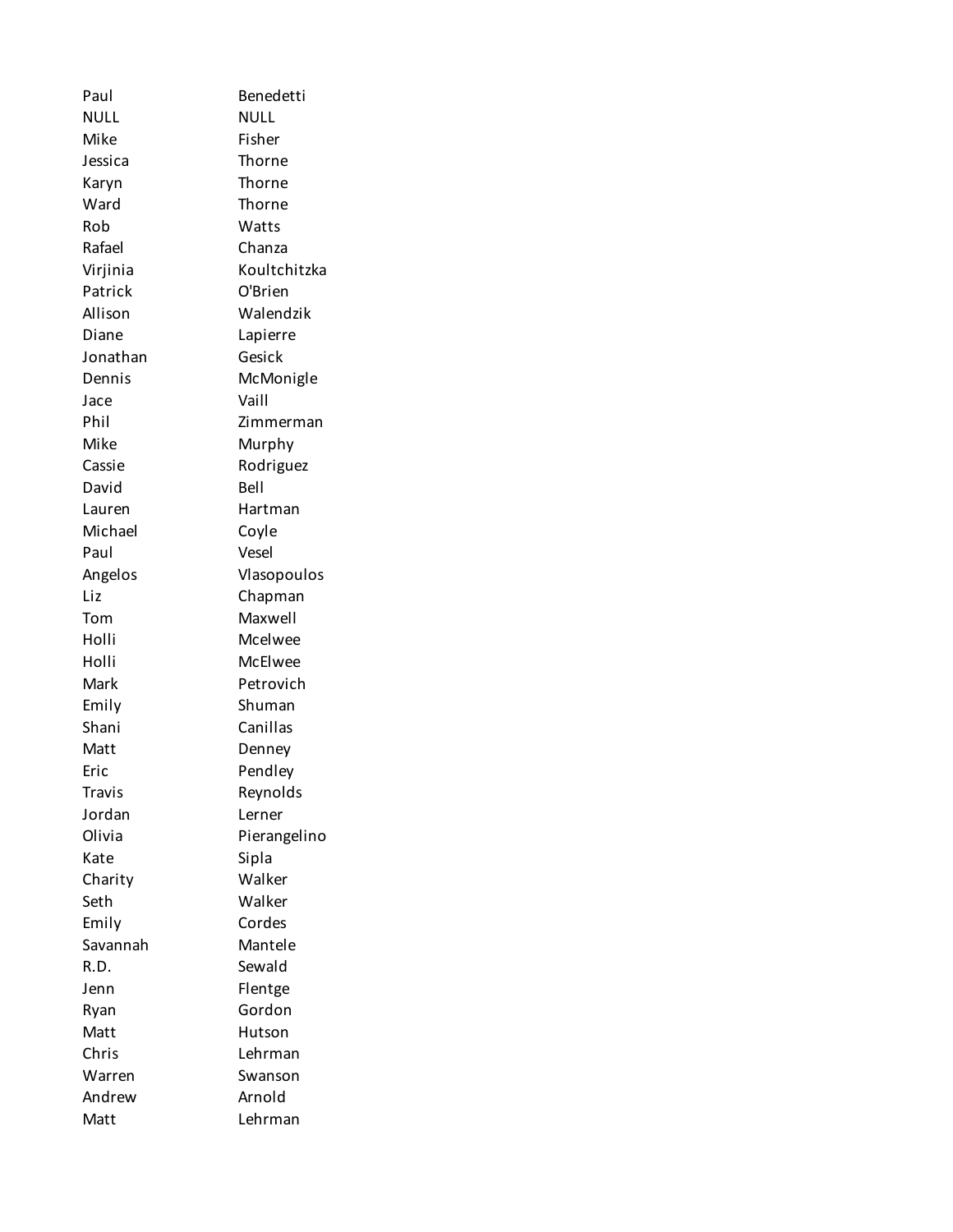| | |
|---|---|
| Paul | Benedetti |
| NULL | NULL |
| Mike | Fisher |
| Jessica | Thorne |
| Karyn | Thorne |
| Ward | Thorne |
| Rob | Watts |
| Rafael | Chanza |
| Virjinia | Koultchitzka |
| Patrick | O'Brien |
| Allison | Walendzik |
| Diane | Lapierre |
| Jonathan | Gesick |
| Dennis | McMonigle |
| Jace | Vaill |
| Phil | Zimmerman |
| Mike | Murphy |
| Cassie | Rodriguez |
| David | Bell |
| Lauren | Hartman |
| Michael | Coyle |
| Paul | Vesel |
| Angelos | Vlasopoulos |
| Liz | Chapman |
| Tom | Maxwell |
| Holli | Mcelwee |
| Holli | McElwee |
| Mark | Petrovich |
| Emily | Shuman |
| Shani | Canillas |
| Matt | Denney |
| Eric | Pendley |
| Travis | Reynolds |
| Jordan | Lerner |
| Olivia | Pierangelino |
| Kate | Sipla |
| Charity | Walker |
| Seth | Walker |
| Emily | Cordes |
| Savannah | Mantele |
| R.D. | Sewald |
| Jenn | Flentge |
| Ryan | Gordon |
| Matt | Hutson |
| Chris | Lehrman |
| Warren | Swanson |
| Andrew | Arnold |
| Matt | Lehrman |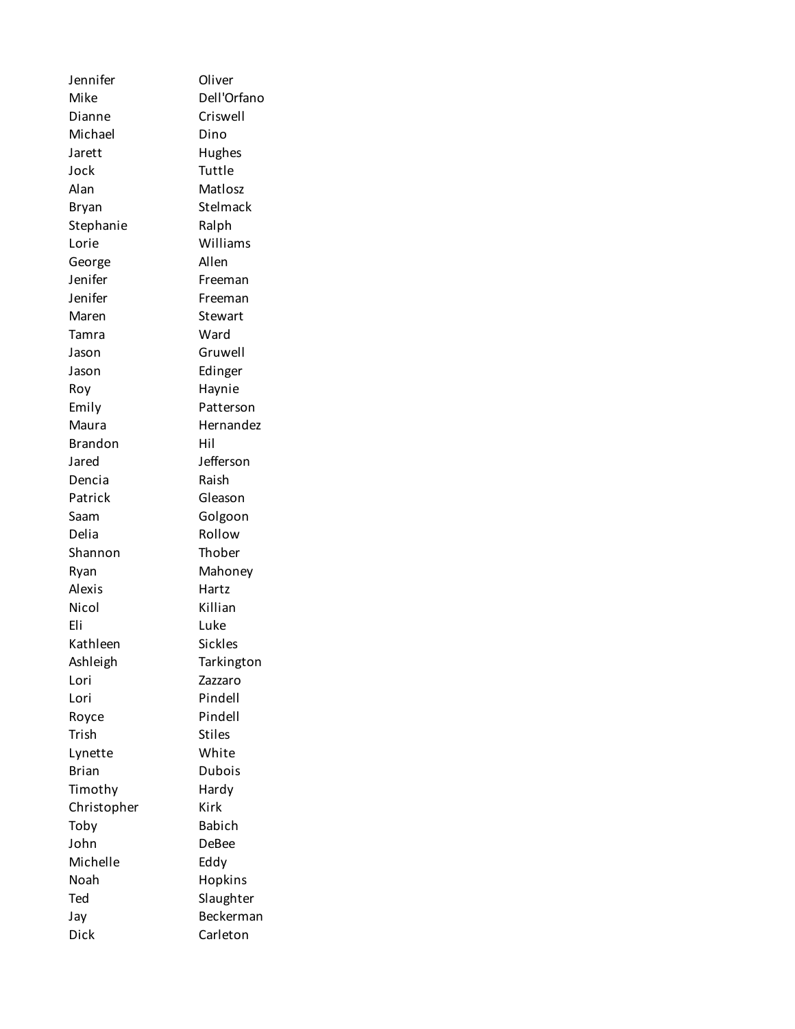| | |
|---|---|
| Jennifer | Oliver |
| Mike | Dell'Orfano |
| Dianne | Criswell |
| Michael | Dino |
| Jarett | Hughes |
| Jock | Tuttle |
| Alan | Matlosz |
| Bryan | Stelmack |
| Stephanie | Ralph |
| Lorie | Williams |
| George | Allen |
| Jenifer | Freeman |
| Jenifer | Freeman |
| Maren | Stewart |
| Tamra | Ward |
| Jason | Gruwell |
| Jason | Edinger |
| Roy | Haynie |
| Emily | Patterson |
| Maura | Hernandez |
| Brandon | Hil |
| Jared | Jefferson |
| Dencia | Raish |
| Patrick | Gleason |
| Saam | Golgoon |
| Delia | Rollow |
| Shannon | Thober |
| Ryan | Mahoney |
| Alexis | Hartz |
| Nicol | Killian |
| Eli | Luke |
| Kathleen | Sickles |
| Ashleigh | Tarkington |
| Lori | Zazzaro |
| Lori | Pindell |
| Royce | Pindell |
| Trish | Stiles |
| Lynette | White |
| Brian | Dubois |
| Timothy | Hardy |
| Christopher | Kirk |
| Toby | Babich |
| John | DeBee |
| Michelle | Eddy |
| Noah | Hopkins |
| Ted | Slaughter |
| Jay | Beckerman |
| Dick | Carleton |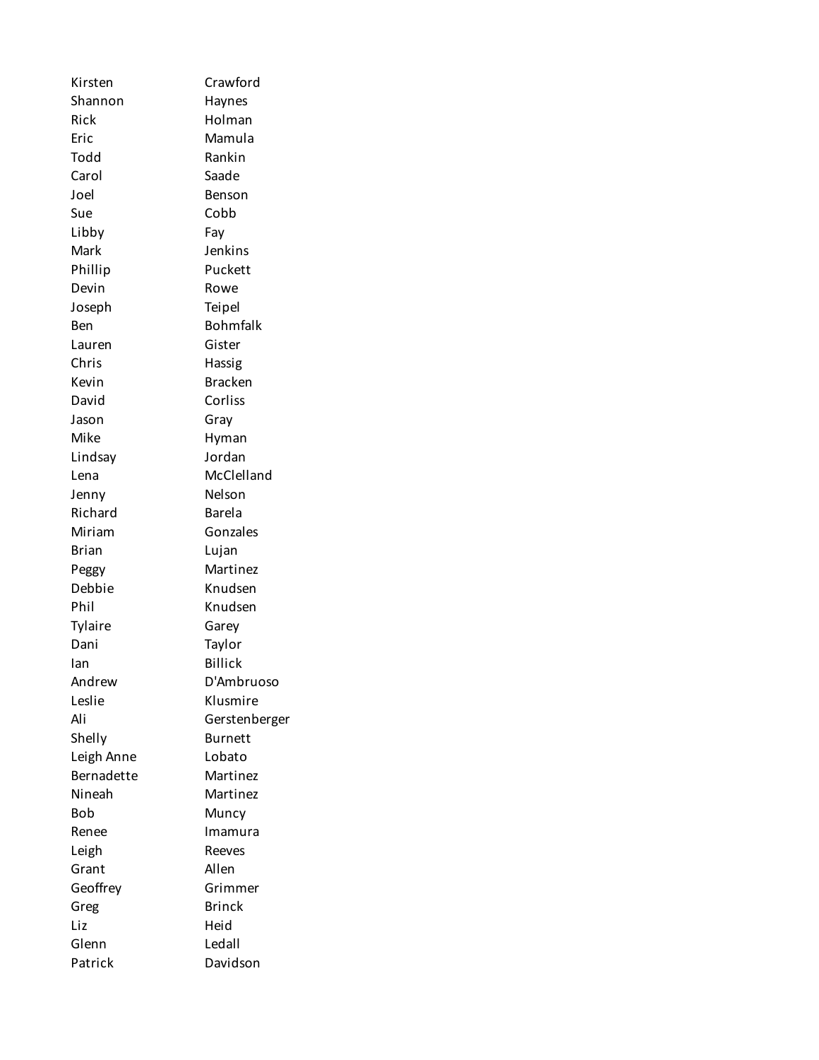| | |
|---|---|
| Kirsten | Crawford |
| Shannon | Haynes |
| Rick | Holman |
| Eric | Mamula |
| Todd | Rankin |
| Carol | Saade |
| Joel | Benson |
| Sue | Cobb |
| Libby | Fay |
| Mark | Jenkins |
| Phillip | Puckett |
| Devin | Rowe |
| Joseph | Teipel |
| Ben | Bohmfalk |
| Lauren | Gister |
| Chris | Hassig |
| Kevin | Bracken |
| David | Corliss |
| Jason | Gray |
| Mike | Hyman |
| Lindsay | Jordan |
| Lena | McClelland |
| Jenny | Nelson |
| Richard | Barela |
| Miriam | Gonzales |
| Brian | Lujan |
| Peggy | Martinez |
| Debbie | Knudsen |
| Phil | Knudsen |
| Tylaire | Garey |
| Dani | Taylor |
| Ian | Billick |
| Andrew | D'Ambruoso |
| Leslie | Klusmire |
| Ali | Gerstenberger |
| Shelly | Burnett |
| Leigh Anne | Lobato |
| Bernadette | Martinez |
| Nineah | Martinez |
| Bob | Muncy |
| Renee | Imamura |
| Leigh | Reeves |
| Grant | Allen |
| Geoffrey | Grimmer |
| Greg | Brinck |
| Liz | Heid |
| Glenn | Ledall |
| Patrick | Davidson |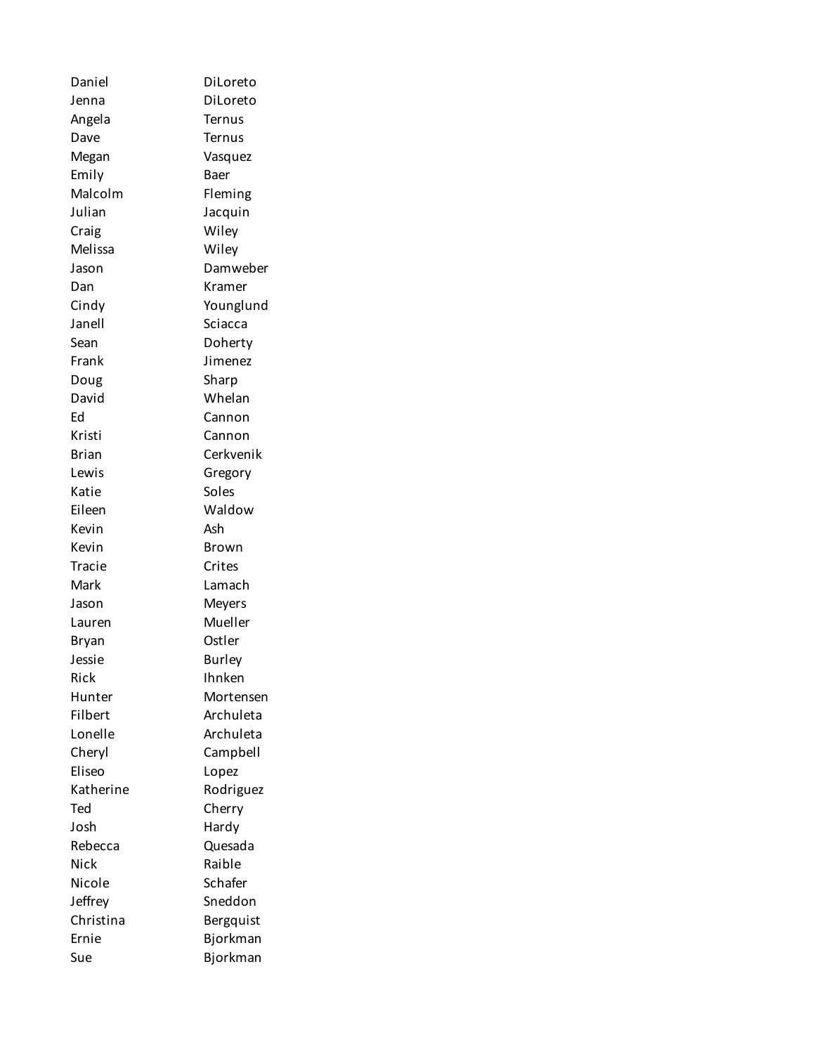| | |
|---|---|
| Daniel | DiLoreto |
| Jenna | DiLoreto |
| Angela | Ternus |
| Dave | Ternus |
| Megan | Vasquez |
| Emily | Baer |
| Malcolm | Fleming |
| Julian | Jacquin |
| Craig | Wiley |
| Melissa | Wiley |
| Jason | Damweber |
| Dan | Kramer |
| Cindy | Younglund |
| Janell | Sciacca |
| Sean | Doherty |
| Frank | Jimenez |
| Doug | Sharp |
| David | Whelan |
| Ed | Cannon |
| Kristi | Cannon |
| Brian | Cerkvenik |
| Lewis | Gregory |
| Katie | Soles |
| Eileen | Waldow |
| Kevin | Ash |
| Kevin | Brown |
| Tracie | Crites |
| Mark | Lamach |
| Jason | Meyers |
| Lauren | Mueller |
| Bryan | Ostler |
| Jessie | Burley |
| Rick | Ihnken |
| Hunter | Mortensen |
| Filbert | Archuleta |
| Lonelle | Archuleta |
| Cheryl | Campbell |
| Eliseo | Lopez |
| Katherine | Rodriguez |
| Ted | Cherry |
| Josh | Hardy |
| Rebecca | Quesada |
| Nick | Raible |
| Nicole | Schafer |
| Jeffrey | Sneddon |
| Christina | Bergquist |
| Ernie | Bjorkman |
| Sue | Bjorkman |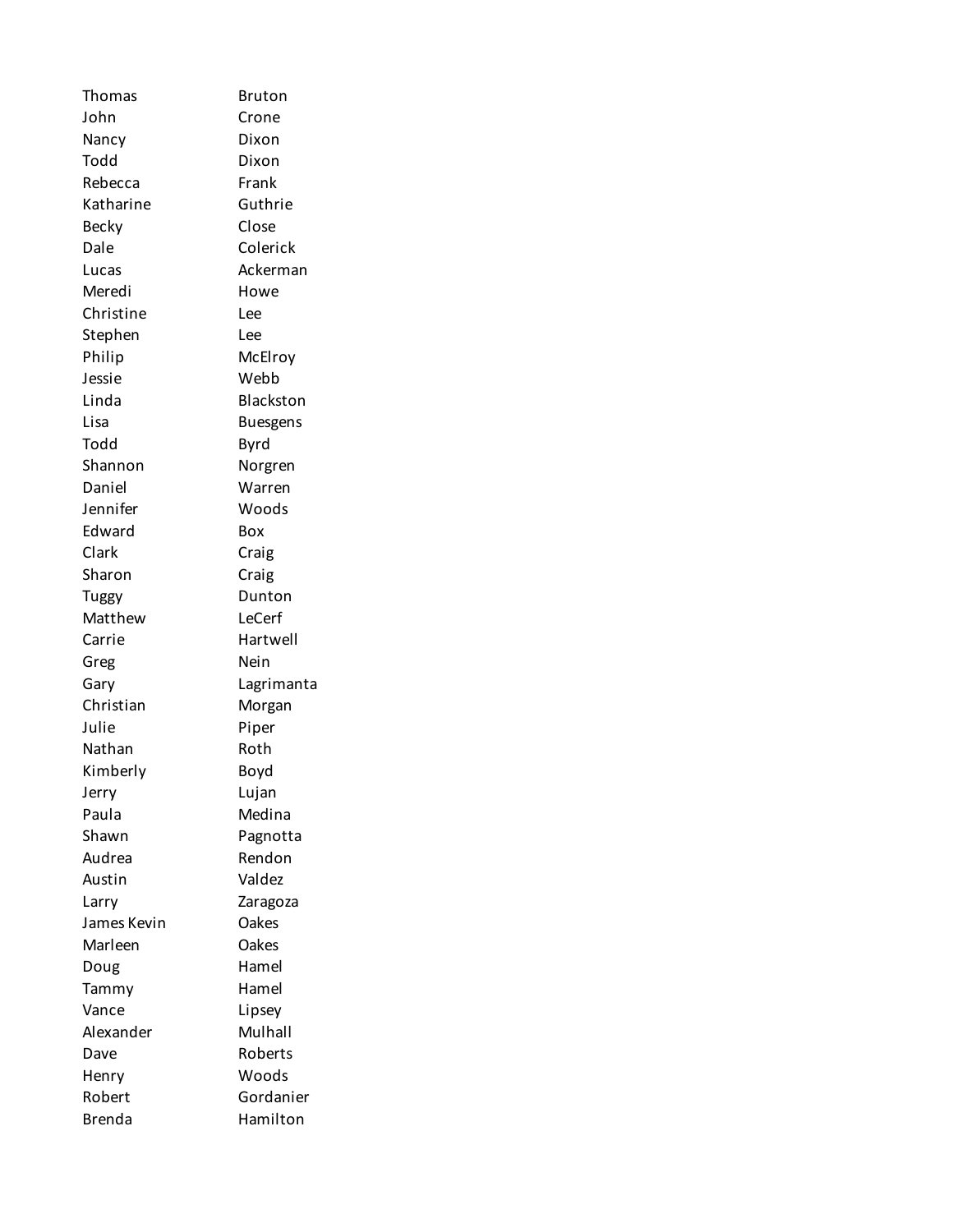| | |
|---|---|
| Thomas | Bruton |
| John | Crone |
| Nancy | Dixon |
| Todd | Dixon |
| Rebecca | Frank |
| Katharine | Guthrie |
| Becky | Close |
| Dale | Colerick |
| Lucas | Ackerman |
| Meredi | Howe |
| Christine | Lee |
| Stephen | Lee |
| Philip | McElroy |
| Jessie | Webb |
| Linda | Blackston |
| Lisa | Buesgens |
| Todd | Byrd |
| Shannon | Norgren |
| Daniel | Warren |
| Jennifer | Woods |
| Edward | Box |
| Clark | Craig |
| Sharon | Craig |
| Tuggy | Dunton |
| Matthew | LeCerf |
| Carrie | Hartwell |
| Greg | Nein |
| Gary | Lagrimanta |
| Christian | Morgan |
| Julie | Piper |
| Nathan | Roth |
| Kimberly | Boyd |
| Jerry | Lujan |
| Paula | Medina |
| Shawn | Pagnotta |
| Audrea | Rendon |
| Austin | Valdez |
| Larry | Zaragoza |
| James Kevin | Oakes |
| Marleen | Oakes |
| Doug | Hamel |
| Tammy | Hamel |
| Vance | Lipsey |
| Alexander | Mulhall |
| Dave | Roberts |
| Henry | Woods |
| Robert | Gordanier |
| Brenda | Hamilton |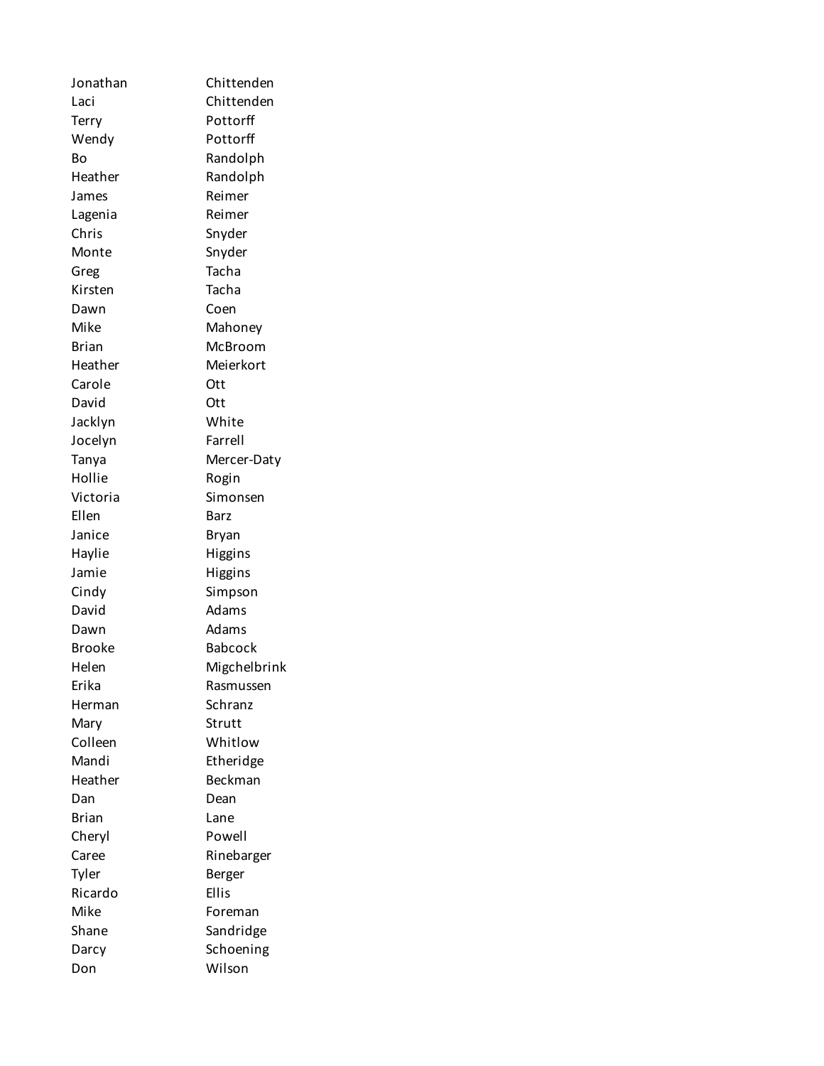| | |
|---|---|
| Jonathan | Chittenden |
| Laci | Chittenden |
| Terry | Pottorff |
| Wendy | Pottorff |
| Bo | Randolph |
| Heather | Randolph |
| James | Reimer |
| Lagenia | Reimer |
| Chris | Snyder |
| Monte | Snyder |
| Greg | Tacha |
| Kirsten | Tacha |
| Dawn | Coen |
| Mike | Mahoney |
| Brian | McBroom |
| Heather | Meierkort |
| Carole | Ott |
| David | Ott |
| Jacklyn | White |
| Jocelyn | Farrell |
| Tanya | Mercer-Daty |
| Hollie | Rogin |
| Victoria | Simonsen |
| Ellen | Barz |
| Janice | Bryan |
| Haylie | Higgins |
| Jamie | Higgins |
| Cindy | Simpson |
| David | Adams |
| Dawn | Adams |
| Brooke | Babcock |
| Helen | Migchelbrink |
| Erika | Rasmussen |
| Herman | Schranz |
| Mary | Strutt |
| Colleen | Whitlow |
| Mandi | Etheridge |
| Heather | Beckman |
| Dan | Dean |
| Brian | Lane |
| Cheryl | Powell |
| Caree | Rinebarger |
| Tyler | Berger |
| Ricardo | Ellis |
| Mike | Foreman |
| Shane | Sandridge |
| Darcy | Schoening |
| Don | Wilson |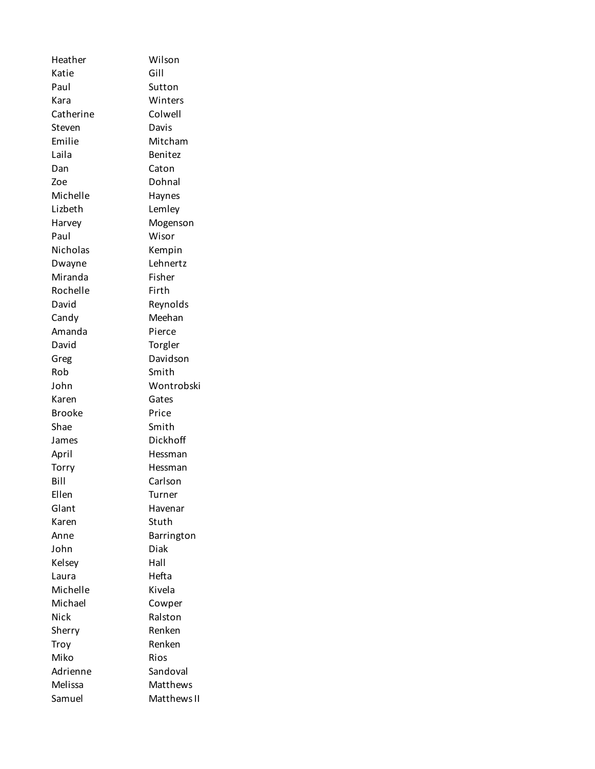| | |
|---|---|
| Heather | Wilson |
| Katie | Gill |
| Paul | Sutton |
| Kara | Winters |
| Catherine | Colwell |
| Steven | Davis |
| Emilie | Mitcham |
| Laila | Benitez |
| Dan | Caton |
| Zoe | Dohnal |
| Michelle | Haynes |
| Lizbeth | Lemley |
| Harvey | Mogenson |
| Paul | Wisor |
| Nicholas | Kempin |
| Dwayne | Lehnertz |
| Miranda | Fisher |
| Rochelle | Firth |
| David | Reynolds |
| Candy | Meehan |
| Amanda | Pierce |
| David | Torgler |
| Greg | Davidson |
| Rob | Smith |
| John | Wontrobski |
| Karen | Gates |
| Brooke | Price |
| Shae | Smith |
| James | Dickhoff |
| April | Hessman |
| Torry | Hessman |
| Bill | Carlson |
| Ellen | Turner |
| Glant | Havenar |
| Karen | Stuth |
| Anne | Barrington |
| John | Diak |
| Kelsey | Hall |
| Laura | Hefta |
| Michelle | Kivela |
| Michael | Cowper |
| Nick | Ralston |
| Sherry | Renken |
| Troy | Renken |
| Miko | Rios |
| Adrienne | Sandoval |
| Melissa | Matthews |
| Samuel | Matthews II |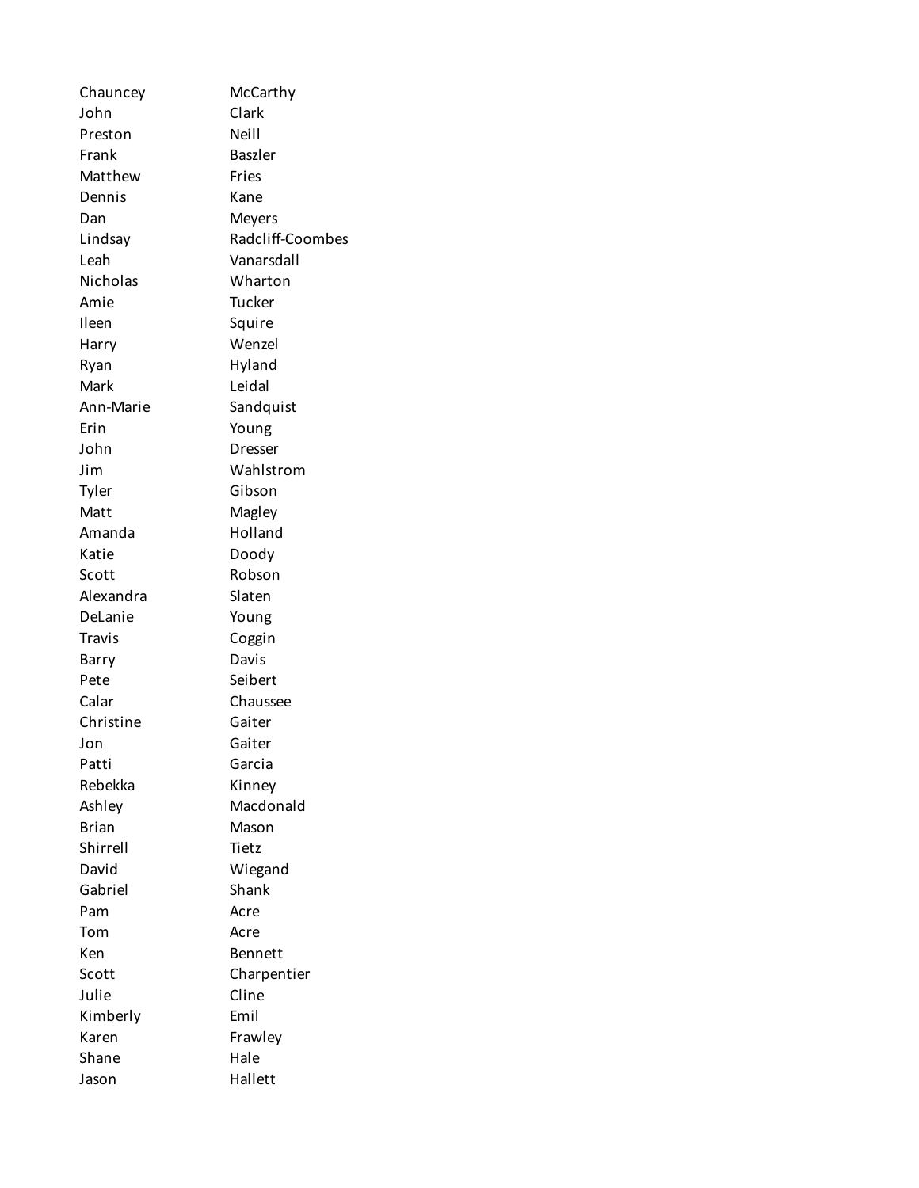| | |
|---|---|
| Chauncey | McCarthy |
| John | Clark |
| Preston | Neill |
| Frank | Baszler |
| Matthew | Fries |
| Dennis | Kane |
| Dan | Meyers |
| Lindsay | Radcliff-Coombes |
| Leah | Vanarsdall |
| Nicholas | Wharton |
| Amie | Tucker |
| Ileen | Squire |
| Harry | Wenzel |
| Ryan | Hyland |
| Mark | Leidal |
| Ann-Marie | Sandquist |
| Erin | Young |
| John | Dresser |
| Jim | Wahlstrom |
| Tyler | Gibson |
| Matt | Magley |
| Amanda | Holland |
| Katie | Doody |
| Scott | Robson |
| Alexandra | Slaten |
| DeLanie | Young |
| Travis | Coggin |
| Barry | Davis |
| Pete | Seibert |
| Calar | Chaussee |
| Christine | Gaiter |
| Jon | Gaiter |
| Patti | Garcia |
| Rebekka | Kinney |
| Ashley | Macdonald |
| Brian | Mason |
| Shirrell | Tietz |
| David | Wiegand |
| Gabriel | Shank |
| Pam | Acre |
| Tom | Acre |
| Ken | Bennett |
| Scott | Charpentier |
| Julie | Cline |
| Kimberly | Emil |
| Karen | Frawley |
| Shane | Hale |
| Jason | Hallett |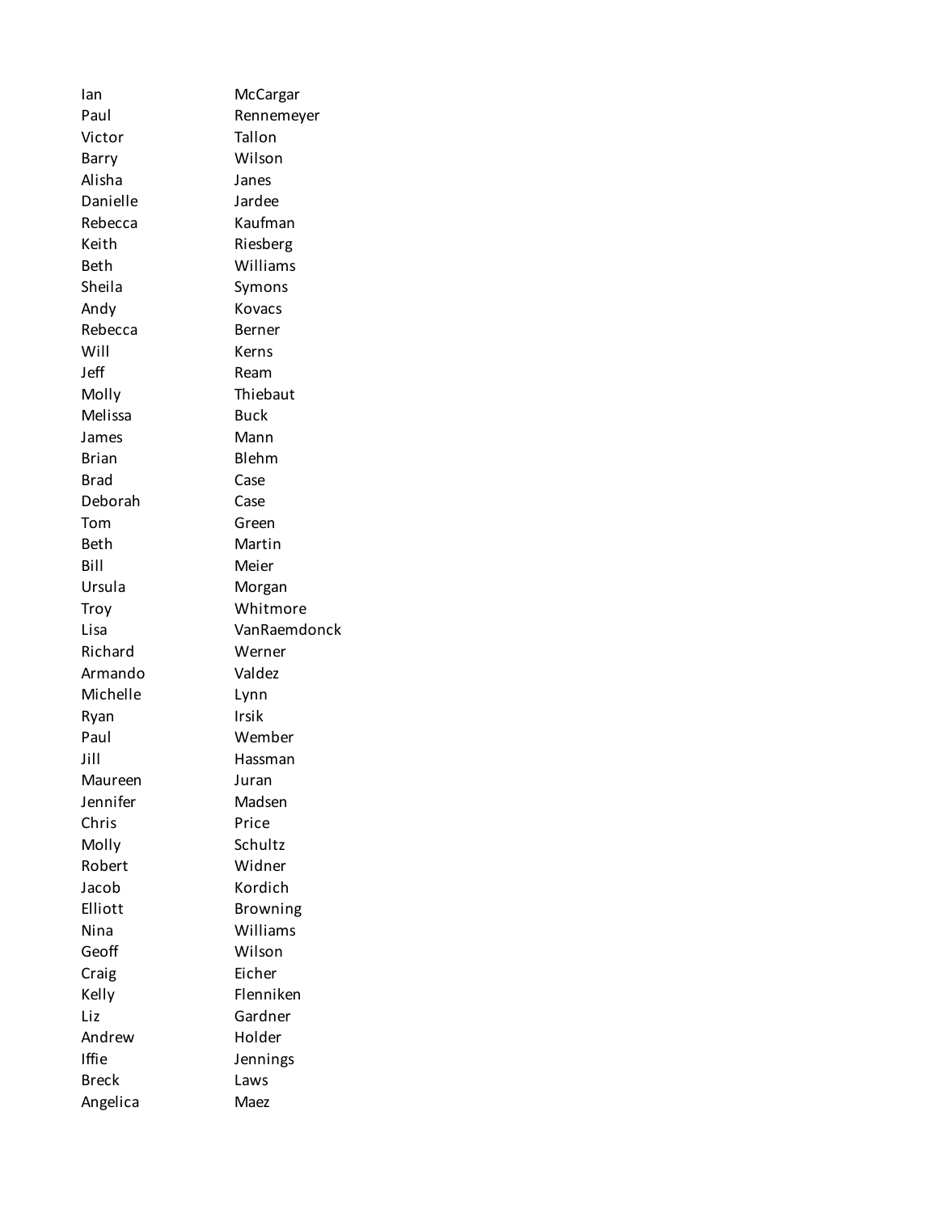| | |
|---|---|
| Ian | McCargar |
| Paul | Rennemeyer |
| Victor | Tallon |
| Barry | Wilson |
| Alisha | Janes |
| Danielle | Jardee |
| Rebecca | Kaufman |
| Keith | Riesberg |
| Beth | Williams |
| Sheila | Symons |
| Andy | Kovacs |
| Rebecca | Berner |
| Will | Kerns |
| Jeff | Ream |
| Molly | Thiebaut |
| Melissa | Buck |
| James | Mann |
| Brian | Blehm |
| Brad | Case |
| Deborah | Case |
| Tom | Green |
| Beth | Martin |
| Bill | Meier |
| Ursula | Morgan |
| Troy | Whitmore |
| Lisa | VanRaemdonck |
| Richard | Werner |
| Armando | Valdez |
| Michelle | Lynn |
| Ryan | Irsik |
| Paul | Wember |
| Jill | Hassman |
| Maureen | Juran |
| Jennifer | Madsen |
| Chris | Price |
| Molly | Schultz |
| Robert | Widner |
| Jacob | Kordich |
| Elliott | Browning |
| Nina | Williams |
| Geoff | Wilson |
| Craig | Eicher |
| Kelly | Flenniken |
| Liz | Gardner |
| Andrew | Holder |
| Iffie | Jennings |
| Breck | Laws |
| Angelica | Maez |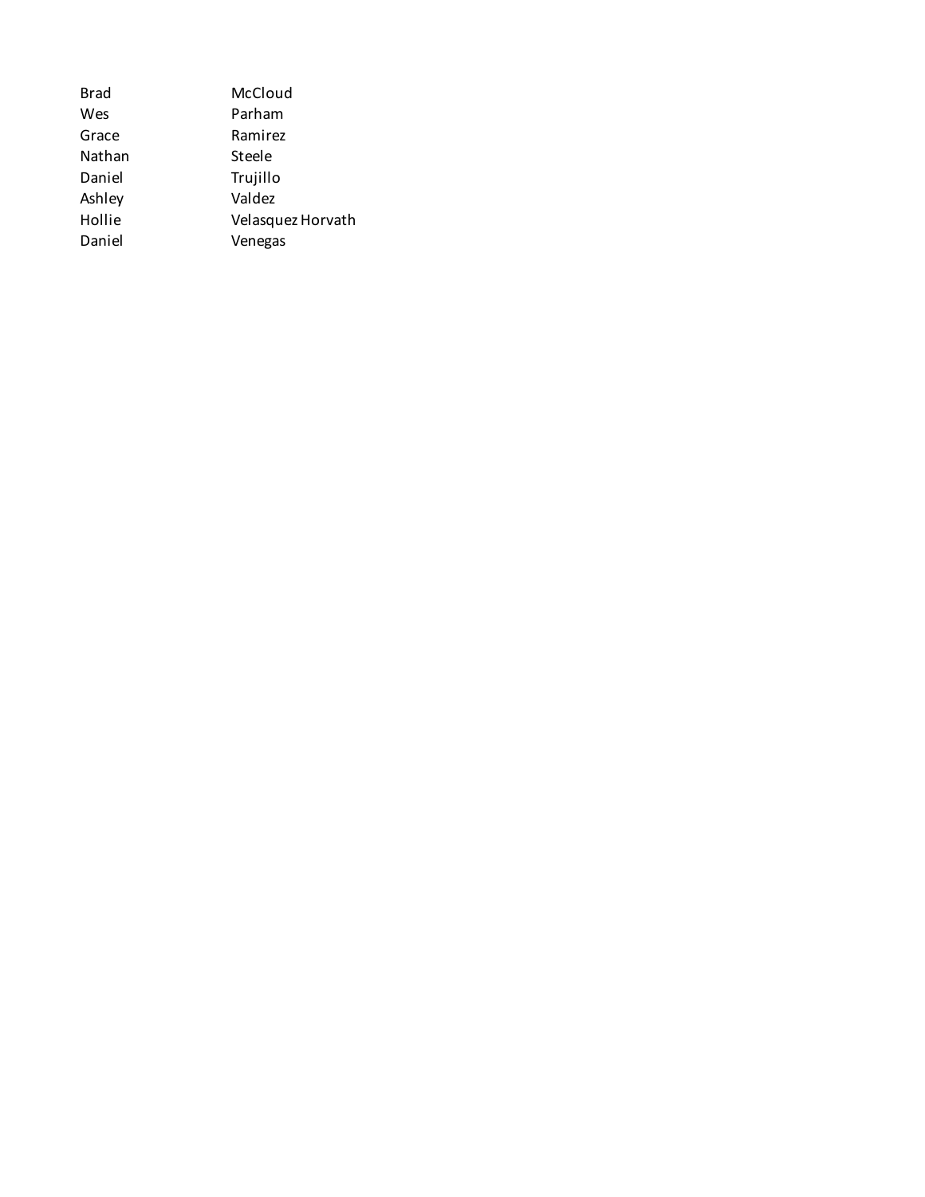| | |
|---|---|
| Brad | McCloud |
| Wes | Parham |
| Grace | Ramirez |
| Nathan | Steele |
| Daniel | Trujillo |
| Ashley | Valdez |
| Hollie | Velasquez Horvath |
| Daniel | Venegas |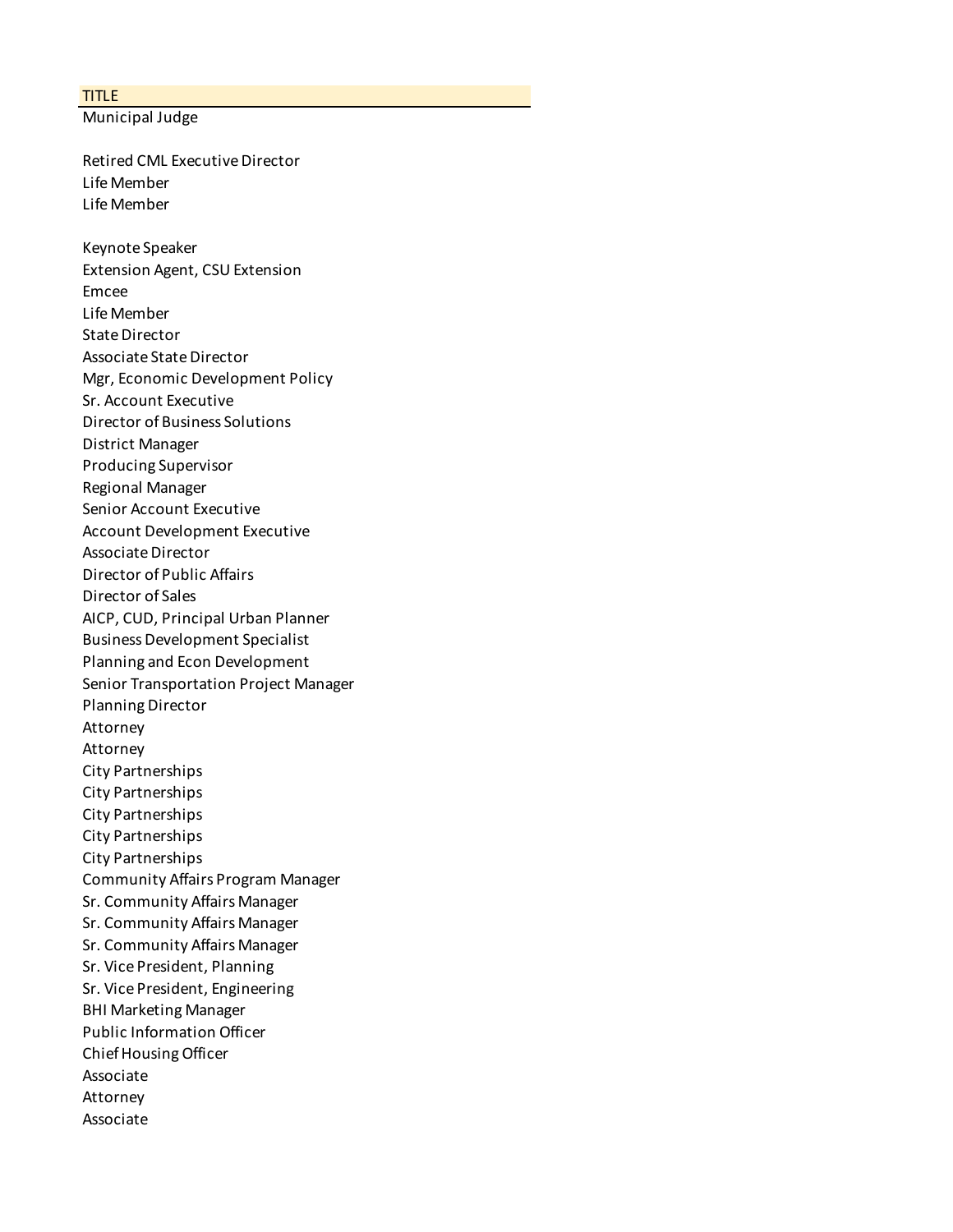| TITLE |
| --- |
| Municipal Judge |
| |
| Retired CML Executive Director |
| Life Member |
| Life Member |
| |
| Keynote Speaker |
| Extension Agent, CSU Extension |
| Emcee |
| Life Member |
| State Director |
| Associate State Director |
| Mgr, Economic Development Policy |
| Sr. Account Executive |
| Director of Business Solutions |
| District Manager |
| Producing Supervisor |
| Regional Manager |
| Senior Account Executive |
| Account Development Executive |
| Associate Director |
| Director of Public Affairs |
| Director of Sales |
| AICP, CUD, Principal Urban Planner |
| Business Development Specialist |
| Planning and Econ Development |
| Senior Transportation Project Manager |
| Planning Director |
| Attorney |
| Attorney |
| City Partnerships |
| City Partnerships |
| City Partnerships |
| City Partnerships |
| City Partnerships |
| Community Affairs Program Manager |
| Sr. Community Affairs Manager |
| Sr. Community Affairs Manager |
| Sr. Community Affairs Manager |
| Sr. Vice President, Planning |
| Sr. Vice President, Engineering |
| BHI Marketing Manager |
| Public Information Officer |
| Chief Housing Officer |
| Associate |
| Attorney |
| Associate |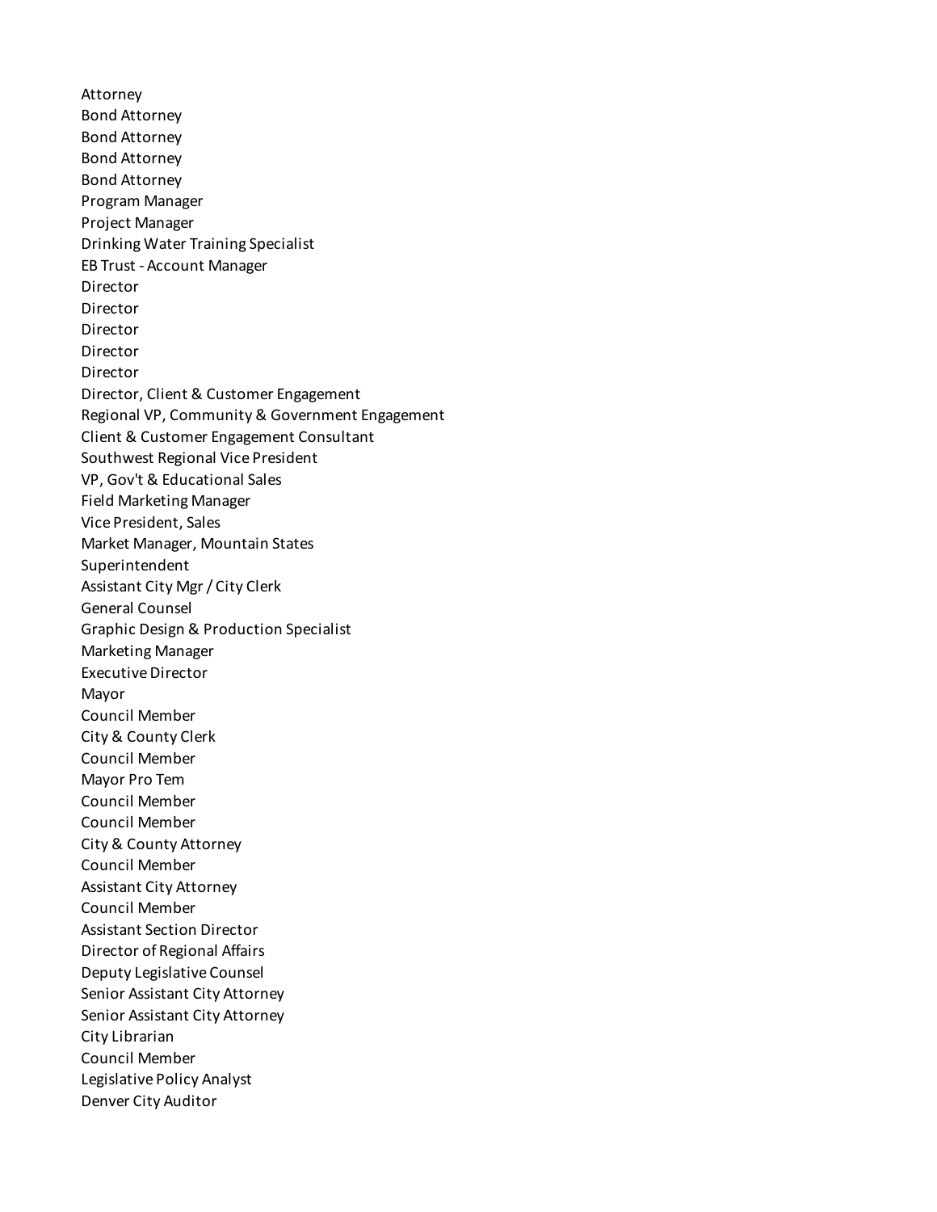Attorney
Bond Attorney
Bond Attorney
Bond Attorney
Bond Attorney
Program Manager
Project Manager
Drinking Water Training Specialist
EB Trust - Account Manager
Director
Director
Director
Director
Director
Director, Client & Customer Engagement
Regional VP, Community & Government Engagement
Client & Customer Engagement Consultant
Southwest Regional Vice President
VP, Gov't & Educational Sales
Field Marketing Manager
Vice President, Sales
Market Manager, Mountain States
Superintendent
Assistant City Mgr / City Clerk
General Counsel
Graphic Design & Production Specialist
Marketing Manager
Executive Director
Mayor
Council Member
City & County Clerk
Council Member
Mayor Pro Tem
Council Member
Council Member
City & County Attorney
Council Member
Assistant City Attorney
Council Member
Assistant Section Director
Director of Regional Affairs
Deputy Legislative Counsel
Senior Assistant City Attorney
Senior Assistant City Attorney
City Librarian
Council Member
Legislative Policy Analyst
Denver City Auditor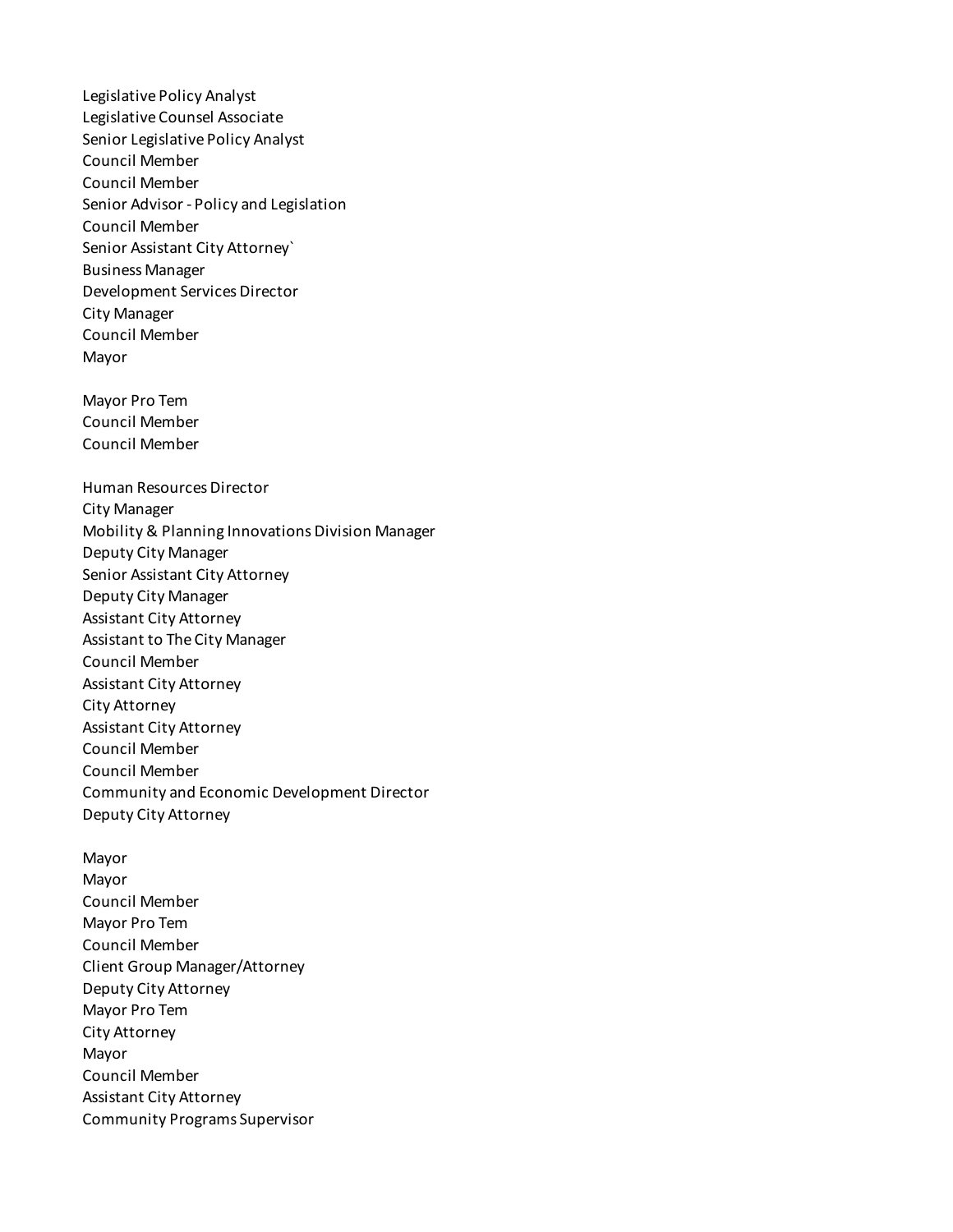Legislative Policy Analyst
Legislative Counsel Associate
Senior Legislative Policy Analyst
Council Member
Council Member
Senior Advisor - Policy and Legislation
Council Member
Senior Assistant City Attorney`
Business Manager
Development Services Director
City Manager
Council Member
Mayor

Mayor Pro Tem
Council Member
Council Member

Human Resources Director
City Manager
Mobility & Planning Innovations Division Manager
Deputy City Manager
Senior Assistant City Attorney
Deputy City Manager
Assistant City Attorney
Assistant to The City Manager
Council Member
Assistant City Attorney
City Attorney
Assistant City Attorney
Council Member
Council Member
Community and Economic Development Director
Deputy City Attorney

Mayor
Mayor
Council Member
Mayor Pro Tem
Council Member
Client Group Manager/Attorney
Deputy City Attorney
Mayor Pro Tem
City Attorney
Mayor
Council Member
Assistant City Attorney
Community Programs Supervisor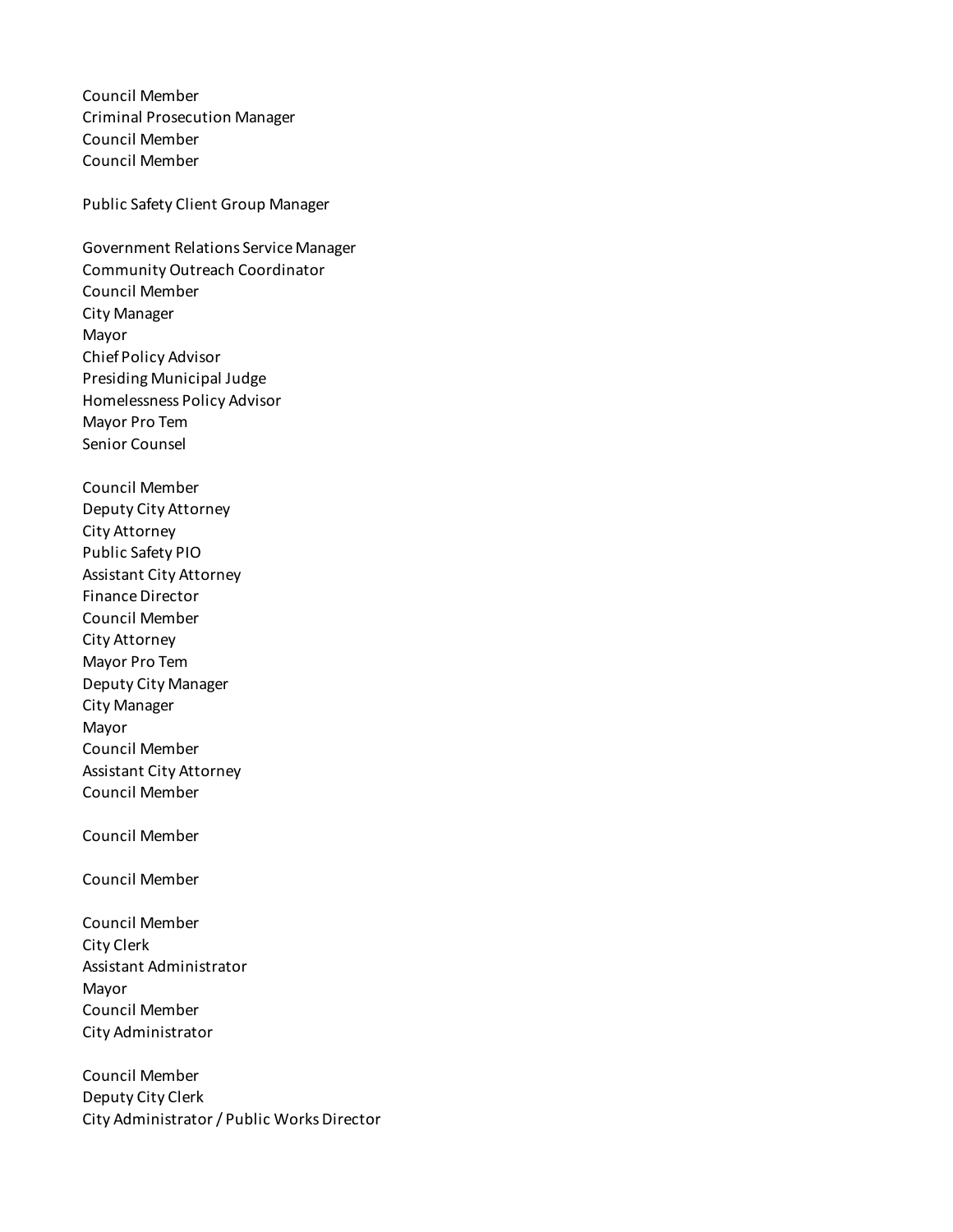Council Member
Criminal Prosecution Manager
Council Member
Council Member

Public Safety Client Group Manager

Government Relations Service Manager
Community Outreach Coordinator
Council Member
City Manager
Mayor
Chief Policy Advisor
Presiding Municipal Judge
Homelessness Policy Advisor
Mayor Pro Tem
Senior Counsel

Council Member
Deputy City Attorney
City Attorney
Public Safety PIO
Assistant City Attorney
Finance Director
Council Member
City Attorney
Mayor Pro Tem
Deputy City Manager
City Manager
Mayor
Council Member
Assistant City Attorney
Council Member

Council Member

Council Member

Council Member
City Clerk
Assistant Administrator
Mayor
Council Member
City Administrator

Council Member
Deputy City Clerk
City Administrator / Public Works Director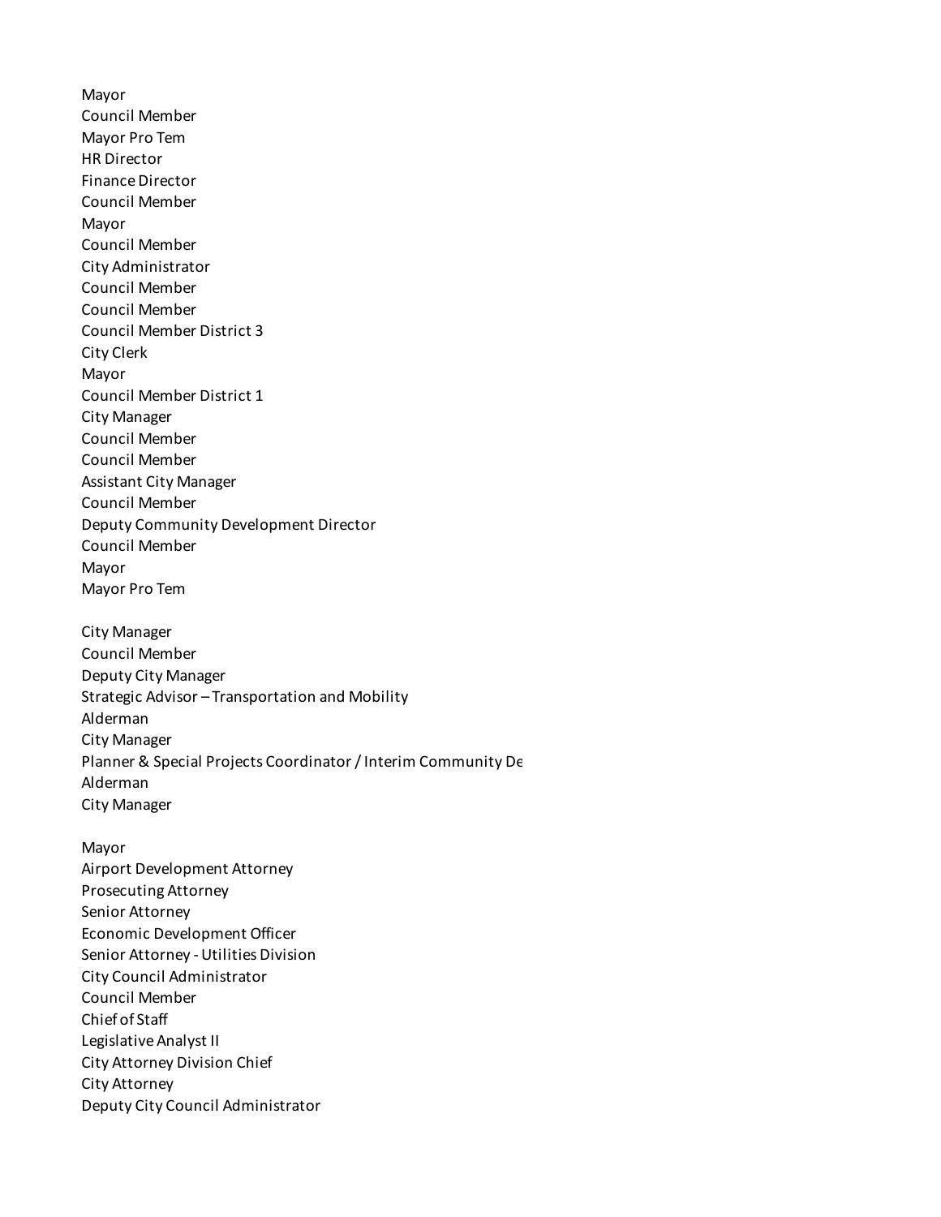Mayor
Council Member
Mayor Pro Tem
HR Director
Finance Director
Council Member
Mayor
Council Member
City Administrator
Council Member
Council Member
Council Member District 3
City Clerk
Mayor
Council Member District 1
City Manager
Council Member
Council Member
Assistant City Manager
Council Member
Deputy Community Development Director
Council Member
Mayor
Mayor Pro Tem

City Manager
Council Member
Deputy City Manager
Strategic Advisor – Transportation and Mobility
Alderman
City Manager
Planner & Special Projects Coordinator / Interim Community De
Alderman
City Manager

Mayor
Airport Development Attorney
Prosecuting Attorney
Senior Attorney
Economic Development Officer
Senior Attorney - Utilities Division
City Council Administrator
Council Member
Chief of Staff
Legislative Analyst II
City Attorney Division Chief
City Attorney
Deputy City Council Administrator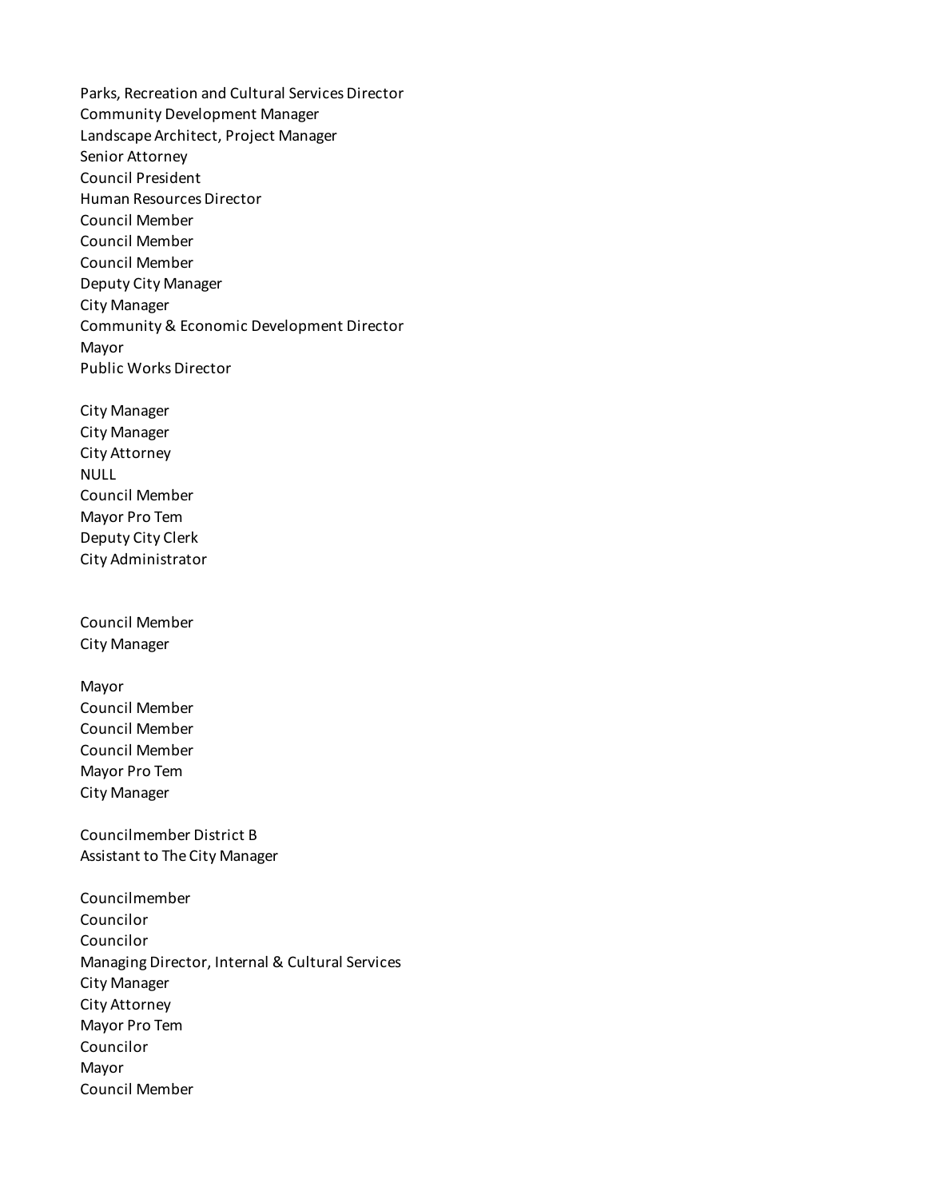Parks, Recreation and Cultural Services Director
Community Development Manager
Landscape Architect, Project Manager
Senior Attorney
Council President
Human Resources Director
Council Member
Council Member
Council Member
Deputy City Manager
City Manager
Community & Economic Development Director
Mayor
Public Works Director

City Manager
City Manager
City Attorney
NULL
Council Member
Mayor Pro Tem
Deputy City Clerk
City Administrator

Council Member
City Manager

Mayor
Council Member
Council Member
Council Member
Mayor Pro Tem
City Manager

Councilmember District B
Assistant to The City Manager

Councilmember
Councilor
Councilor
Managing Director, Internal & Cultural Services
City Manager
City Attorney
Mayor Pro Tem
Councilor
Mayor
Council Member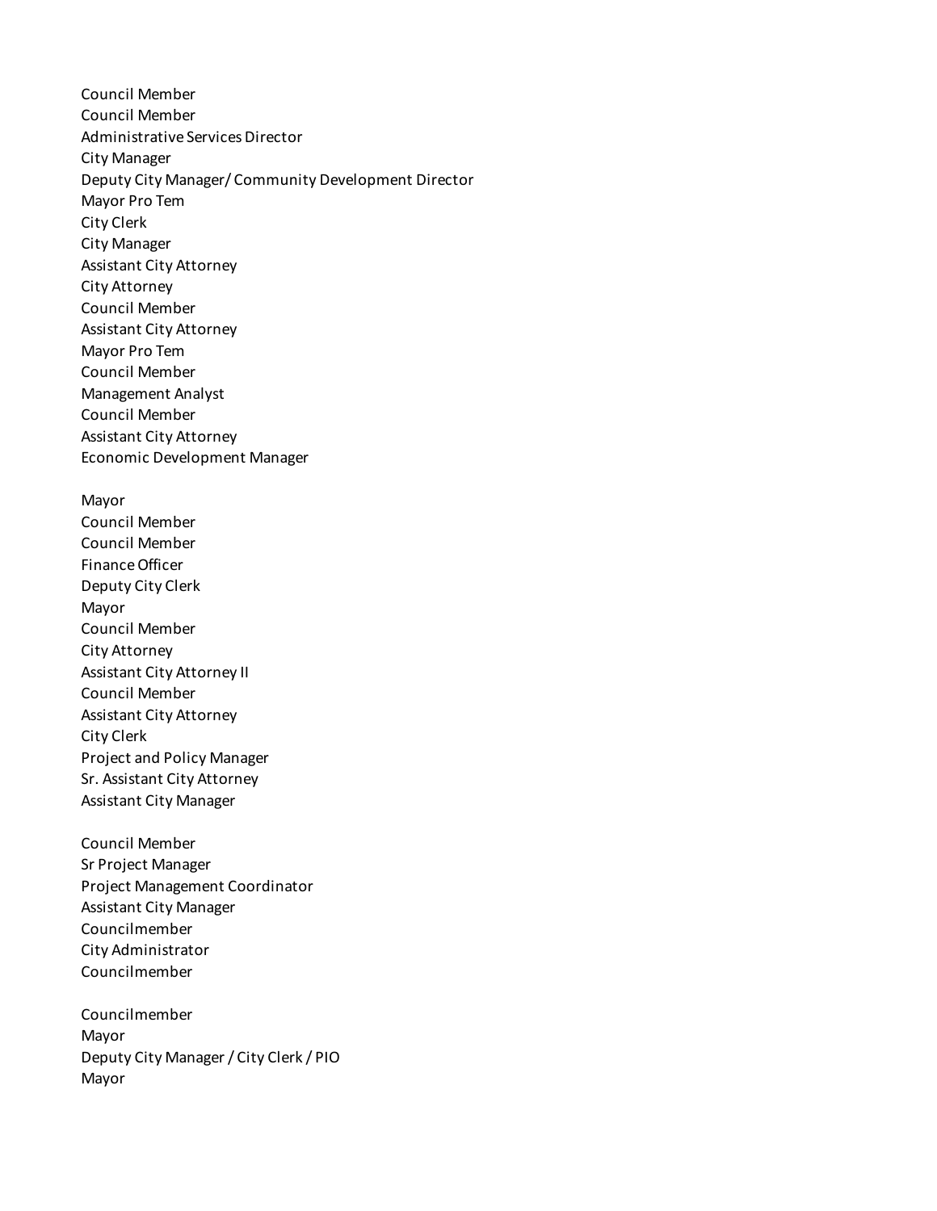Council Member
Council Member
Administrative Services Director
City Manager
Deputy City Manager/ Community Development Director
Mayor Pro Tem
City Clerk
City Manager
Assistant City Attorney
City Attorney
Council Member
Assistant City Attorney
Mayor Pro Tem
Council Member
Management Analyst
Council Member
Assistant City Attorney
Economic Development Manager

Mayor
Council Member
Council Member
Finance Officer
Deputy City Clerk
Mayor
Council Member
City Attorney
Assistant City Attorney II
Council Member
Assistant City Attorney
City Clerk
Project and Policy Manager
Sr. Assistant City Attorney
Assistant City Manager

Council Member
Sr Project Manager
Project Management Coordinator
Assistant City Manager
Councilmember
City Administrator
Councilmember

Councilmember
Mayor
Deputy City Manager / City Clerk / PIO
Mayor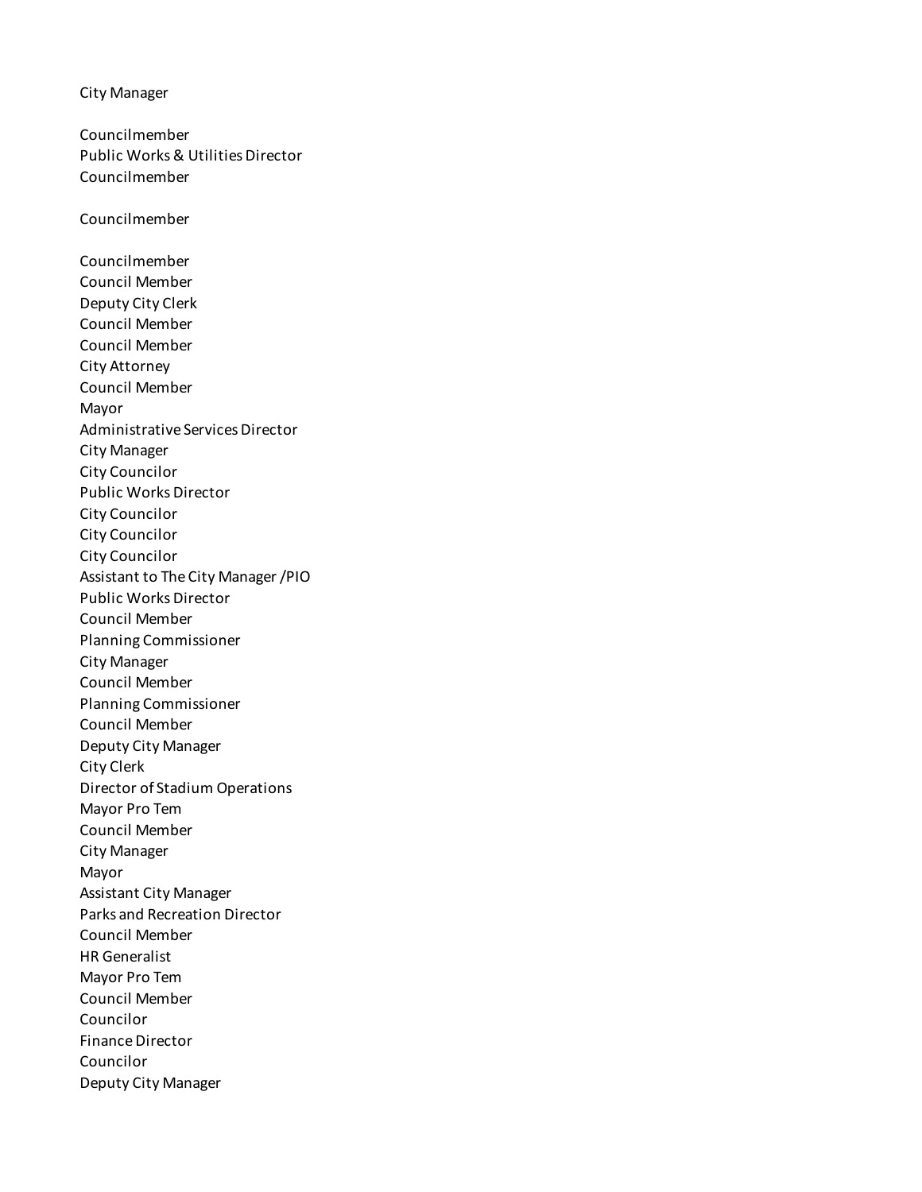City Manager

Councilmember
Public Works & Utilities Director
Councilmember

Councilmember

Councilmember
Council Member
Deputy City Clerk
Council Member
Council Member
City Attorney
Council Member
Mayor
Administrative Services Director
City Manager
City Councilor
Public Works Director
City Councilor
City Councilor
City Councilor
Assistant to The City Manager /PIO
Public Works Director
Council Member
Planning Commissioner
City Manager
Council Member
Planning Commissioner
Council Member
Deputy City Manager
City Clerk
Director of Stadium Operations
Mayor Pro Tem
Council Member
City Manager
Mayor
Assistant City Manager
Parks and Recreation Director
Council Member
HR Generalist
Mayor Pro Tem
Council Member
Councilor
Finance Director
Councilor
Deputy City Manager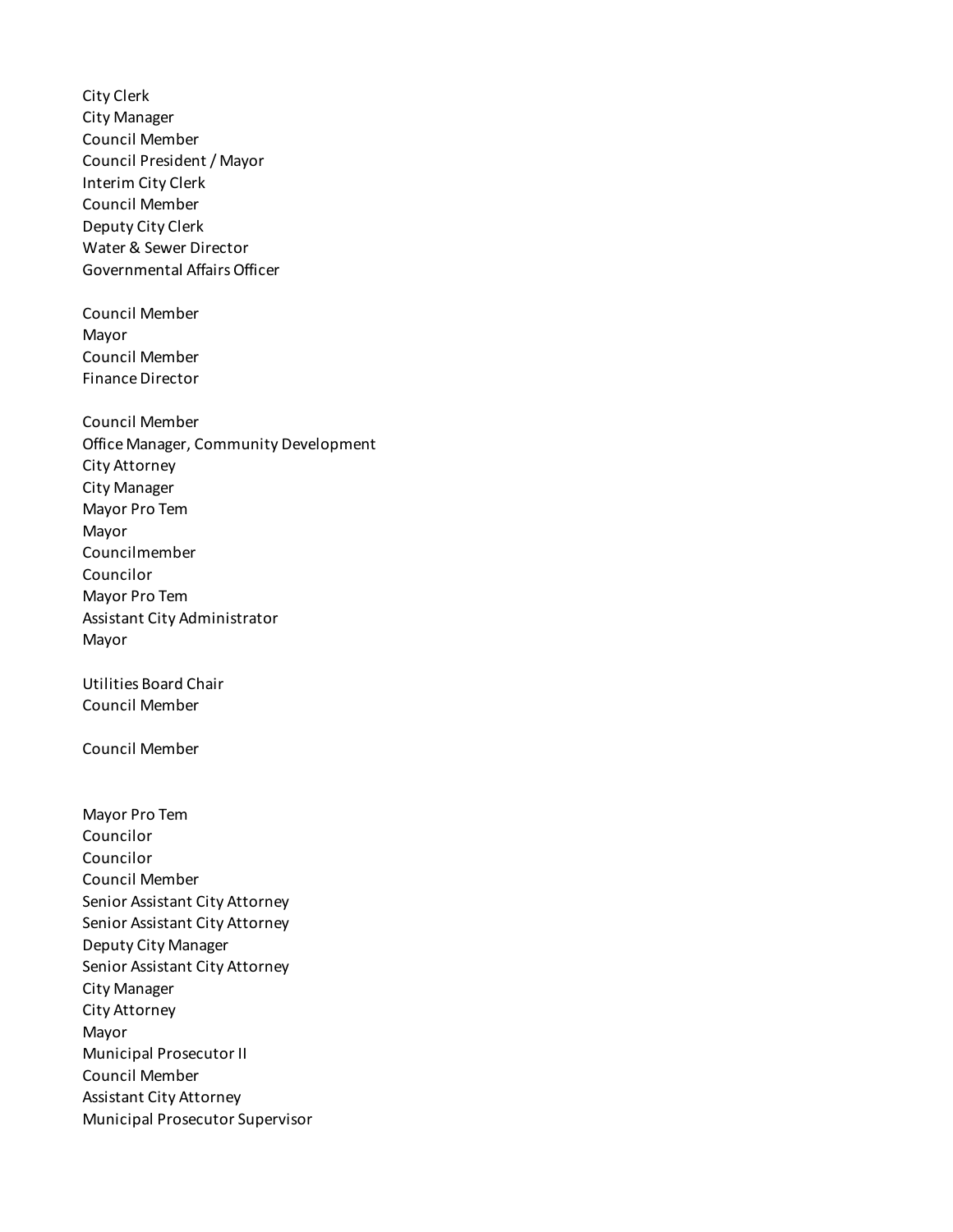City Clerk
City Manager
Council Member
Council President / Mayor
Interim City Clerk
Council Member
Deputy City Clerk
Water & Sewer Director
Governmental Affairs Officer

Council Member
Mayor
Council Member
Finance Director

Council Member
Office Manager, Community Development
City Attorney
City Manager
Mayor Pro Tem
Mayor
Councilmember
Councilor
Mayor Pro Tem
Assistant City Administrator
Mayor

Utilities Board Chair
Council Member

Council Member

Mayor Pro Tem
Councilor
Councilor
Council Member
Senior Assistant City Attorney
Senior Assistant City Attorney
Deputy City Manager
Senior Assistant City Attorney
City Manager
City Attorney
Mayor
Municipal Prosecutor II
Council Member
Assistant City Attorney
Municipal Prosecutor Supervisor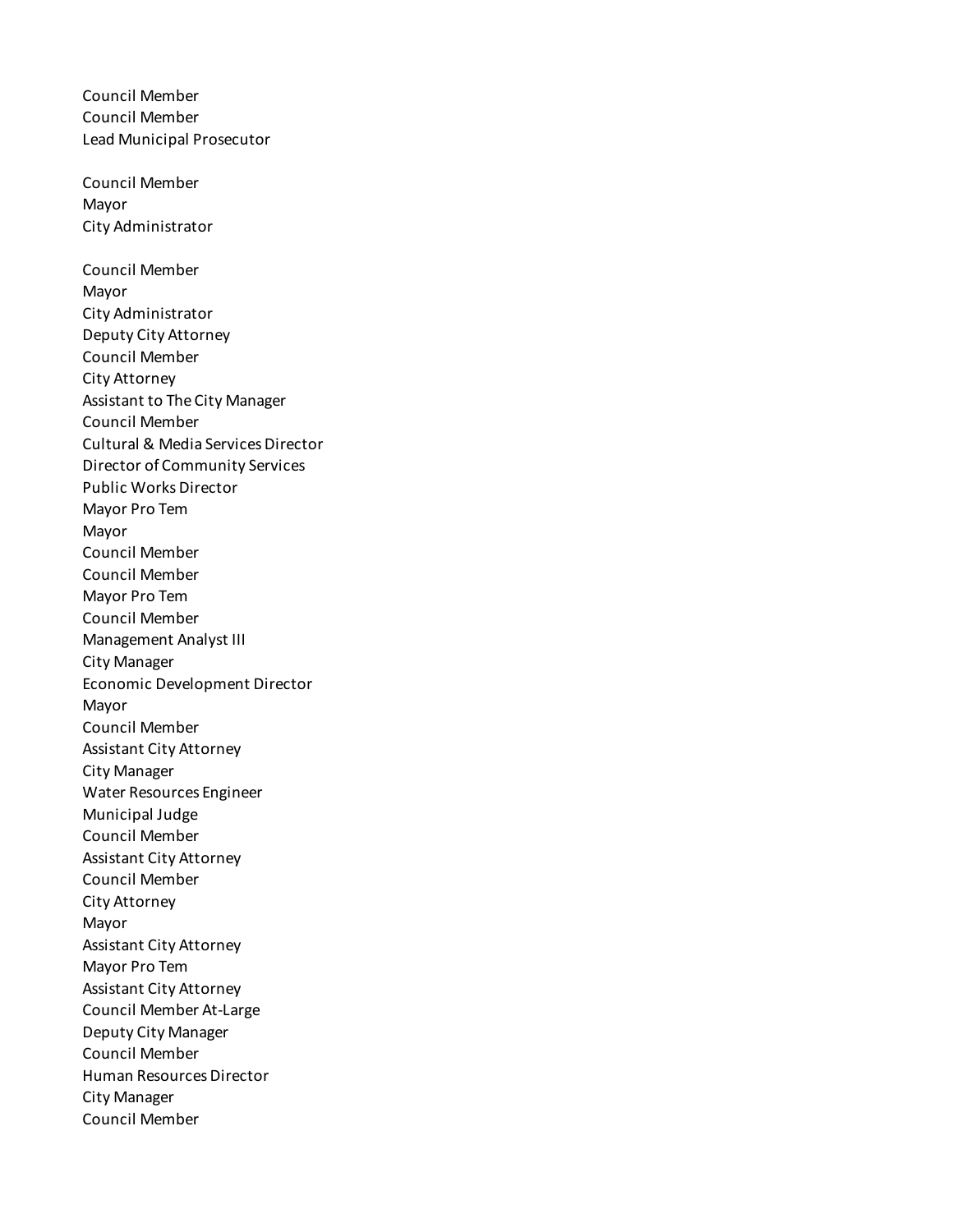Council Member
Council Member
Lead Municipal Prosecutor

Council Member
Mayor
City Administrator

Council Member
Mayor
City Administrator
Deputy City Attorney
Council Member
City Attorney
Assistant to The City Manager
Council Member
Cultural & Media Services Director
Director of Community Services
Public Works Director
Mayor Pro Tem
Mayor
Council Member
Council Member
Mayor Pro Tem
Council Member
Management Analyst III
City Manager
Economic Development Director
Mayor
Council Member
Assistant City Attorney
City Manager
Water Resources Engineer
Municipal Judge
Council Member
Assistant City Attorney
Council Member
City Attorney
Mayor
Assistant City Attorney
Mayor Pro Tem
Assistant City Attorney
Council Member At-Large
Deputy City Manager
Council Member
Human Resources Director
City Manager
Council Member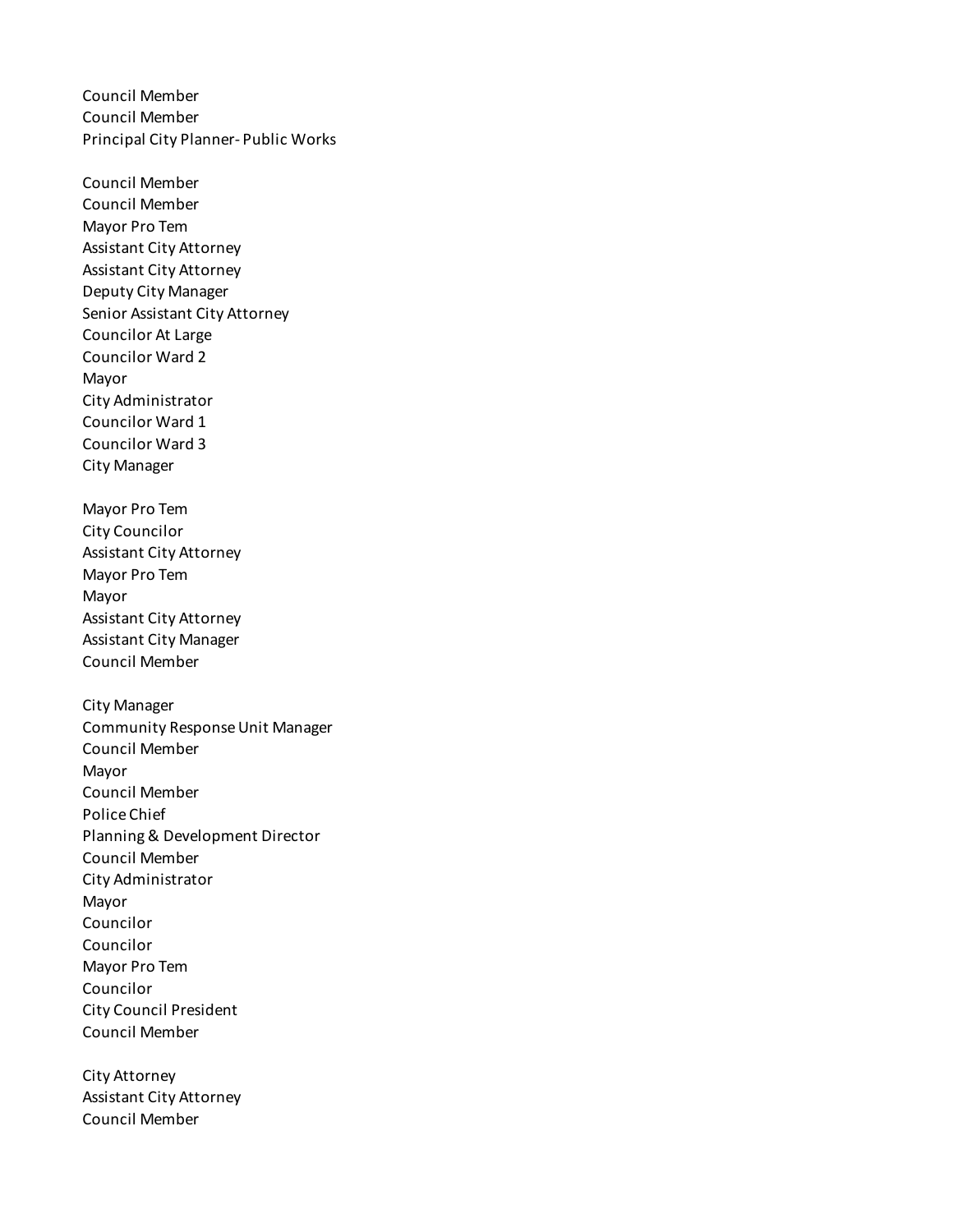Council Member
Council Member
Principal City Planner- Public Works

Council Member
Council Member
Mayor Pro Tem
Assistant City Attorney
Assistant City Attorney
Deputy City Manager
Senior Assistant City Attorney
Councilor At Large
Councilor Ward 2
Mayor
City Administrator
Councilor Ward 1
Councilor Ward 3
City Manager

Mayor Pro Tem
City Councilor
Assistant City Attorney
Mayor Pro Tem
Mayor
Assistant City Attorney
Assistant City Manager
Council Member

City Manager
Community Response Unit Manager
Council Member
Mayor
Council Member
Police Chief
Planning & Development Director
Council Member
City Administrator
Mayor
Councilor
Councilor
Mayor Pro Tem
Councilor
City Council President
Council Member

City Attorney
Assistant City Attorney
Council Member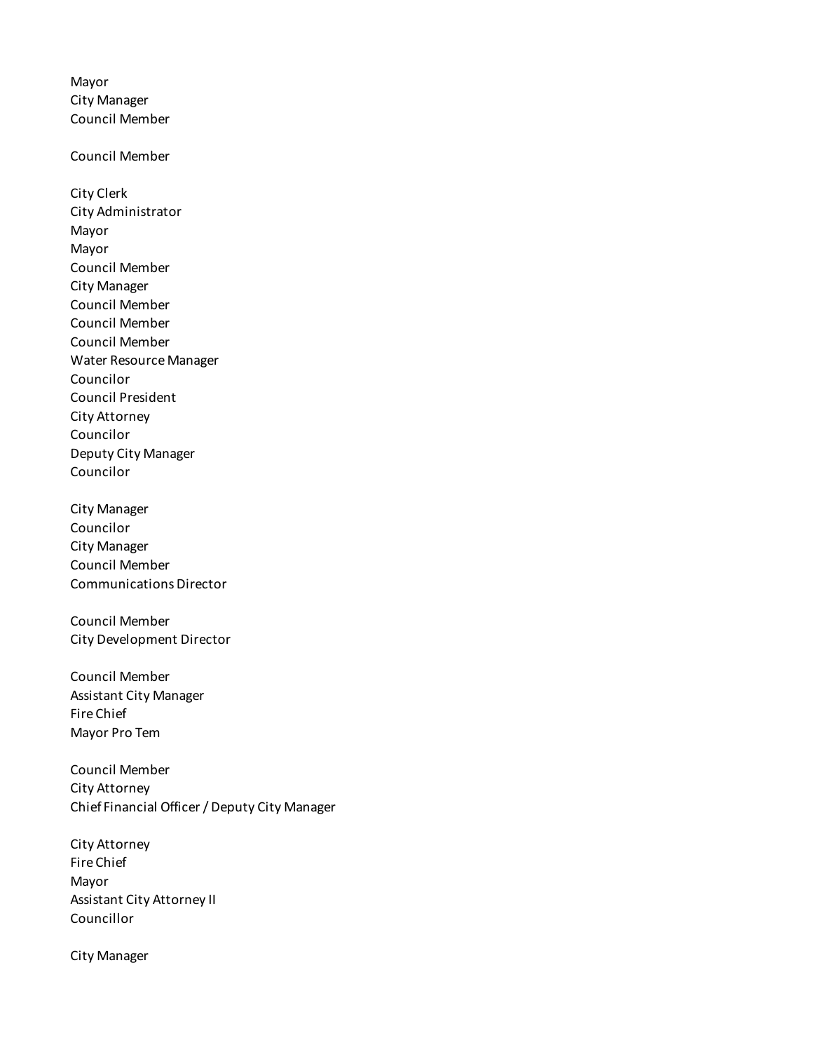Mayor
City Manager
Council Member

Council Member

City Clerk
City Administrator
Mayor
Mayor
Council Member
City Manager
Council Member
Council Member
Council Member
Water Resource Manager
Councilor
Council President
City Attorney
Councilor
Deputy City Manager
Councilor

City Manager
Councilor
City Manager
Council Member
Communications Director

Council Member
City Development Director

Council Member
Assistant City Manager
Fire Chief
Mayor Pro Tem

Council Member
City Attorney
Chief Financial Officer / Deputy City Manager

City Attorney
Fire Chief
Mayor
Assistant City Attorney II
Councillor

City Manager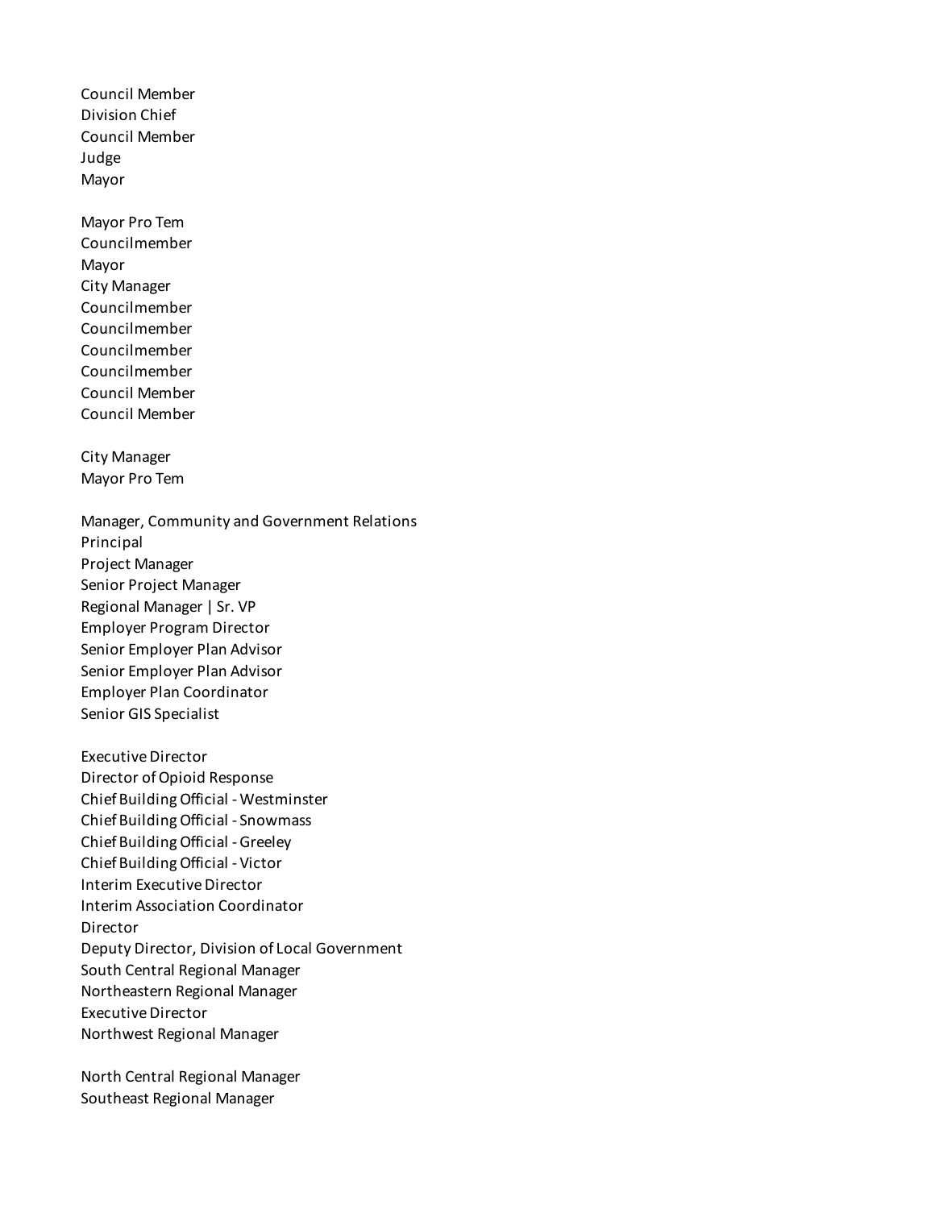Council Member
Division Chief
Council Member
Judge
Mayor

Mayor Pro Tem
Councilmember
Mayor
City Manager
Councilmember
Councilmember
Councilmember
Councilmember
Council Member
Council Member

City Manager
Mayor Pro Tem

Manager, Community and Government Relations
Principal
Project Manager
Senior Project Manager
Regional Manager | Sr. VP
Employer Program Director
Senior Employer Plan Advisor
Senior Employer Plan Advisor
Employer Plan Coordinator
Senior GIS Specialist

Executive Director
Director of Opioid Response
Chief Building Official - Westminster
Chief Building Official - Snowmass
Chief Building Official - Greeley
Chief Building Official - Victor
Interim Executive Director
Interim Association Coordinator
Director
Deputy Director, Division of Local Government
South Central Regional Manager
Northeastern Regional Manager
Executive Director
Northwest Regional Manager

North Central Regional Manager
Southeast Regional Manager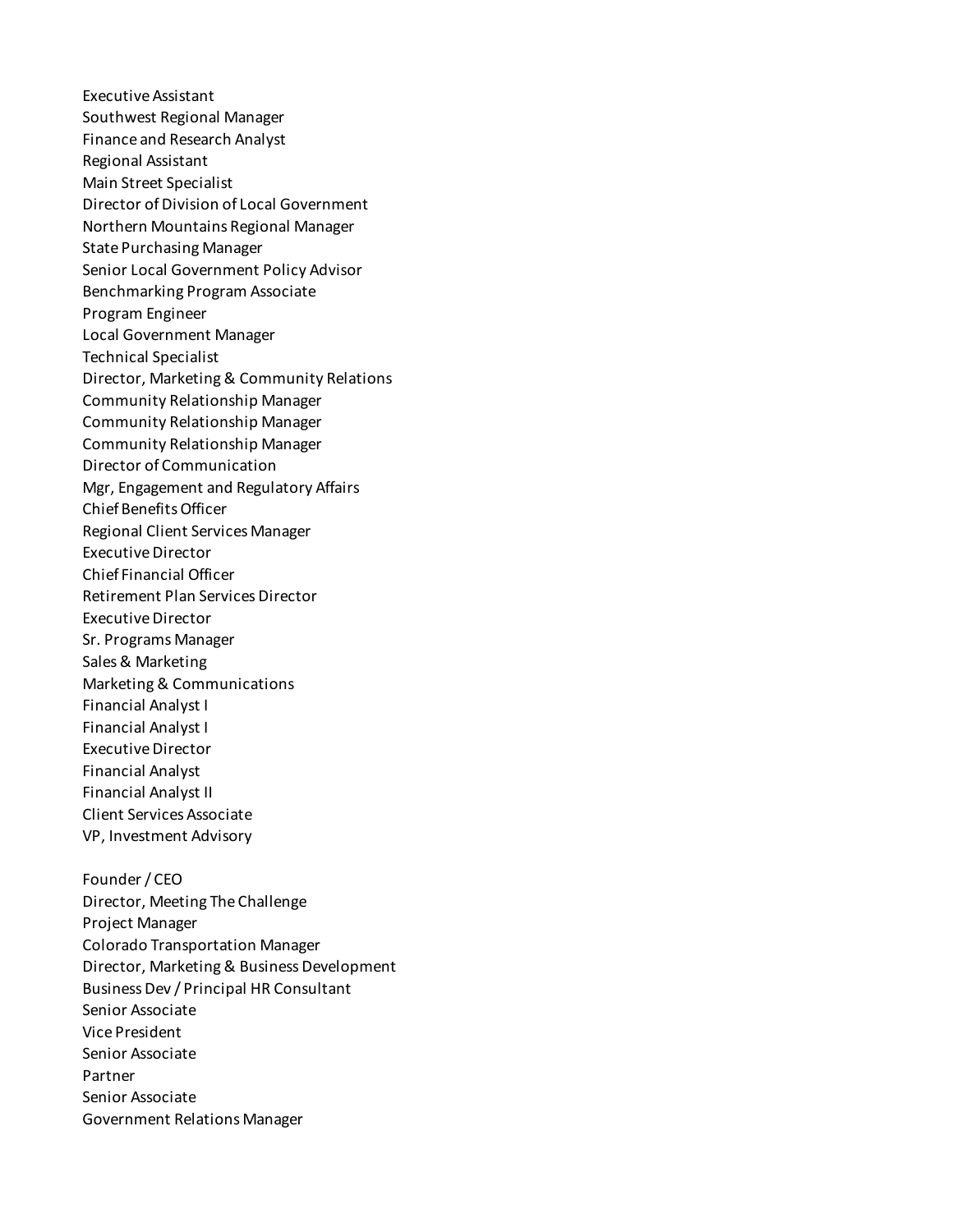Executive Assistant
Southwest Regional Manager
Finance and Research Analyst
Regional Assistant
Main Street Specialist
Director of Division of Local Government
Northern Mountains Regional Manager
State Purchasing Manager
Senior Local Government Policy Advisor
Benchmarking Program Associate
Program Engineer
Local Government Manager
Technical Specialist
Director, Marketing & Community Relations
Community Relationship Manager
Community Relationship Manager
Community Relationship Manager
Director of Communication
Mgr, Engagement and Regulatory Affairs
Chief Benefits Officer
Regional Client Services Manager
Executive Director
Chief Financial Officer
Retirement Plan Services Director
Executive Director
Sr. Programs Manager
Sales & Marketing
Marketing & Communications
Financial Analyst I
Financial Analyst I
Executive Director
Financial Analyst
Financial Analyst II
Client Services Associate
VP, Investment Advisory

Founder / CEO
Director, Meeting The Challenge
Project Manager
Colorado Transportation Manager
Director, Marketing & Business Development
Business Dev / Principal HR Consultant
Senior Associate
Vice President
Senior Associate
Partner
Senior Associate
Government Relations Manager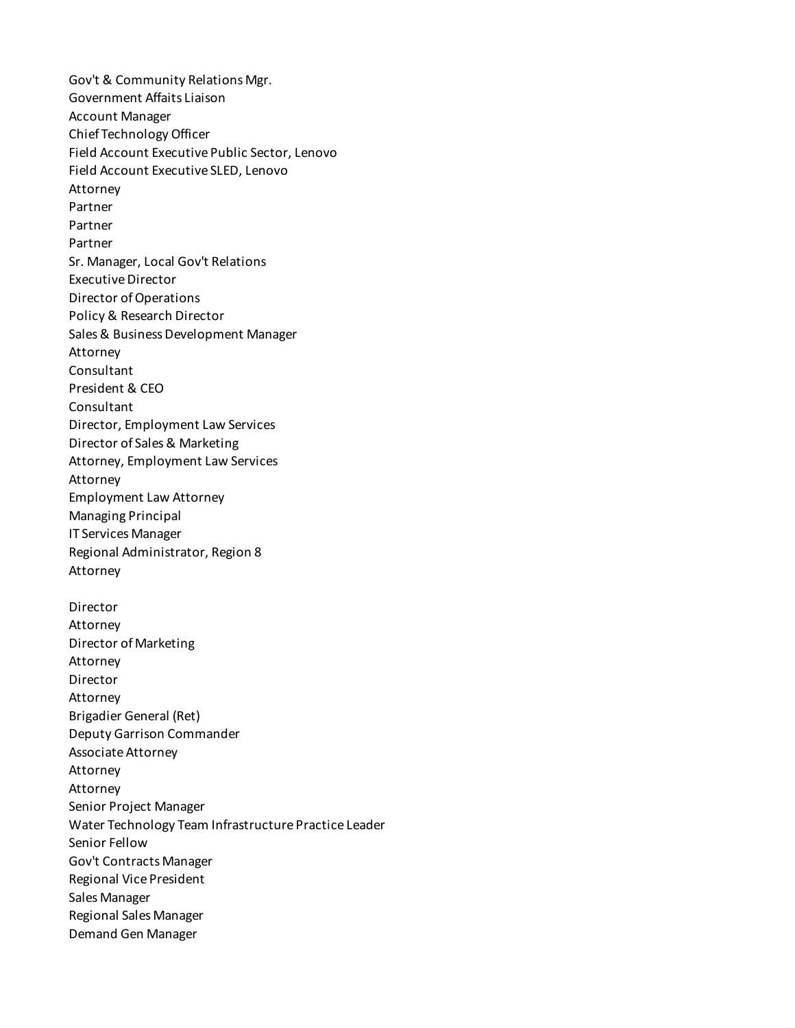Gov't & Community Relations Mgr.
Government Affaits Liaison
Account Manager
Chief Technology Officer
Field Account Executive Public Sector, Lenovo
Field Account Executive SLED, Lenovo
Attorney
Partner
Partner
Partner
Sr. Manager, Local Gov't Relations
Executive Director
Director of Operations
Policy & Research Director
Sales & Business Development Manager
Attorney
Consultant
President & CEO
Consultant
Director, Employment Law Services
Director of Sales & Marketing
Attorney, Employment Law Services
Attorney
Employment Law Attorney
Managing Principal
IT Services Manager
Regional Administrator, Region 8
Attorney

Director
Attorney
Director of Marketing
Attorney
Director
Attorney
Brigadier General (Ret)
Deputy Garrison Commander
Associate Attorney
Attorney
Attorney
Senior Project Manager
Water Technology Team Infrastructure Practice Leader
Senior Fellow
Gov't Contracts Manager
Regional Vice President
Sales Manager
Regional Sales Manager
Demand Gen Manager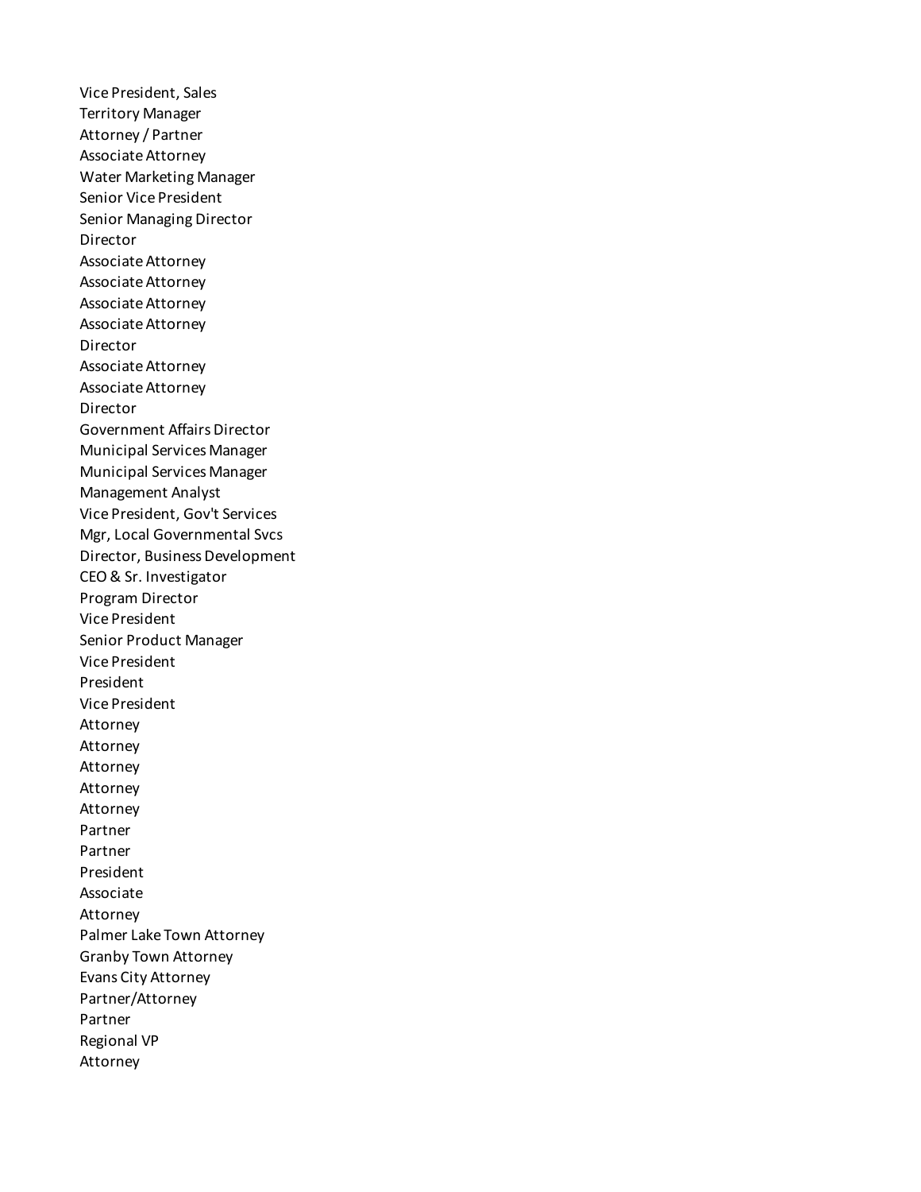Vice President, Sales
Territory Manager
Attorney / Partner
Associate Attorney
Water Marketing Manager
Senior Vice President
Senior Managing Director
Director
Associate Attorney
Associate Attorney
Associate Attorney
Associate Attorney
Director
Associate Attorney
Associate Attorney
Director
Government Affairs Director
Municipal Services Manager
Municipal Services Manager
Management Analyst
Vice President, Gov't Services
Mgr, Local Governmental Svcs
Director, Business Development
CEO & Sr. Investigator
Program Director
Vice President
Senior Product Manager
Vice President
President
Vice President
Attorney
Attorney
Attorney
Attorney
Attorney
Partner
Partner
President
Associate
Attorney
Palmer Lake Town Attorney
Granby Town Attorney
Evans City Attorney
Partner/Attorney
Partner
Regional VP
Attorney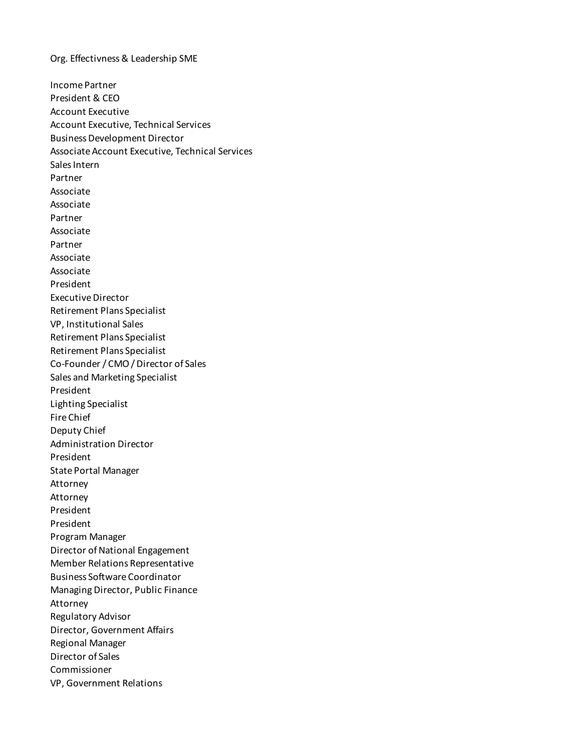Org. Effectivness & Leadership SME

Income Partner
President & CEO
Account Executive
Account Executive, Technical Services
Business Development Director
Associate Account Executive, Technical Services
Sales Intern
Partner
Associate
Associate
Partner
Associate
Partner
Associate
Associate
President
Executive Director
Retirement Plans Specialist
VP, Institutional Sales
Retirement Plans Specialist
Retirement Plans Specialist
Co-Founder / CMO / Director of Sales
Sales and Marketing Specialist
President
Lighting Specialist
Fire Chief
Deputy Chief
Administration Director
President
State Portal Manager
Attorney
Attorney
President
President
Program Manager
Director of National Engagement
Member Relations Representative
Business Software Coordinator
Managing Director, Public Finance
Attorney
Regulatory Advisor
Director, Government Affairs
Regional Manager
Director of Sales
Commissioner
VP, Government Relations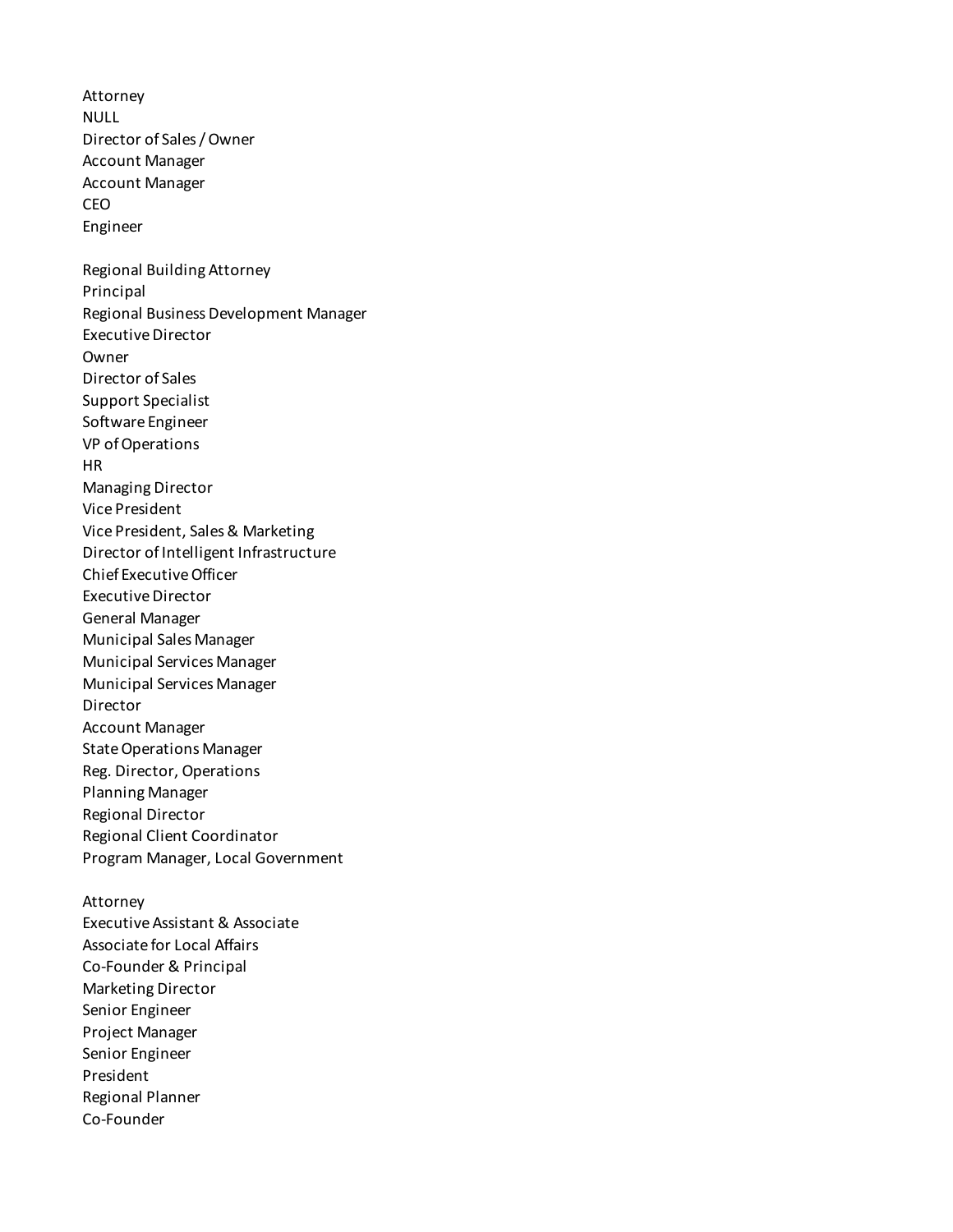Attorney
NULL
Director of Sales / Owner
Account Manager
Account Manager
CEO
Engineer

Regional Building Attorney
Principal
Regional Business Development Manager
Executive Director
Owner
Director of Sales
Support Specialist
Software Engineer
VP of Operations
HR
Managing Director
Vice President
Vice President, Sales & Marketing
Director of Intelligent Infrastructure
Chief Executive Officer
Executive Director
General Manager
Municipal Sales Manager
Municipal Services Manager
Municipal Services Manager
Director
Account Manager
State Operations Manager
Reg. Director, Operations
Planning Manager
Regional Director
Regional Client Coordinator
Program Manager, Local Government

Attorney
Executive Assistant & Associate
Associate for Local Affairs
Co-Founder & Principal
Marketing Director
Senior Engineer
Project Manager
Senior Engineer
President
Regional Planner
Co-Founder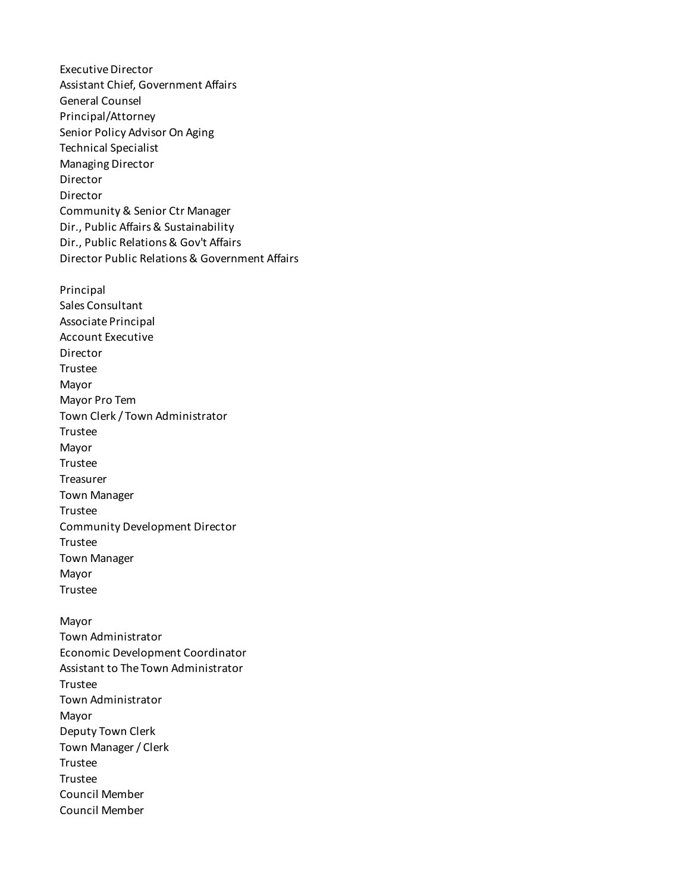Executive Director
Assistant Chief, Government Affairs
General Counsel
Principal/Attorney
Senior Policy Advisor On Aging
Technical Specialist
Managing Director
Director
Director
Community & Senior Ctr Manager
Dir., Public Affairs & Sustainability
Dir., Public Relations & Gov't Affairs
Director Public Relations & Government Affairs

Principal
Sales Consultant
Associate Principal
Account Executive
Director
Trustee
Mayor
Mayor Pro Tem
Town Clerk / Town Administrator
Trustee
Mayor
Trustee
Treasurer
Town Manager
Trustee
Community Development Director
Trustee
Town Manager
Mayor
Trustee

Mayor
Town Administrator
Economic Development Coordinator
Assistant to The Town Administrator
Trustee
Town Administrator
Mayor
Deputy Town Clerk
Town Manager / Clerk
Trustee
Trustee
Council Member
Council Member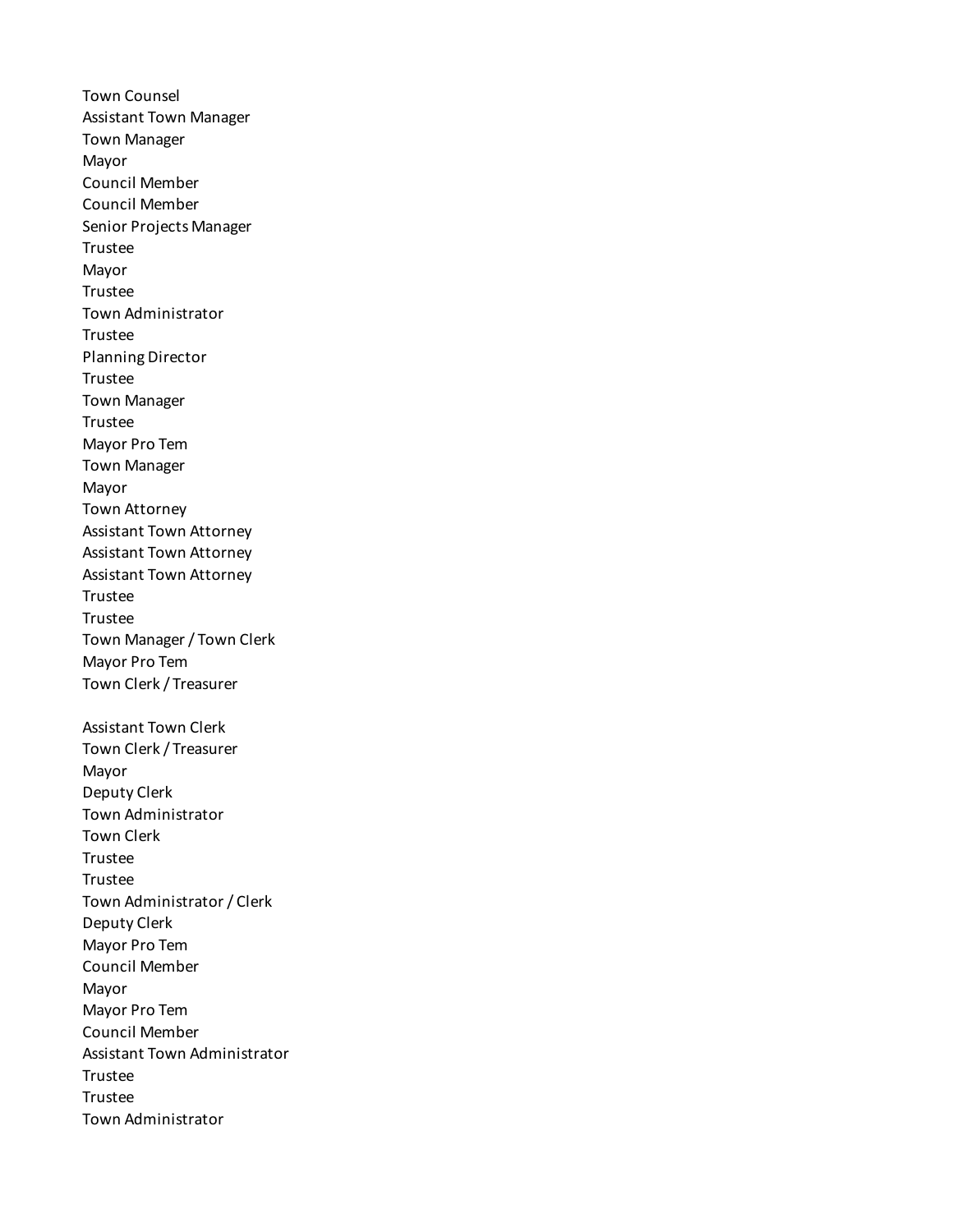Town Counsel
Assistant Town Manager
Town Manager
Mayor
Council Member
Council Member
Senior Projects Manager
Trustee
Mayor
Trustee
Town Administrator
Trustee
Planning Director
Trustee
Town Manager
Trustee
Mayor Pro Tem
Town Manager
Mayor
Town Attorney
Assistant Town Attorney
Assistant Town Attorney
Assistant Town Attorney
Trustee
Trustee
Town Manager / Town Clerk
Mayor Pro Tem
Town Clerk / Treasurer

Assistant Town Clerk
Town Clerk / Treasurer
Mayor
Deputy Clerk
Town Administrator
Town Clerk
Trustee
Trustee
Town Administrator / Clerk
Deputy Clerk
Mayor Pro Tem
Council Member
Mayor
Mayor Pro Tem
Council Member
Assistant Town Administrator
Trustee
Trustee
Town Administrator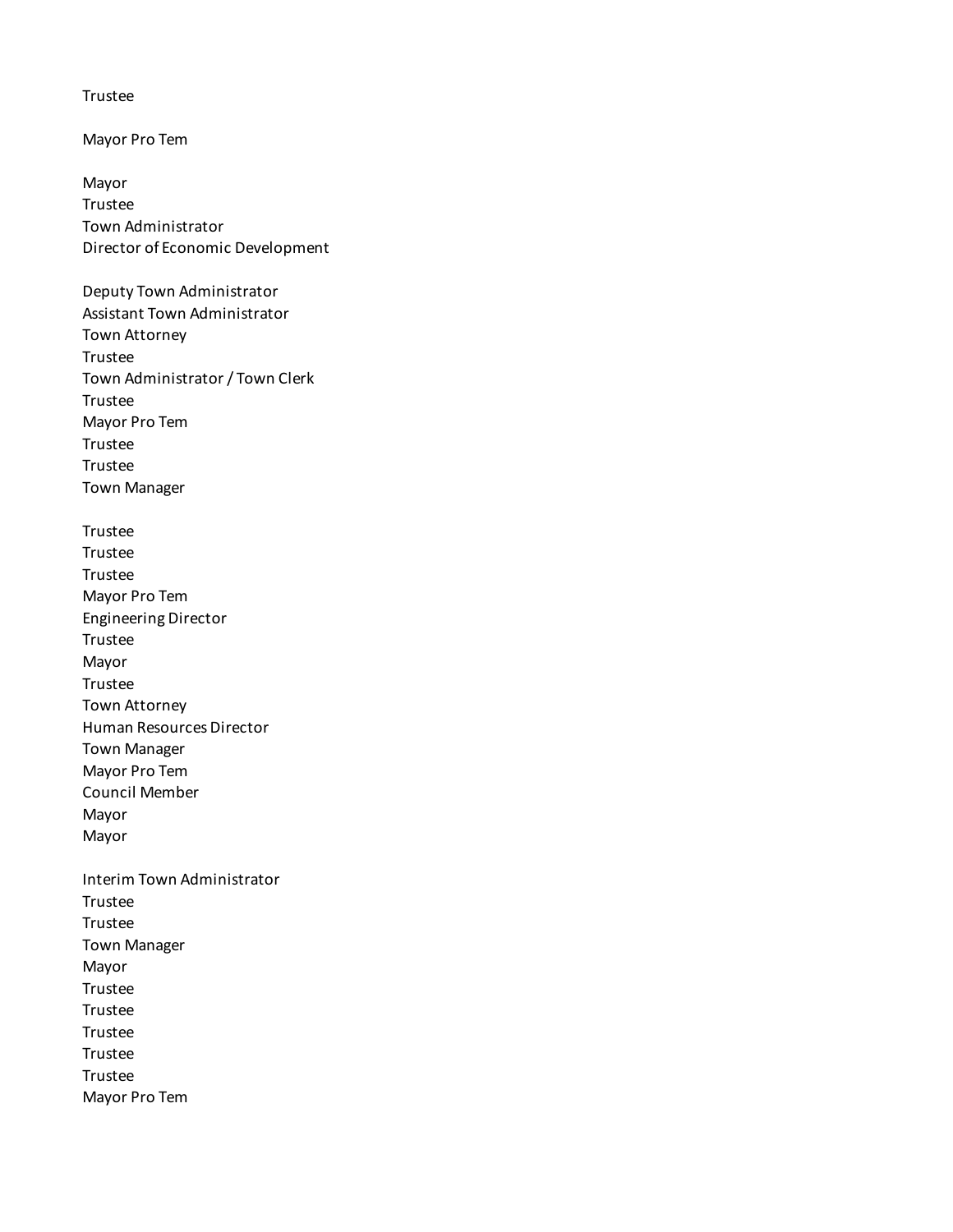Trustee

Mayor Pro Tem

Mayor
Trustee
Town Administrator
Director of Economic Development

Deputy Town Administrator
Assistant Town Administrator
Town Attorney
Trustee
Town Administrator / Town Clerk
Trustee
Mayor Pro Tem
Trustee
Trustee
Town Manager

Trustee
Trustee
Trustee
Mayor Pro Tem
Engineering Director
Trustee
Mayor
Trustee
Town Attorney
Human Resources Director
Town Manager
Mayor Pro Tem
Council Member
Mayor
Mayor

Interim Town Administrator
Trustee
Trustee
Town Manager
Mayor
Trustee
Trustee
Trustee
Trustee
Trustee
Mayor Pro Tem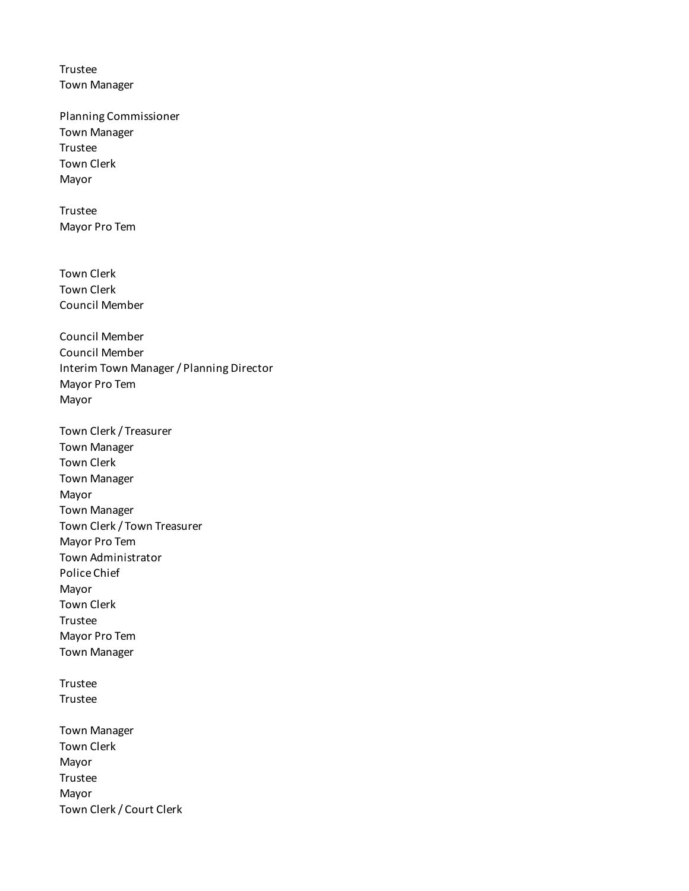Trustee
Town Manager

Planning Commissioner
Town Manager
Trustee
Town Clerk
Mayor

Trustee
Mayor Pro Tem

Town Clerk
Town Clerk
Council Member

Council Member
Council Member
Interim Town Manager / Planning Director
Mayor Pro Tem
Mayor

Town Clerk / Treasurer
Town Manager
Town Clerk
Town Manager
Mayor
Town Manager
Town Clerk / Town Treasurer
Mayor Pro Tem
Town Administrator
Police Chief
Mayor
Town Clerk
Trustee
Mayor Pro Tem
Town Manager

Trustee
Trustee

Town Manager
Town Clerk
Mayor
Trustee
Mayor
Town Clerk / Court Clerk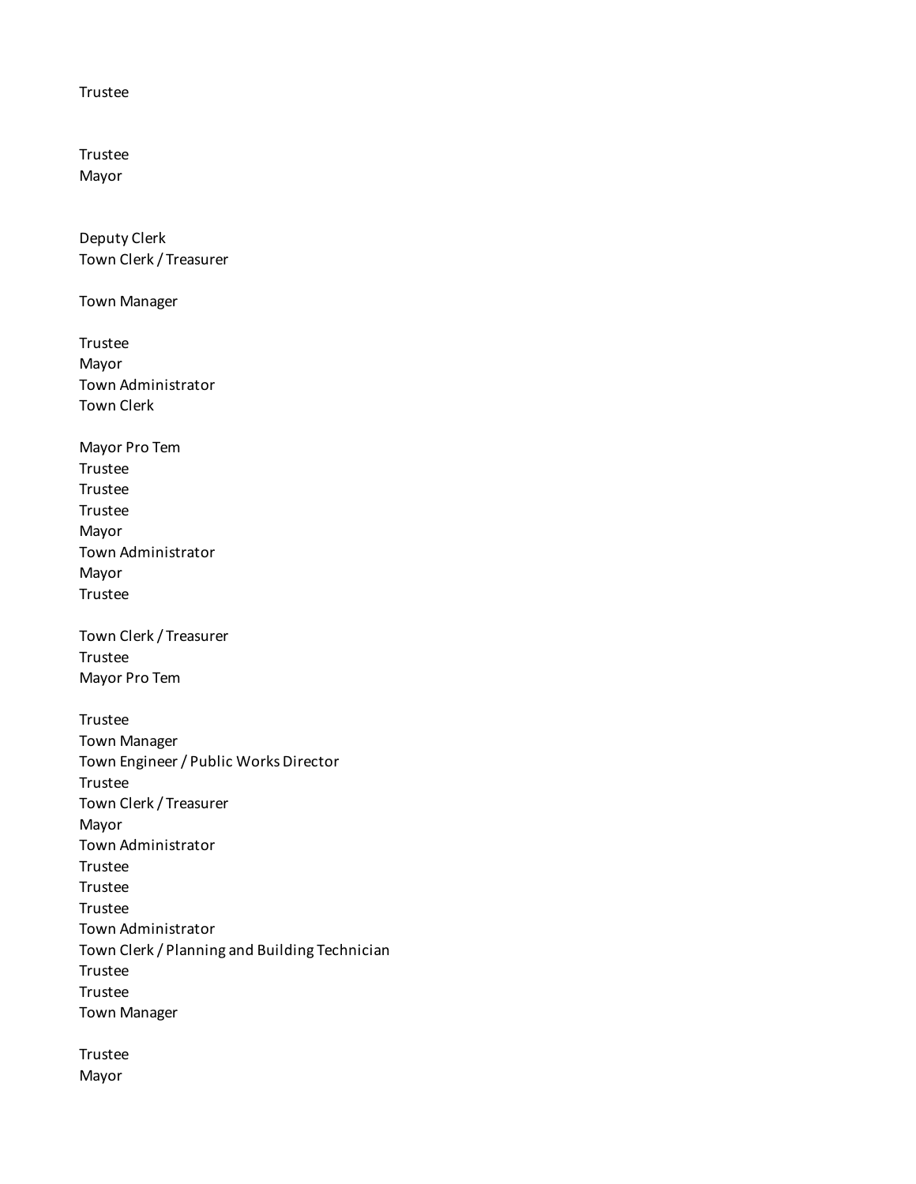Trustee

Trustee
Mayor

Deputy Clerk
Town Clerk / Treasurer

Town Manager

Trustee
Mayor
Town Administrator
Town Clerk

Mayor Pro Tem
Trustee
Trustee
Trustee
Mayor
Town Administrator
Mayor
Trustee

Town Clerk / Treasurer
Trustee
Mayor Pro Tem

Trustee
Town Manager
Town Engineer / Public Works Director
Trustee
Town Clerk / Treasurer
Mayor
Town Administrator
Trustee
Trustee
Trustee
Town Administrator
Town Clerk / Planning and Building Technician
Trustee
Trustee
Town Manager

Trustee
Mayor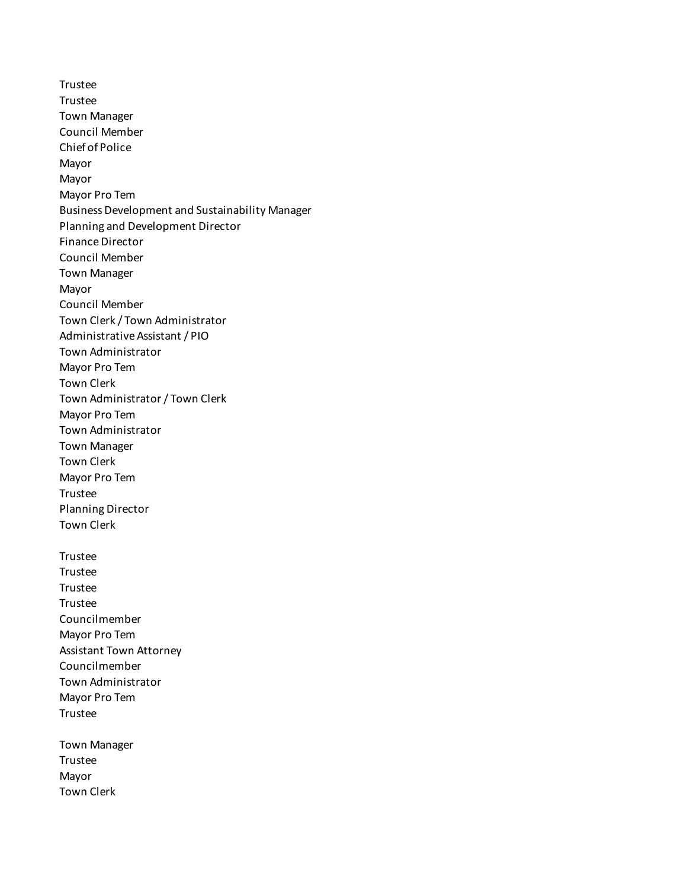Trustee
Trustee
Town Manager
Council Member
Chief of Police
Mayor
Mayor
Mayor Pro Tem
Business Development and Sustainability Manager
Planning and Development Director
Finance Director
Council Member
Town Manager
Mayor
Council Member
Town Clerk / Town Administrator
Administrative Assistant / PIO
Town Administrator
Mayor Pro Tem
Town Clerk
Town Administrator / Town Clerk
Mayor Pro Tem
Town Administrator
Town Manager
Town Clerk
Mayor Pro Tem
Trustee
Planning Director
Town Clerk

Trustee
Trustee
Trustee
Trustee
Councilmember
Mayor Pro Tem
Assistant Town Attorney
Councilmember
Town Administrator
Mayor Pro Tem
Trustee

Town Manager
Trustee
Mayor
Town Clerk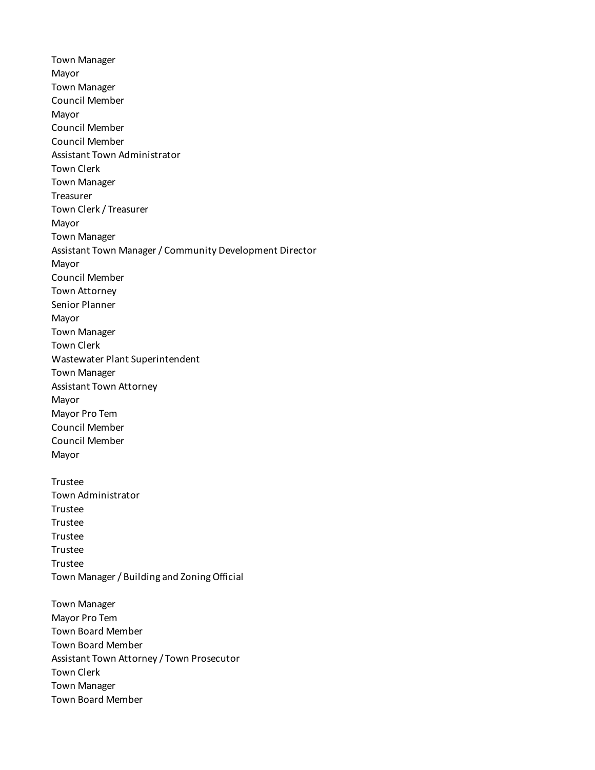Town Manager
Mayor
Town Manager
Council Member
Mayor
Council Member
Council Member
Assistant Town Administrator
Town Clerk
Town Manager
Treasurer
Town Clerk / Treasurer
Mayor
Town Manager
Assistant Town Manager / Community Development Director
Mayor
Council Member
Town Attorney
Senior Planner
Mayor
Town Manager
Town Clerk
Wastewater Plant Superintendent
Town Manager
Assistant Town Attorney
Mayor
Mayor Pro Tem
Council Member
Council Member
Mayor

Trustee
Town Administrator
Trustee
Trustee
Trustee
Trustee
Trustee
Town Manager / Building and Zoning Official

Town Manager
Mayor Pro Tem
Town Board Member
Town Board Member
Assistant Town Attorney / Town Prosecutor
Town Clerk
Town Manager
Town Board Member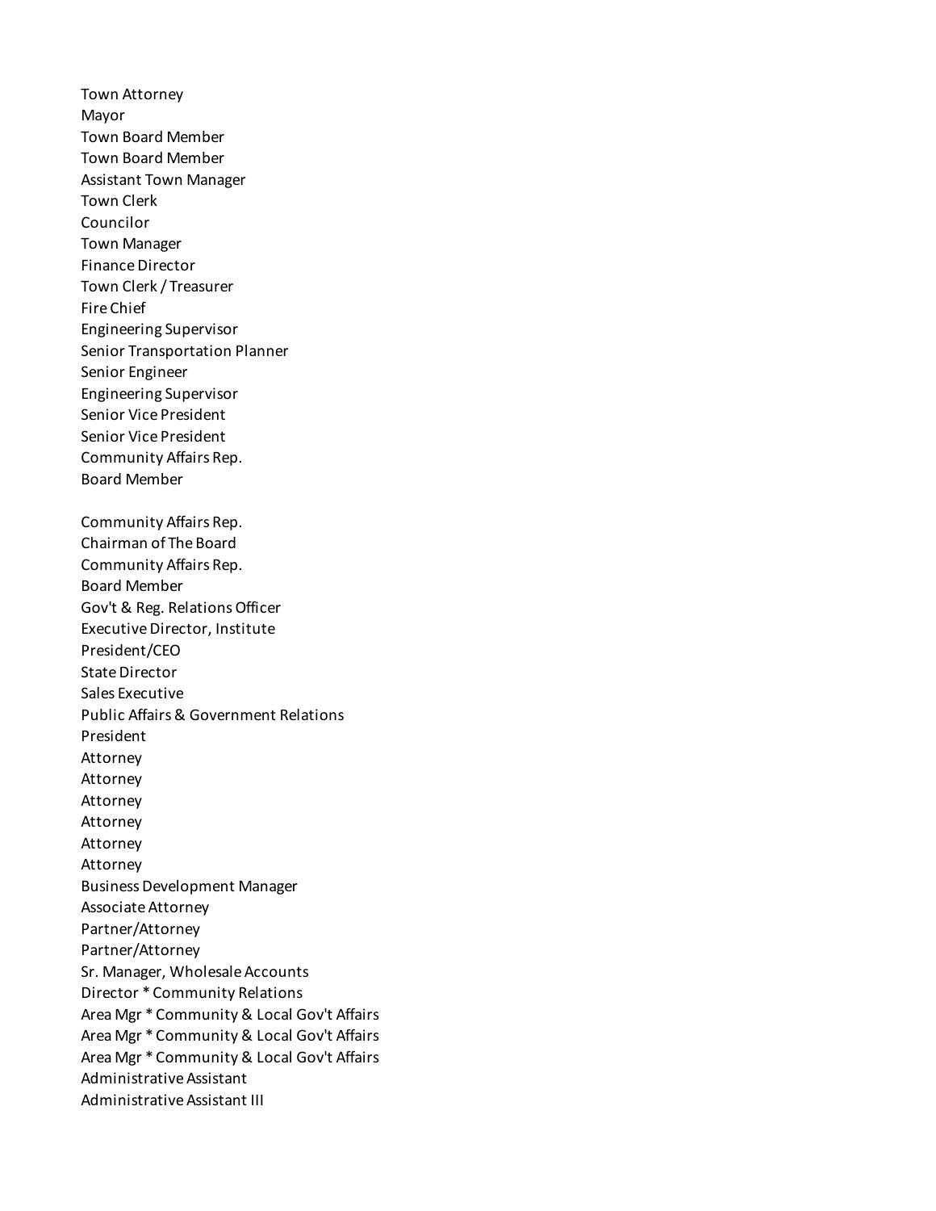Town Attorney
Mayor
Town Board Member
Town Board Member
Assistant Town Manager
Town Clerk
Councilor
Town Manager
Finance Director
Town Clerk / Treasurer
Fire Chief
Engineering Supervisor
Senior Transportation Planner
Senior Engineer
Engineering Supervisor
Senior Vice President
Senior Vice President
Community Affairs Rep.
Board Member

Community Affairs Rep.
Chairman of The Board
Community Affairs Rep.
Board Member
Gov't & Reg. Relations Officer
Executive Director, Institute
President/CEO
State Director
Sales Executive
Public Affairs & Government Relations
President
Attorney
Attorney
Attorney
Attorney
Attorney
Attorney
Business Development Manager
Associate Attorney
Partner/Attorney
Partner/Attorney
Sr. Manager, Wholesale Accounts
Director * Community Relations
Area Mgr * Community & Local Gov't Affairs
Area Mgr * Community & Local Gov't Affairs
Area Mgr * Community & Local Gov't Affairs
Administrative Assistant
Administrative Assistant III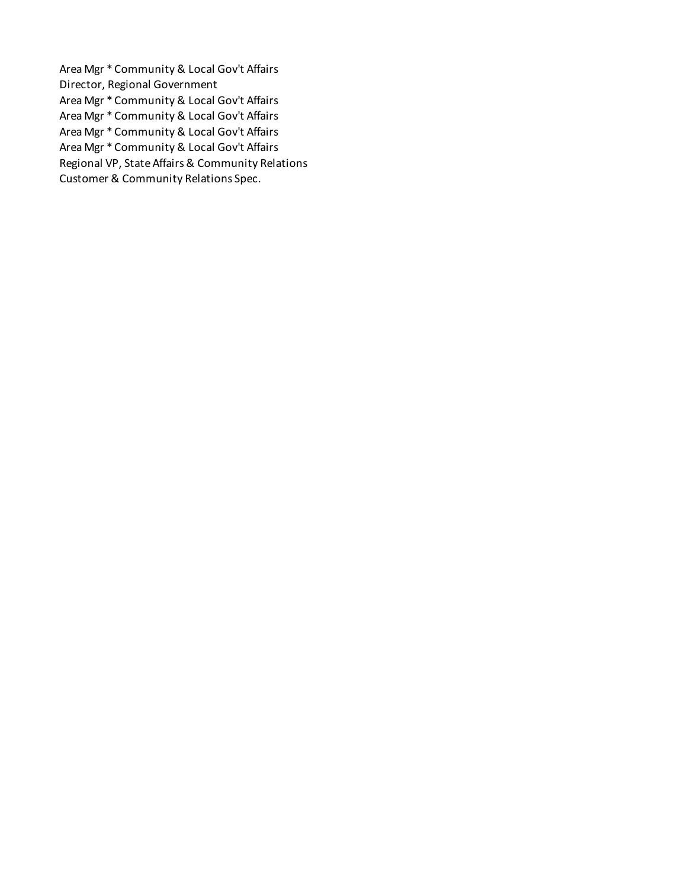Area Mgr * Community & Local Gov't Affairs
Director, Regional Government
Area Mgr * Community & Local Gov't Affairs
Area Mgr * Community & Local Gov't Affairs
Area Mgr * Community & Local Gov't Affairs
Area Mgr * Community & Local Gov't Affairs
Regional VP, State Affairs & Community Relations
Customer & Community Relations Spec.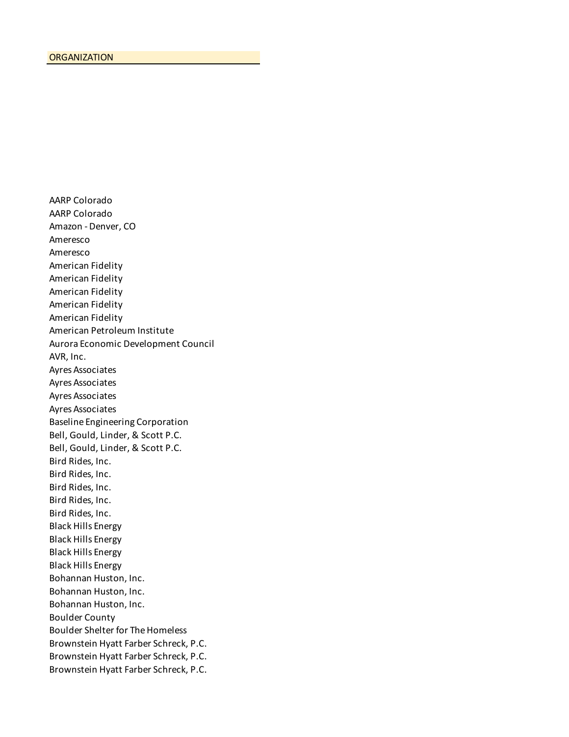| ORGANIZATION |
|---|
| AARP Colorado |
| AARP Colorado |
| Amazon - Denver, CO |
| Ameresco |
| Ameresco |
| American Fidelity |
| American Fidelity |
| American Fidelity |
| American Fidelity |
| American Fidelity |
| American Petroleum Institute |
| Aurora Economic Development Council |
| AVR, Inc. |
| Ayres Associates |
| Ayres Associates |
| Ayres Associates |
| Ayres Associates |
| Baseline Engineering Corporation |
| Bell, Gould, Linder, & Scott P.C. |
| Bell, Gould, Linder, & Scott P.C. |
| Bird Rides, Inc. |
| Bird Rides, Inc. |
| Bird Rides, Inc. |
| Bird Rides, Inc. |
| Bird Rides, Inc. |
| Black Hills Energy |
| Black Hills Energy |
| Black Hills Energy |
| Black Hills Energy |
| Bohannan Huston, Inc. |
| Bohannan Huston, Inc. |
| Bohannan Huston, Inc. |
| Boulder County |
| Boulder Shelter for The Homeless |
| Brownstein Hyatt Farber Schreck, P.C. |
| Brownstein Hyatt Farber Schreck, P.C. |
| Brownstein Hyatt Farber Schreck, P.C. |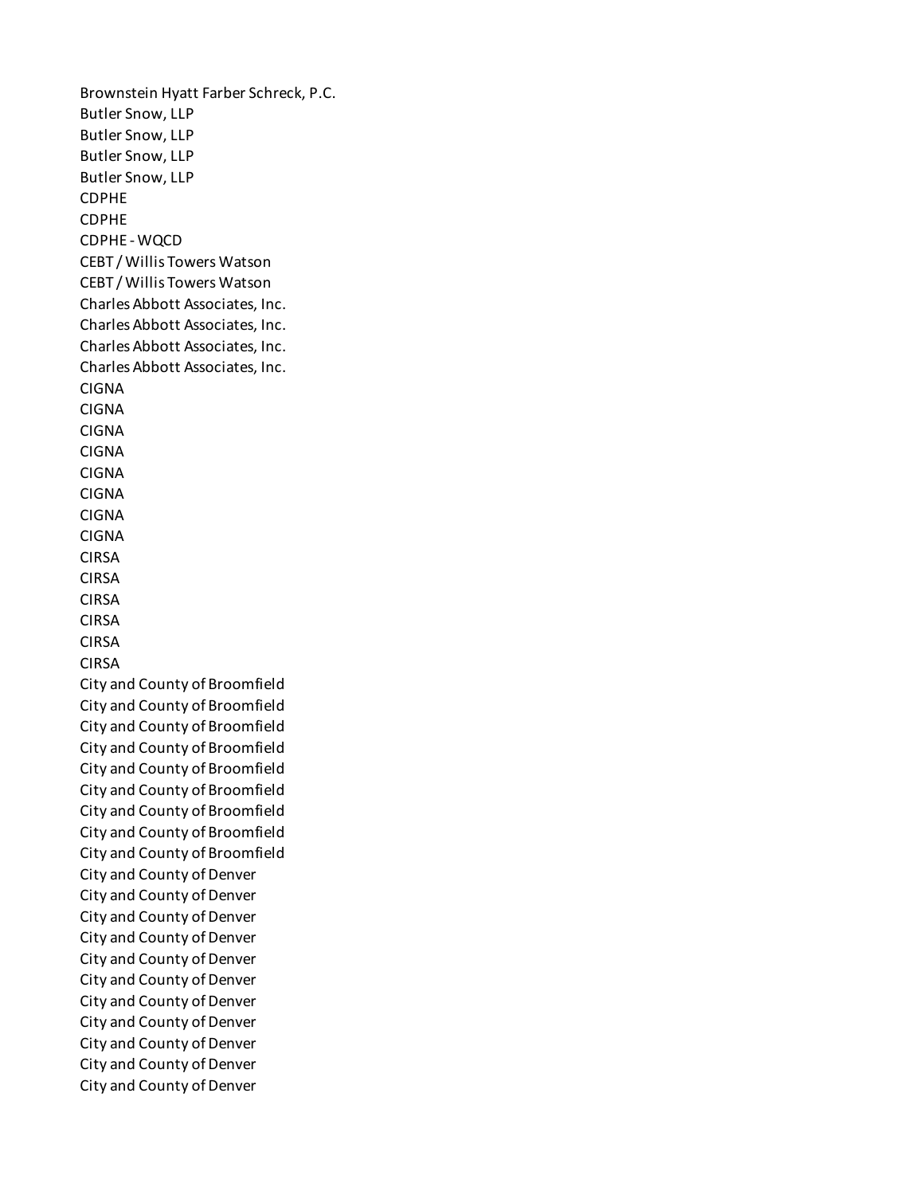Brownstein Hyatt Farber Schreck, P.C.
Butler Snow, LLP
Butler Snow, LLP
Butler Snow, LLP
Butler Snow, LLP
CDPHE
CDPHE
CDPHE - WQCD
CEBT / Willis Towers Watson
CEBT / Willis Towers Watson
Charles Abbott Associates, Inc.
Charles Abbott Associates, Inc.
Charles Abbott Associates, Inc.
Charles Abbott Associates, Inc.
CIGNA
CIGNA
CIGNA
CIGNA
CIGNA
CIGNA
CIGNA
CIGNA
CIRSA
CIRSA
CIRSA
CIRSA
CIRSA
CIRSA
City and County of Broomfield
City and County of Broomfield
City and County of Broomfield
City and County of Broomfield
City and County of Broomfield
City and County of Broomfield
City and County of Broomfield
City and County of Broomfield
City and County of Broomfield
City and County of Denver
City and County of Denver
City and County of Denver
City and County of Denver
City and County of Denver
City and County of Denver
City and County of Denver
City and County of Denver
City and County of Denver
City and County of Denver
City and County of Denver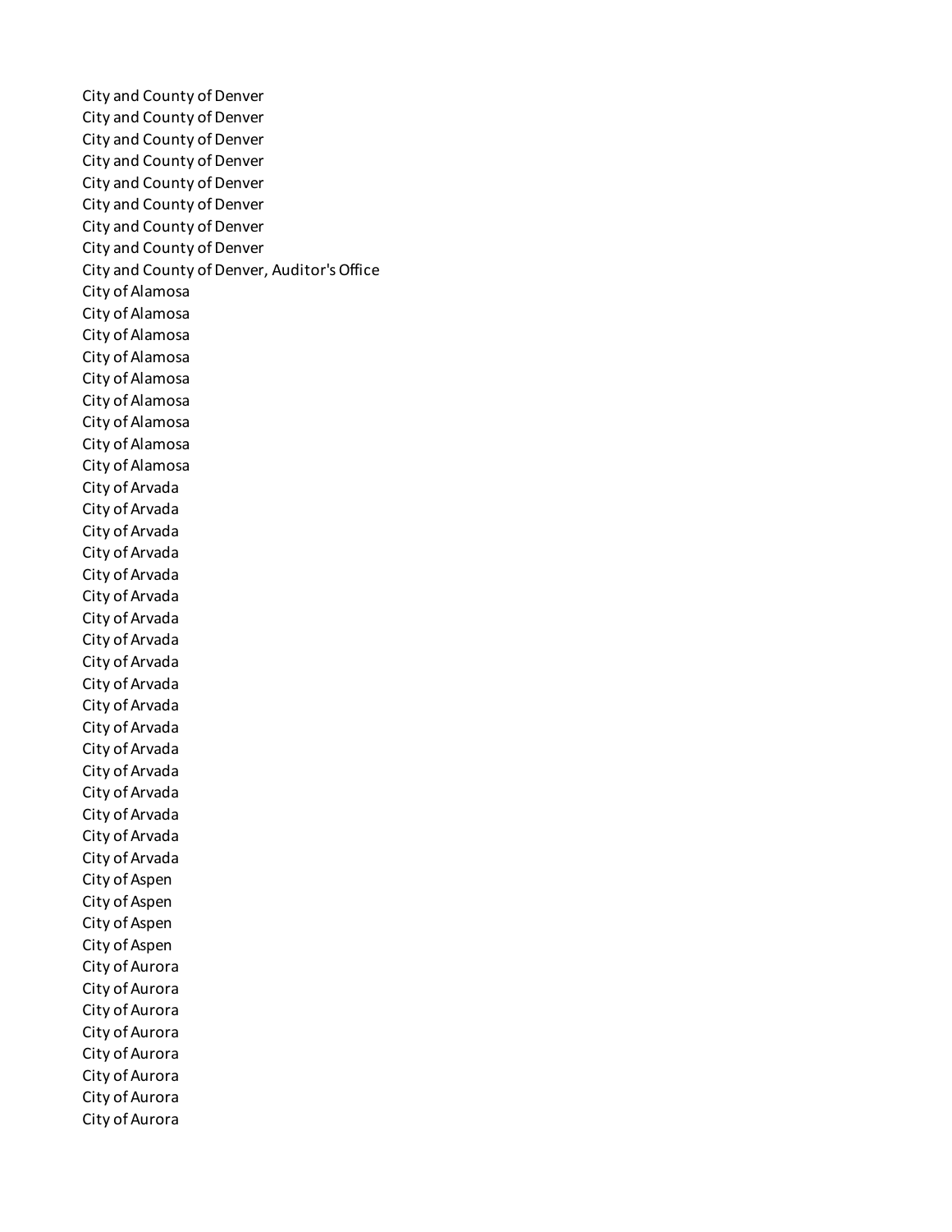City and County of Denver
City and County of Denver
City and County of Denver
City and County of Denver
City and County of Denver
City and County of Denver
City and County of Denver
City and County of Denver
City and County of Denver, Auditor's Office
City of Alamosa
City of Alamosa
City of Alamosa
City of Alamosa
City of Alamosa
City of Alamosa
City of Alamosa
City of Alamosa
City of Alamosa
City of Arvada
City of Arvada
City of Arvada
City of Arvada
City of Arvada
City of Arvada
City of Arvada
City of Arvada
City of Arvada
City of Arvada
City of Arvada
City of Arvada
City of Arvada
City of Arvada
City of Arvada
City of Arvada
City of Arvada
City of Arvada
City of Aspen
City of Aspen
City of Aspen
City of Aspen
City of Aurora
City of Aurora
City of Aurora
City of Aurora
City of Aurora
City of Aurora
City of Aurora
City of Aurora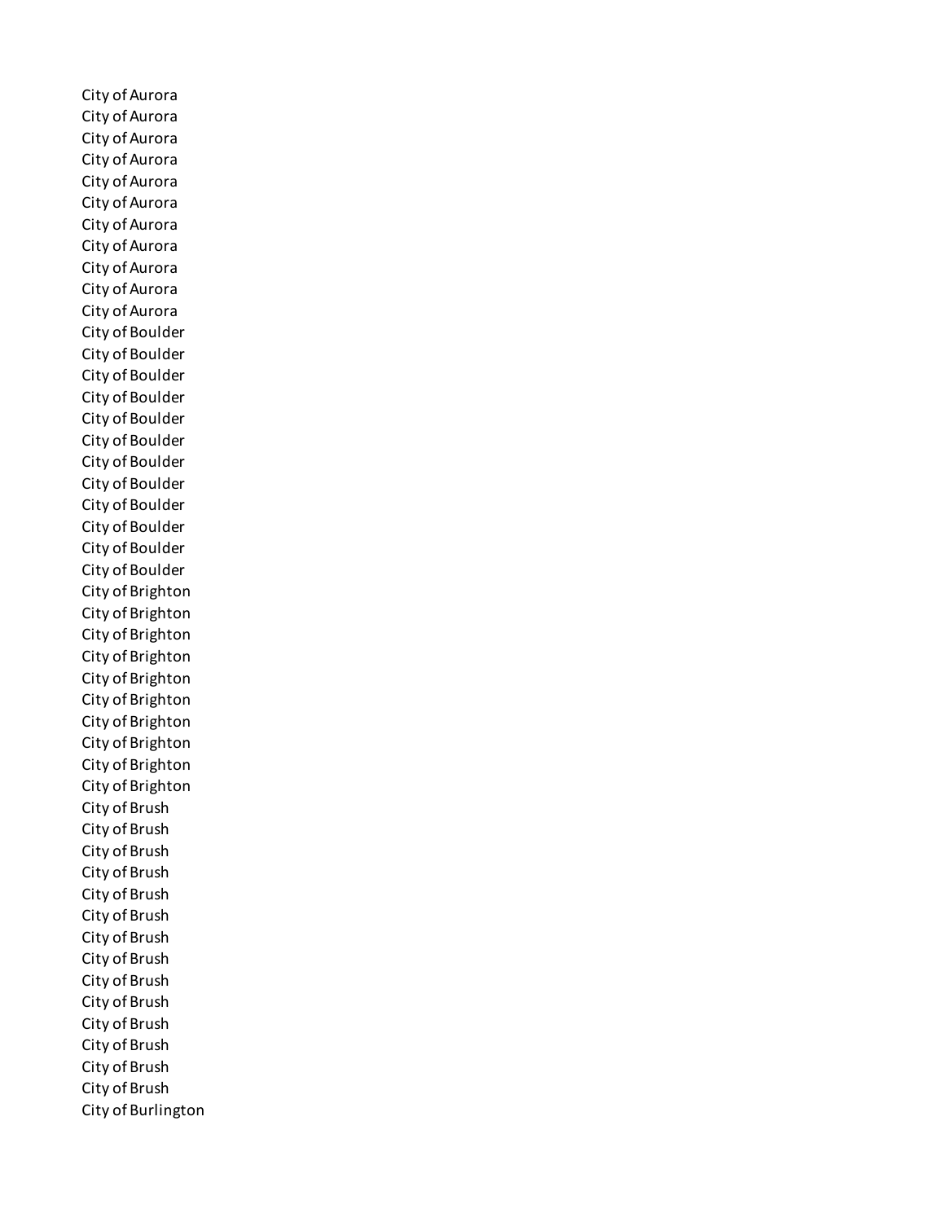City of Aurora
City of Aurora
City of Aurora
City of Aurora
City of Aurora
City of Aurora
City of Aurora
City of Aurora
City of Aurora
City of Aurora
City of Aurora
City of Boulder
City of Boulder
City of Boulder
City of Boulder
City of Boulder
City of Boulder
City of Boulder
City of Boulder
City of Boulder
City of Boulder
City of Boulder
City of Boulder
City of Brighton
City of Brighton
City of Brighton
City of Brighton
City of Brighton
City of Brighton
City of Brighton
City of Brighton
City of Brighton
City of Brighton
City of Brush
City of Brush
City of Brush
City of Brush
City of Brush
City of Brush
City of Brush
City of Brush
City of Brush
City of Brush
City of Brush
City of Brush
City of Brush
City of Brush
City of Burlington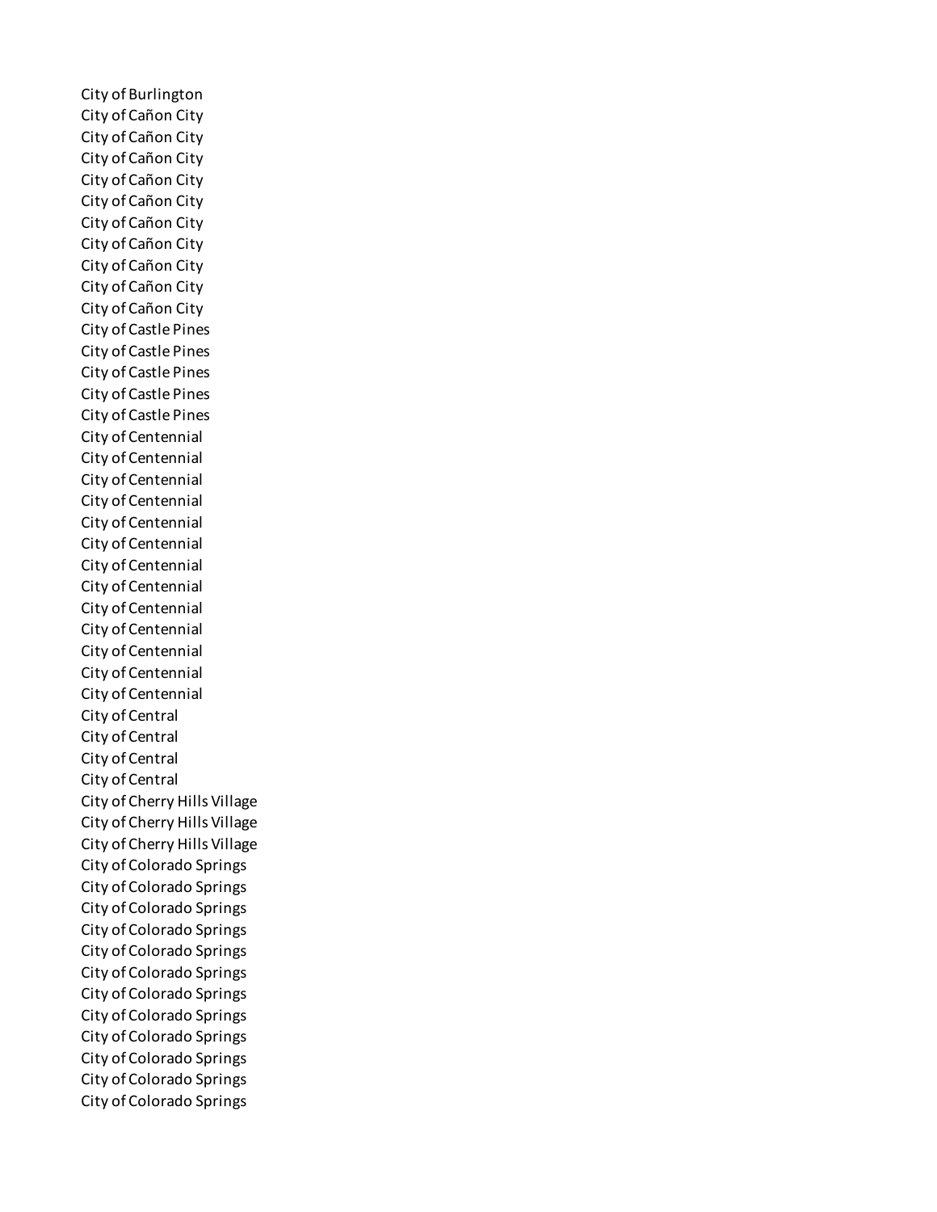City of Burlington
City of Cañon City
City of Cañon City
City of Cañon City
City of Cañon City
City of Cañon City
City of Cañon City
City of Cañon City
City of Cañon City
City of Cañon City
City of Cañon City
City of Castle Pines
City of Castle Pines
City of Castle Pines
City of Castle Pines
City of Castle Pines
City of Centennial
City of Centennial
City of Centennial
City of Centennial
City of Centennial
City of Centennial
City of Centennial
City of Centennial
City of Centennial
City of Centennial
City of Centennial
City of Centennial
City of Centennial
City of Central
City of Central
City of Central
City of Central
City of Cherry Hills Village
City of Cherry Hills Village
City of Cherry Hills Village
City of Colorado Springs
City of Colorado Springs
City of Colorado Springs
City of Colorado Springs
City of Colorado Springs
City of Colorado Springs
City of Colorado Springs
City of Colorado Springs
City of Colorado Springs
City of Colorado Springs
City of Colorado Springs
City of Colorado Springs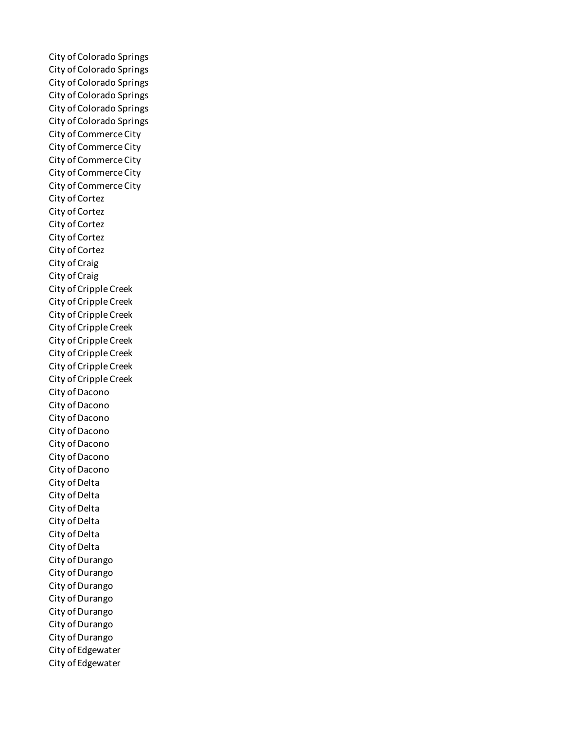City of Colorado Springs
City of Colorado Springs
City of Colorado Springs
City of Colorado Springs
City of Colorado Springs
City of Colorado Springs
City of Commerce City
City of Commerce City
City of Commerce City
City of Commerce City
City of Commerce City
City of Cortez
City of Cortez
City of Cortez
City of Cortez
City of Cortez
City of Craig
City of Craig
City of Cripple Creek
City of Cripple Creek
City of Cripple Creek
City of Cripple Creek
City of Cripple Creek
City of Cripple Creek
City of Cripple Creek
City of Cripple Creek
City of Dacono
City of Dacono
City of Dacono
City of Dacono
City of Dacono
City of Dacono
City of Dacono
City of Delta
City of Delta
City of Delta
City of Delta
City of Delta
City of Delta
City of Durango
City of Durango
City of Durango
City of Durango
City of Durango
City of Durango
City of Durango
City of Edgewater
City of Edgewater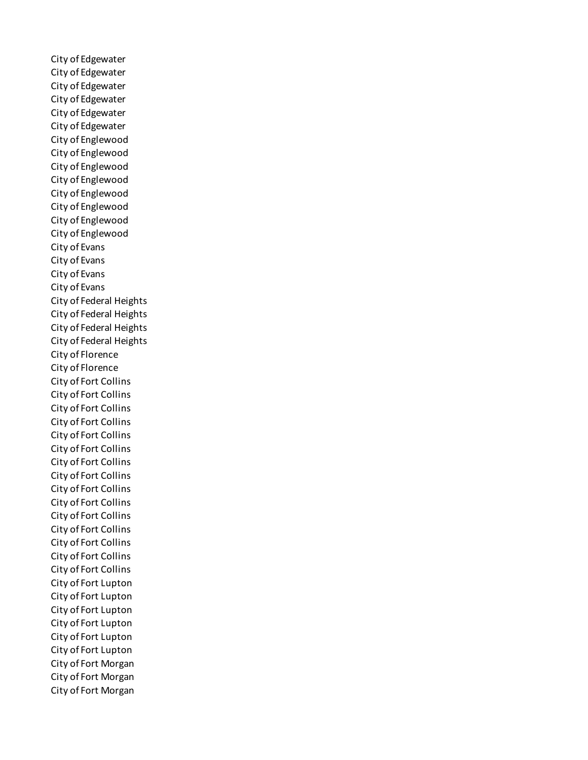City of Edgewater
City of Edgewater
City of Edgewater
City of Edgewater
City of Edgewater
City of Edgewater
City of Englewood
City of Englewood
City of Englewood
City of Englewood
City of Englewood
City of Englewood
City of Englewood
City of Englewood
City of Evans
City of Evans
City of Evans
City of Evans
City of Federal Heights
City of Federal Heights
City of Federal Heights
City of Federal Heights
City of Florence
City of Florence
City of Fort Collins
City of Fort Collins
City of Fort Collins
City of Fort Collins
City of Fort Collins
City of Fort Collins
City of Fort Collins
City of Fort Collins
City of Fort Collins
City of Fort Collins
City of Fort Collins
City of Fort Collins
City of Fort Collins
City of Fort Collins
City of Fort Collins
City of Fort Lupton
City of Fort Lupton
City of Fort Lupton
City of Fort Lupton
City of Fort Lupton
City of Fort Lupton
City of Fort Morgan
City of Fort Morgan
City of Fort Morgan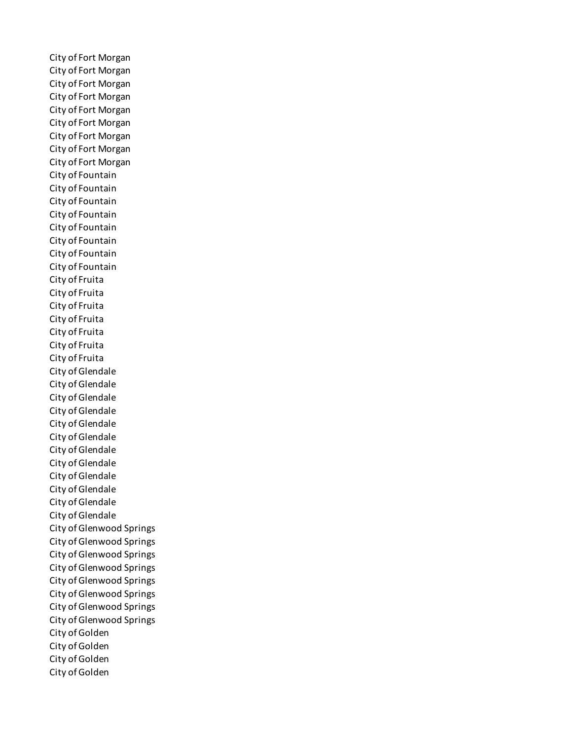City of Fort Morgan
City of Fort Morgan
City of Fort Morgan
City of Fort Morgan
City of Fort Morgan
City of Fort Morgan
City of Fort Morgan
City of Fort Morgan
City of Fort Morgan
City of Fountain
City of Fountain
City of Fountain
City of Fountain
City of Fountain
City of Fountain
City of Fountain
City of Fountain
City of Fruita
City of Fruita
City of Fruita
City of Fruita
City of Fruita
City of Fruita
City of Fruita
City of Glendale
City of Glendale
City of Glendale
City of Glendale
City of Glendale
City of Glendale
City of Glendale
City of Glendale
City of Glendale
City of Glendale
City of Glendale
City of Glendale
City of Glenwood Springs
City of Glenwood Springs
City of Glenwood Springs
City of Glenwood Springs
City of Glenwood Springs
City of Glenwood Springs
City of Glenwood Springs
City of Glenwood Springs
City of Golden
City of Golden
City of Golden
City of Golden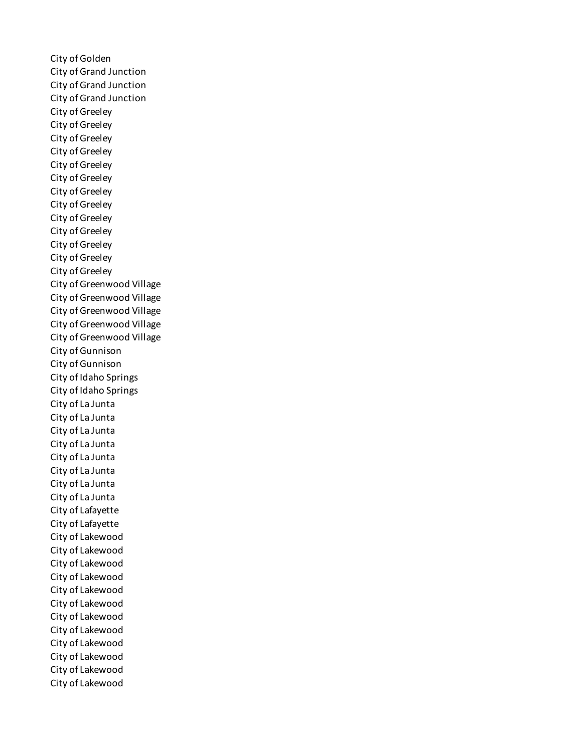City of Golden
City of Grand Junction
City of Grand Junction
City of Grand Junction
City of Greeley
City of Greeley
City of Greeley
City of Greeley
City of Greeley
City of Greeley
City of Greeley
City of Greeley
City of Greeley
City of Greeley
City of Greeley
City of Greeley
City of Greeley
City of Greenwood Village
City of Greenwood Village
City of Greenwood Village
City of Greenwood Village
City of Greenwood Village
City of Gunnison
City of Gunnison
City of Idaho Springs
City of Idaho Springs
City of La Junta
City of La Junta
City of La Junta
City of La Junta
City of La Junta
City of La Junta
City of La Junta
City of La Junta
City of Lafayette
City of Lafayette
City of Lakewood
City of Lakewood
City of Lakewood
City of Lakewood
City of Lakewood
City of Lakewood
City of Lakewood
City of Lakewood
City of Lakewood
City of Lakewood
City of Lakewood
City of Lakewood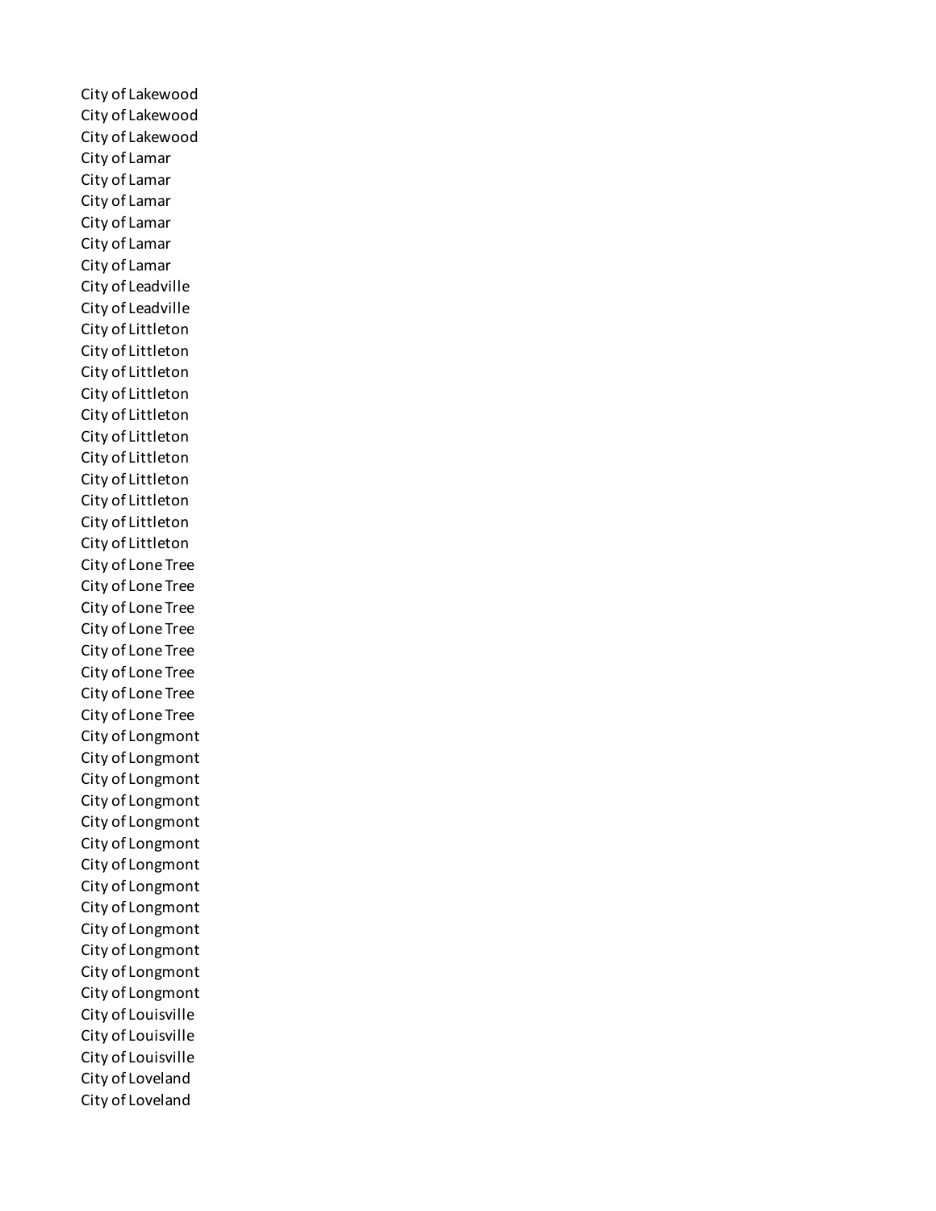City of Lakewood
City of Lakewood
City of Lakewood
City of Lamar
City of Lamar
City of Lamar
City of Lamar
City of Lamar
City of Lamar
City of Leadville
City of Leadville
City of Littleton
City of Littleton
City of Littleton
City of Littleton
City of Littleton
City of Littleton
City of Littleton
City of Littleton
City of Littleton
City of Littleton
City of Littleton
City of Lone Tree
City of Lone Tree
City of Lone Tree
City of Lone Tree
City of Lone Tree
City of Lone Tree
City of Lone Tree
City of Lone Tree
City of Longmont
City of Longmont
City of Longmont
City of Longmont
City of Longmont
City of Longmont
City of Longmont
City of Longmont
City of Longmont
City of Longmont
City of Longmont
City of Longmont
City of Longmont
City of Louisville
City of Louisville
City of Louisville
City of Loveland
City of Loveland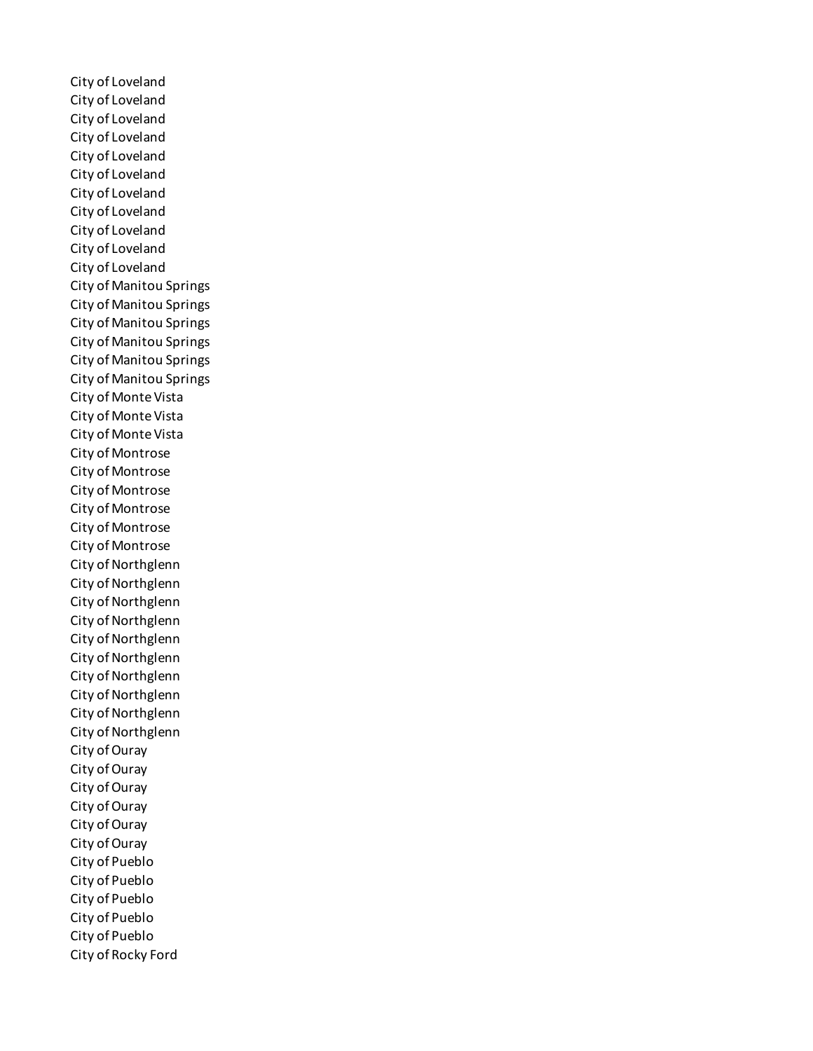City of Loveland
City of Loveland
City of Loveland
City of Loveland
City of Loveland
City of Loveland
City of Loveland
City of Loveland
City of Loveland
City of Loveland
City of Loveland
City of Manitou Springs
City of Manitou Springs
City of Manitou Springs
City of Manitou Springs
City of Manitou Springs
City of Manitou Springs
City of Monte Vista
City of Monte Vista
City of Monte Vista
City of Montrose
City of Montrose
City of Montrose
City of Montrose
City of Montrose
City of Montrose
City of Northglenn
City of Northglenn
City of Northglenn
City of Northglenn
City of Northglenn
City of Northglenn
City of Northglenn
City of Northglenn
City of Northglenn
City of Northglenn
City of Ouray
City of Ouray
City of Ouray
City of Ouray
City of Ouray
City of Ouray
City of Pueblo
City of Pueblo
City of Pueblo
City of Pueblo
City of Pueblo
City of Rocky Ford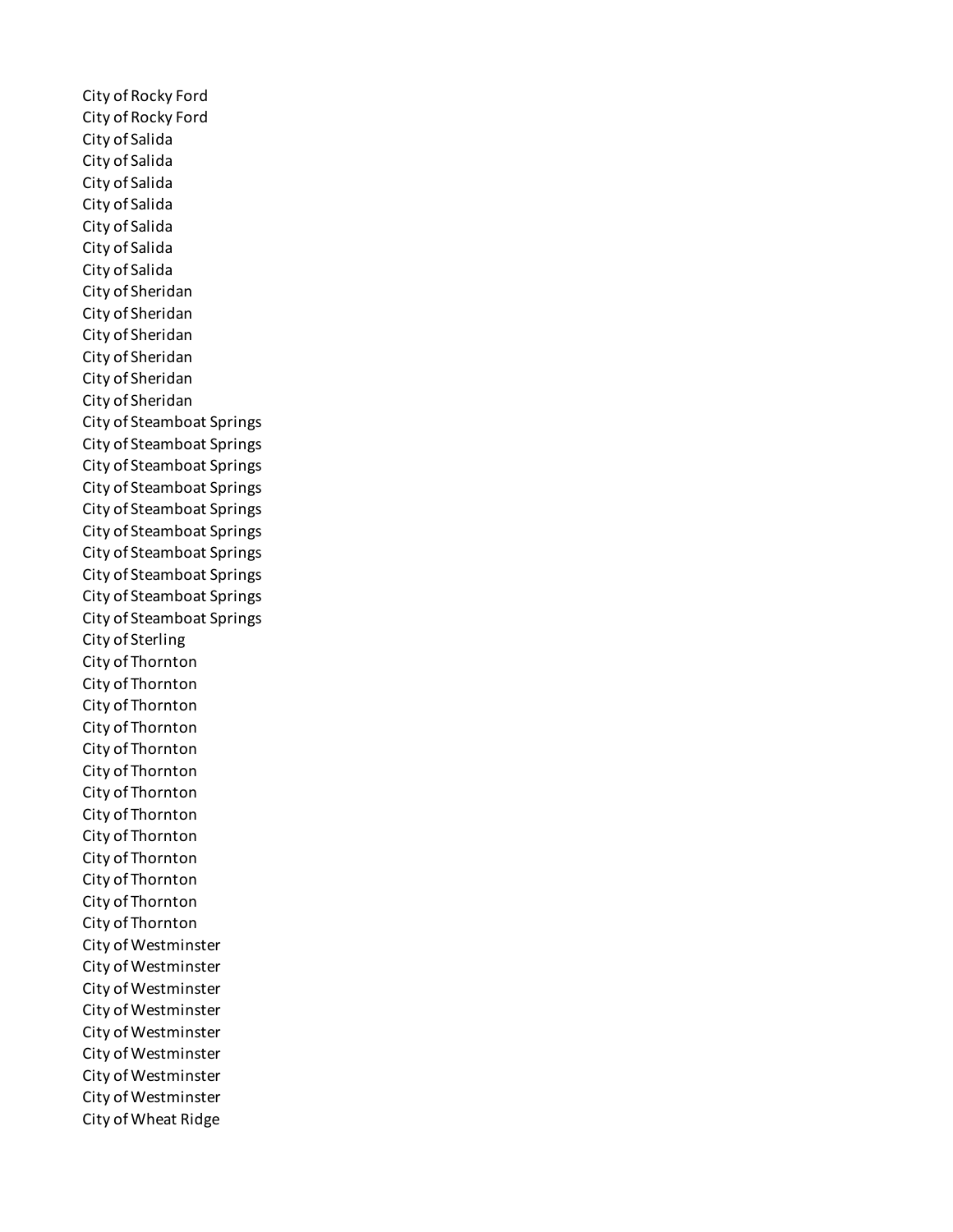City of Rocky Ford
City of Rocky Ford
City of Salida
City of Salida
City of Salida
City of Salida
City of Salida
City of Salida
City of Salida
City of Sheridan
City of Sheridan
City of Sheridan
City of Sheridan
City of Sheridan
City of Sheridan
City of Steamboat Springs
City of Steamboat Springs
City of Steamboat Springs
City of Steamboat Springs
City of Steamboat Springs
City of Steamboat Springs
City of Steamboat Springs
City of Steamboat Springs
City of Steamboat Springs
City of Steamboat Springs
City of Sterling
City of Thornton
City of Thornton
City of Thornton
City of Thornton
City of Thornton
City of Thornton
City of Thornton
City of Thornton
City of Thornton
City of Thornton
City of Thornton
City of Thornton
City of Thornton
City of Westminster
City of Westminster
City of Westminster
City of Westminster
City of Westminster
City of Westminster
City of Westminster
City of Westminster
City of Wheat Ridge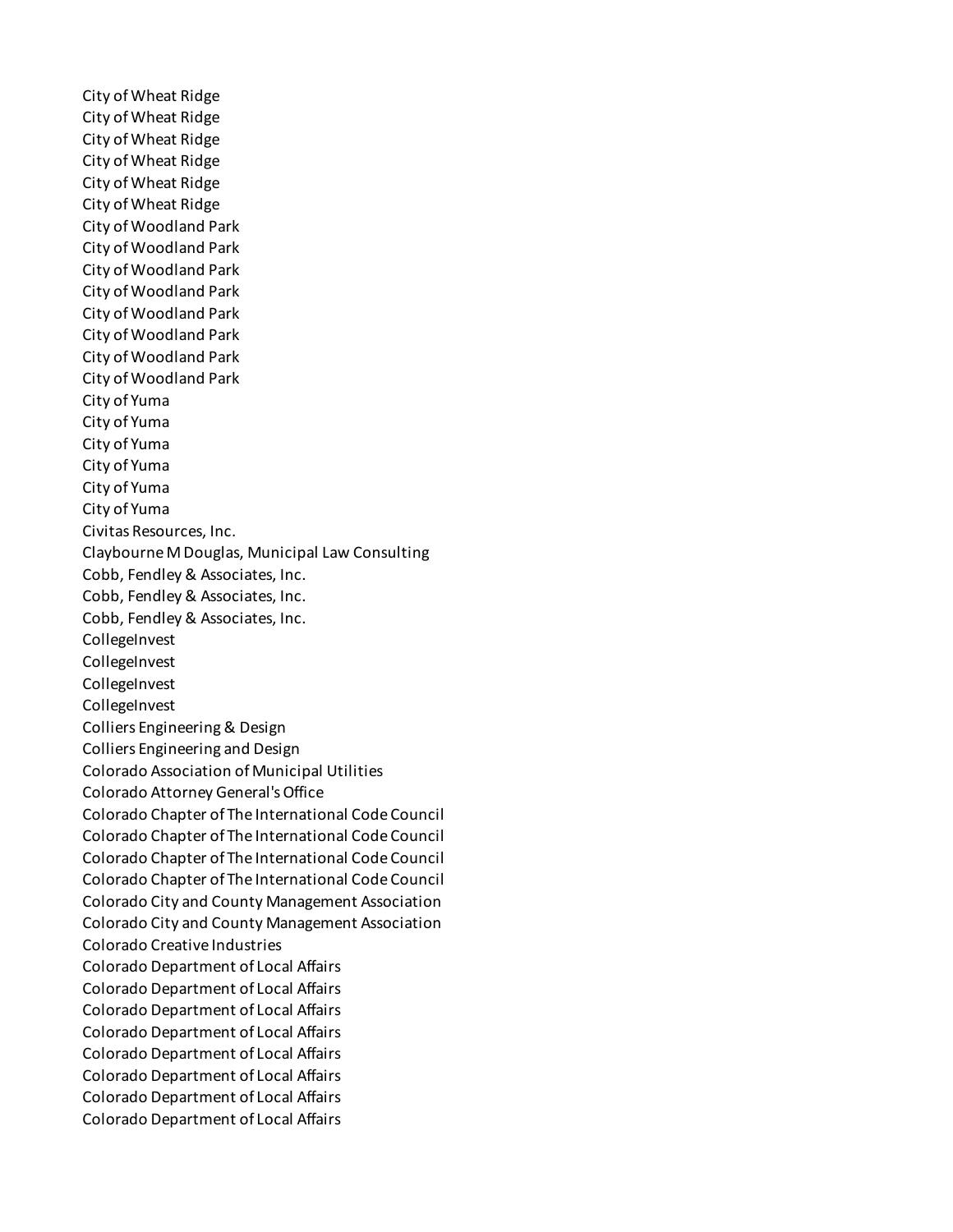City of Wheat Ridge
City of Wheat Ridge
City of Wheat Ridge
City of Wheat Ridge
City of Wheat Ridge
City of Wheat Ridge
City of Woodland Park
City of Woodland Park
City of Woodland Park
City of Woodland Park
City of Woodland Park
City of Woodland Park
City of Woodland Park
City of Woodland Park
City of Yuma
City of Yuma
City of Yuma
City of Yuma
City of Yuma
City of Yuma
Civitas Resources, Inc.
Claybourne M Douglas, Municipal Law Consulting
Cobb, Fendley & Associates, Inc.
Cobb, Fendley & Associates, Inc.
Cobb, Fendley & Associates, Inc.
CollegeInvest
CollegeInvest
CollegeInvest
CollegeInvest
Colliers Engineering & Design
Colliers Engineering and Design
Colorado Association of Municipal Utilities
Colorado Attorney General's Office
Colorado Chapter of The International Code Council
Colorado Chapter of The International Code Council
Colorado Chapter of The International Code Council
Colorado Chapter of The International Code Council
Colorado City and County Management Association
Colorado City and County Management Association
Colorado Creative Industries
Colorado Department of Local Affairs
Colorado Department of Local Affairs
Colorado Department of Local Affairs
Colorado Department of Local Affairs
Colorado Department of Local Affairs
Colorado Department of Local Affairs
Colorado Department of Local Affairs
Colorado Department of Local Affairs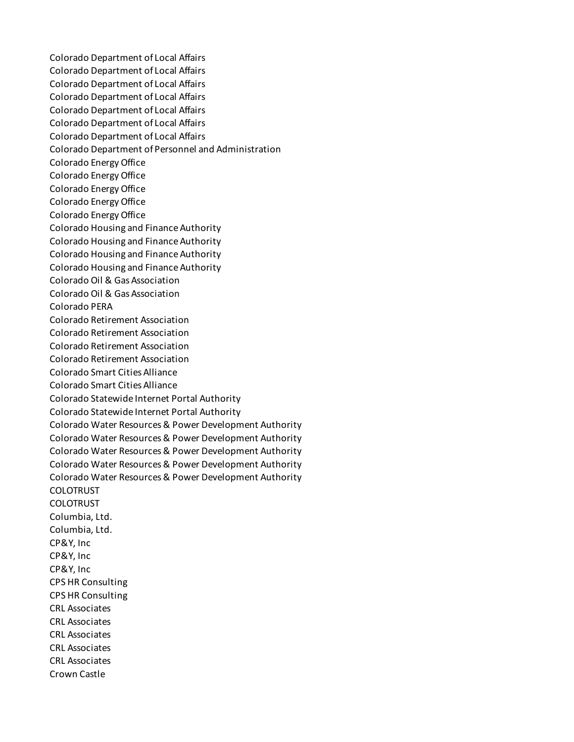Colorado Department of Local Affairs
Colorado Department of Local Affairs
Colorado Department of Local Affairs
Colorado Department of Local Affairs
Colorado Department of Local Affairs
Colorado Department of Local Affairs
Colorado Department of Local Affairs
Colorado Department of Personnel and Administration
Colorado Energy Office
Colorado Energy Office
Colorado Energy Office
Colorado Energy Office
Colorado Energy Office
Colorado Housing and Finance Authority
Colorado Housing and Finance Authority
Colorado Housing and Finance Authority
Colorado Housing and Finance Authority
Colorado Oil & Gas Association
Colorado Oil & Gas Association
Colorado PERA
Colorado Retirement Association
Colorado Retirement Association
Colorado Retirement Association
Colorado Retirement Association
Colorado Smart Cities Alliance
Colorado Smart Cities Alliance
Colorado Statewide Internet Portal Authority
Colorado Statewide Internet Portal Authority
Colorado Water Resources & Power Development Authority
Colorado Water Resources & Power Development Authority
Colorado Water Resources & Power Development Authority
Colorado Water Resources & Power Development Authority
Colorado Water Resources & Power Development Authority
COLOTRUST
COLOTRUST
Columbia, Ltd.
Columbia, Ltd.
CP&Y, Inc
CP&Y, Inc
CP&Y, Inc
CPS HR Consulting
CPS HR Consulting
CRL Associates
CRL Associates
CRL Associates
CRL Associates
CRL Associates
Crown Castle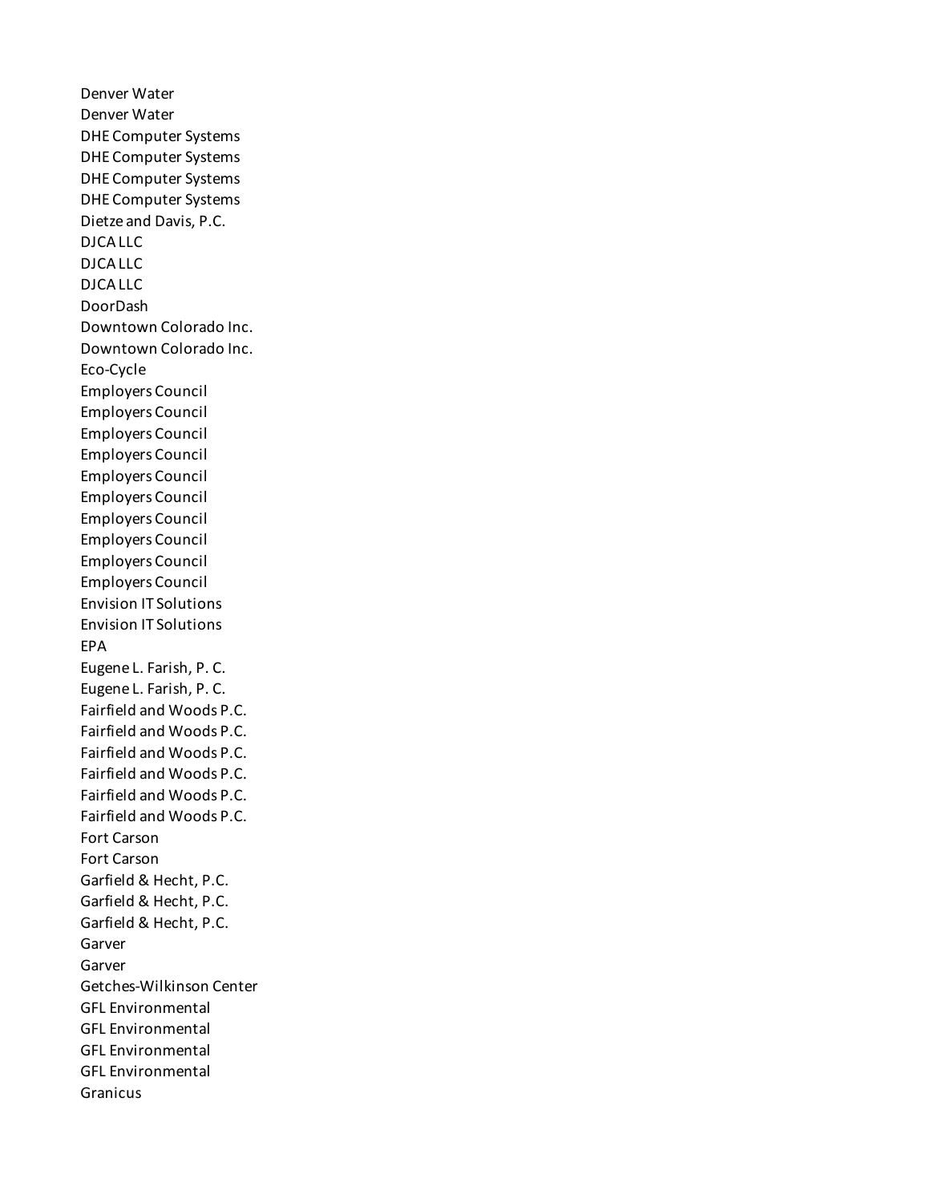Denver Water
Denver Water
DHE Computer Systems
DHE Computer Systems
DHE Computer Systems
DHE Computer Systems
Dietze and Davis, P.C.
DJCA LLC
DJCA LLC
DJCA LLC
DoorDash
Downtown Colorado Inc.
Downtown Colorado Inc.
Eco-Cycle
Employers Council
Employers Council
Employers Council
Employers Council
Employers Council
Employers Council
Employers Council
Employers Council
Employers Council
Employers Council
Envision IT Solutions
Envision IT Solutions
EPA
Eugene L. Farish, P. C.
Eugene L. Farish, P. C.
Fairfield and Woods P.C.
Fairfield and Woods P.C.
Fairfield and Woods P.C.
Fairfield and Woods P.C.
Fairfield and Woods P.C.
Fairfield and Woods P.C.
Fort Carson
Fort Carson
Garfield & Hecht, P.C.
Garfield & Hecht, P.C.
Garfield & Hecht, P.C.
Garver
Garver
Getches-Wilkinson Center
GFL Environmental
GFL Environmental
GFL Environmental
GFL Environmental
Granicus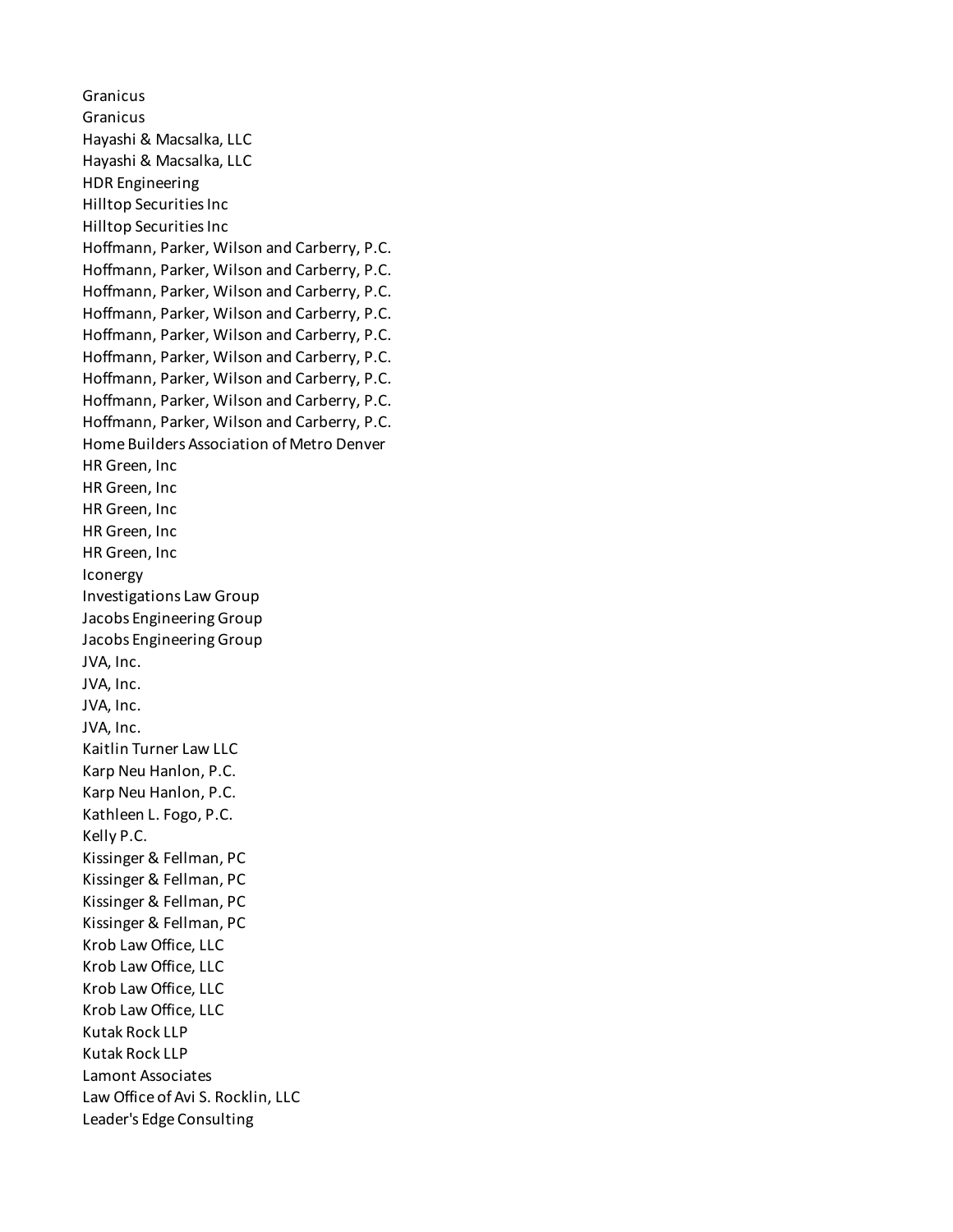Granicus
Granicus
Hayashi & Macsalka, LLC
Hayashi & Macsalka, LLC
HDR Engineering
Hilltop Securities Inc
Hilltop Securities Inc
Hoffmann, Parker, Wilson and Carberry, P.C.
Hoffmann, Parker, Wilson and Carberry, P.C.
Hoffmann, Parker, Wilson and Carberry, P.C.
Hoffmann, Parker, Wilson and Carberry, P.C.
Hoffmann, Parker, Wilson and Carberry, P.C.
Hoffmann, Parker, Wilson and Carberry, P.C.
Hoffmann, Parker, Wilson and Carberry, P.C.
Hoffmann, Parker, Wilson and Carberry, P.C.
Hoffmann, Parker, Wilson and Carberry, P.C.
Home Builders Association of Metro Denver
HR Green, Inc
HR Green, Inc
HR Green, Inc
HR Green, Inc
HR Green, Inc
Iconergy
Investigations Law Group
Jacobs Engineering Group
Jacobs Engineering Group
JVA, Inc.
JVA, Inc.
JVA, Inc.
JVA, Inc.
Kaitlin Turner Law LLC
Karp Neu Hanlon, P.C.
Karp Neu Hanlon, P.C.
Kathleen L. Fogo, P.C.
Kelly P.C.
Kissinger & Fellman, PC
Kissinger & Fellman, PC
Kissinger & Fellman, PC
Kissinger & Fellman, PC
Krob Law Office, LLC
Krob Law Office, LLC
Krob Law Office, LLC
Krob Law Office, LLC
Kutak Rock LLP
Kutak Rock LLP
Lamont Associates
Law Office of Avi S. Rocklin, LLC
Leader's Edge Consulting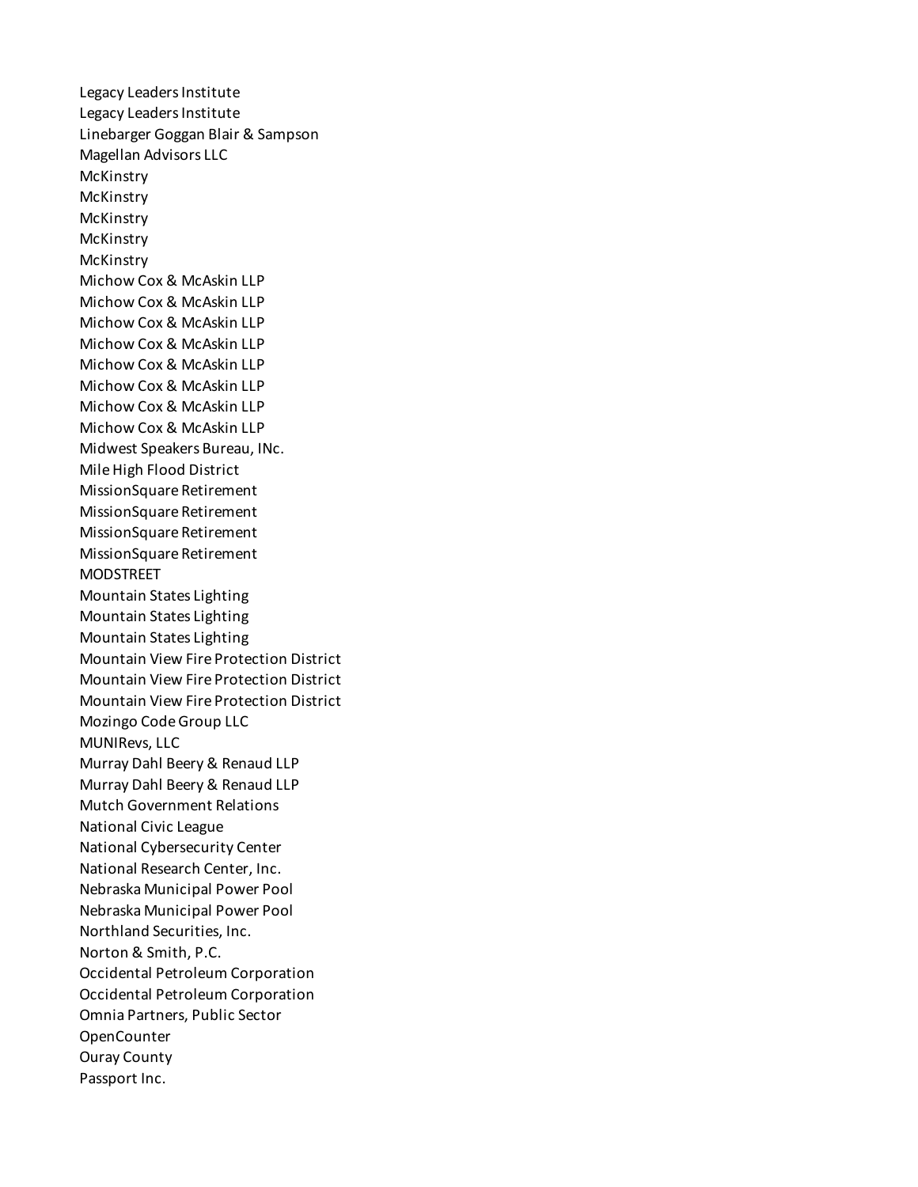Legacy Leaders Institute
Legacy Leaders Institute
Linebarger Goggan Blair & Sampson
Magellan Advisors LLC
McKinstry
McKinstry
McKinstry
McKinstry
McKinstry
Michow Cox & McAskin LLP
Michow Cox & McAskin LLP
Michow Cox & McAskin LLP
Michow Cox & McAskin LLP
Michow Cox & McAskin LLP
Michow Cox & McAskin LLP
Michow Cox & McAskin LLP
Michow Cox & McAskin LLP
Midwest Speakers Bureau, INc.
Mile High Flood District
MissionSquare Retirement
MissionSquare Retirement
MissionSquare Retirement
MissionSquare Retirement
MODSTREET
Mountain States Lighting
Mountain States Lighting
Mountain States Lighting
Mountain View Fire Protection District
Mountain View Fire Protection District
Mountain View Fire Protection District
Mozingo Code Group LLC
MUNIRevs, LLC
Murray Dahl Beery & Renaud LLP
Murray Dahl Beery & Renaud LLP
Mutch Government Relations
National Civic League
National Cybersecurity Center
National Research Center, Inc.
Nebraska Municipal Power Pool
Nebraska Municipal Power Pool
Northland Securities, Inc.
Norton & Smith, P.C.
Occidental Petroleum Corporation
Occidental Petroleum Corporation
Omnia Partners, Public Sector
OpenCounter
Ouray County
Passport Inc.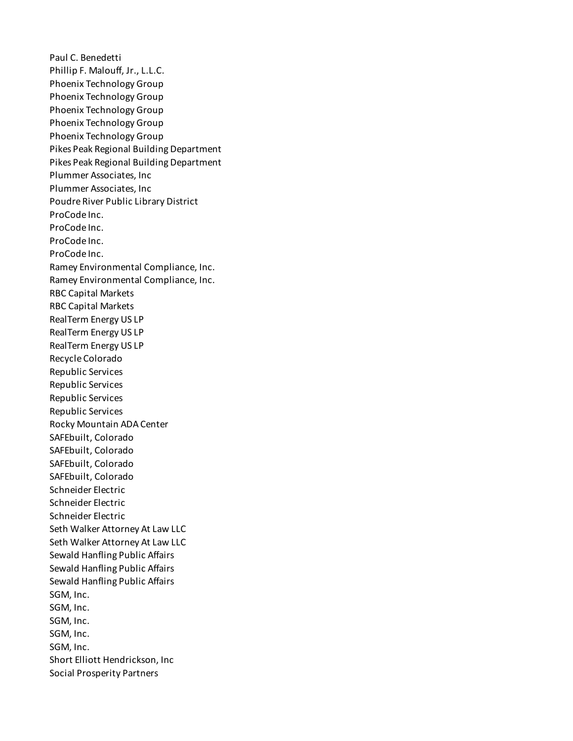Paul C. Benedetti
Phillip F. Malouff, Jr., L.L.C.
Phoenix Technology Group
Phoenix Technology Group
Phoenix Technology Group
Phoenix Technology Group
Phoenix Technology Group
Pikes Peak Regional Building Department
Pikes Peak Regional Building Department
Plummer Associates, Inc
Plummer Associates, Inc
Poudre River Public Library District
ProCode Inc.
ProCode Inc.
ProCode Inc.
ProCode Inc.
Ramey Environmental Compliance, Inc.
Ramey Environmental Compliance, Inc.
RBC Capital Markets
RBC Capital Markets
RealTerm Energy US LP
RealTerm Energy US LP
RealTerm Energy US LP
Recycle Colorado
Republic Services
Republic Services
Republic Services
Republic Services
Rocky Mountain ADA Center
SAFEbuilt, Colorado
SAFEbuilt, Colorado
SAFEbuilt, Colorado
SAFEbuilt, Colorado
Schneider Electric
Schneider Electric
Schneider Electric
Seth Walker Attorney At Law LLC
Seth Walker Attorney At Law LLC
Sewald Hanfling Public Affairs
Sewald Hanfling Public Affairs
Sewald Hanfling Public Affairs
SGM, Inc.
SGM, Inc.
SGM, Inc.
SGM, Inc.
SGM, Inc.
Short Elliott Hendrickson, Inc
Social Prosperity Partners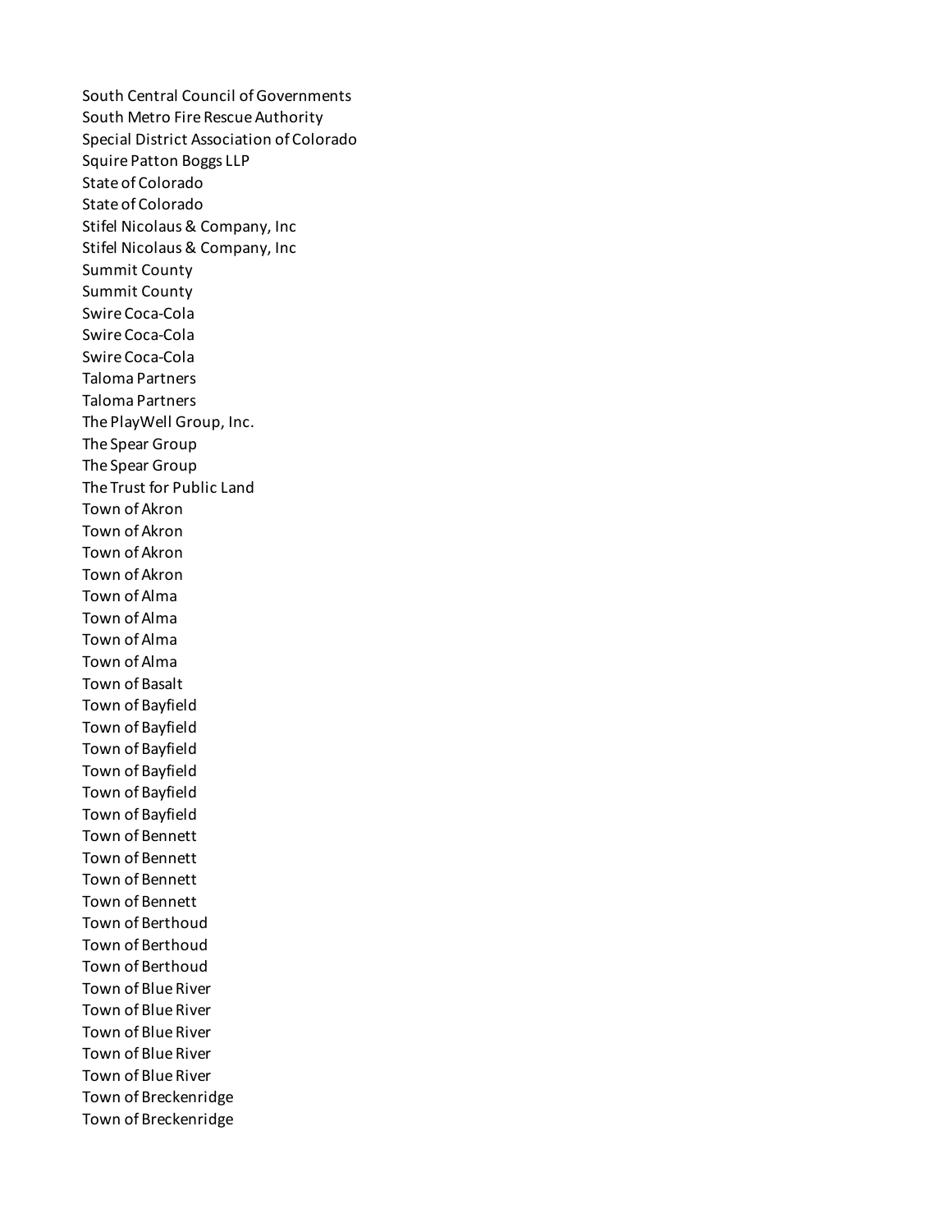South Central Council of Governments
South Metro Fire Rescue Authority
Special District Association of Colorado
Squire Patton Boggs LLP
State of Colorado
State of Colorado
Stifel Nicolaus & Company, Inc
Stifel Nicolaus & Company, Inc
Summit County
Summit County
Swire Coca-Cola
Swire Coca-Cola
Swire Coca-Cola
Taloma Partners
Taloma Partners
The PlayWell Group, Inc.
The Spear Group
The Spear Group
The Trust for Public Land
Town of Akron
Town of Akron
Town of Akron
Town of Akron
Town of Alma
Town of Alma
Town of Alma
Town of Alma
Town of Basalt
Town of Bayfield
Town of Bayfield
Town of Bayfield
Town of Bayfield
Town of Bayfield
Town of Bayfield
Town of Bennett
Town of Bennett
Town of Bennett
Town of Bennett
Town of Berthoud
Town of Berthoud
Town of Berthoud
Town of Blue River
Town of Blue River
Town of Blue River
Town of Blue River
Town of Blue River
Town of Breckenridge
Town of Breckenridge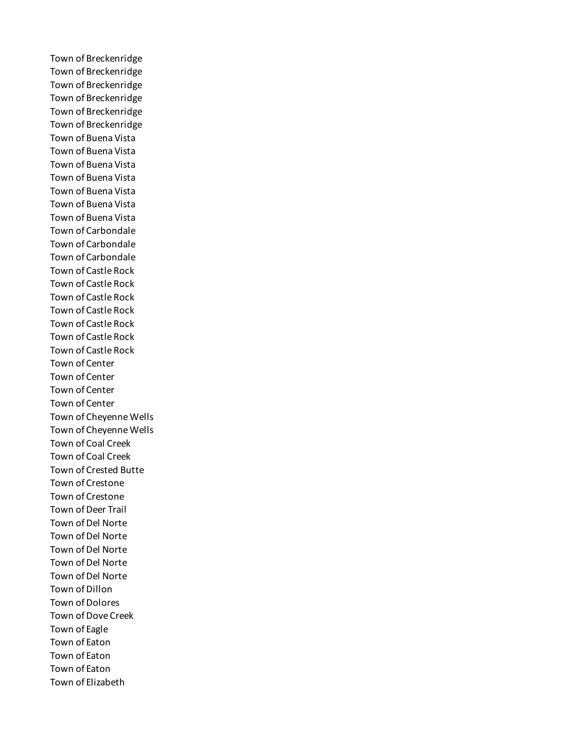Town of Breckenridge
Town of Breckenridge
Town of Breckenridge
Town of Breckenridge
Town of Breckenridge
Town of Breckenridge
Town of Buena Vista
Town of Buena Vista
Town of Buena Vista
Town of Buena Vista
Town of Buena Vista
Town of Buena Vista
Town of Buena Vista
Town of Carbondale
Town of Carbondale
Town of Carbondale
Town of Castle Rock
Town of Castle Rock
Town of Castle Rock
Town of Castle Rock
Town of Castle Rock
Town of Castle Rock
Town of Castle Rock
Town of Center
Town of Center
Town of Center
Town of Center
Town of Cheyenne Wells
Town of Cheyenne Wells
Town of Coal Creek
Town of Coal Creek
Town of Crested Butte
Town of Crestone
Town of Crestone
Town of Deer Trail
Town of Del Norte
Town of Del Norte
Town of Del Norte
Town of Del Norte
Town of Del Norte
Town of Dillon
Town of Dolores
Town of Dove Creek
Town of Eagle
Town of Eaton
Town of Eaton
Town of Eaton
Town of Elizabeth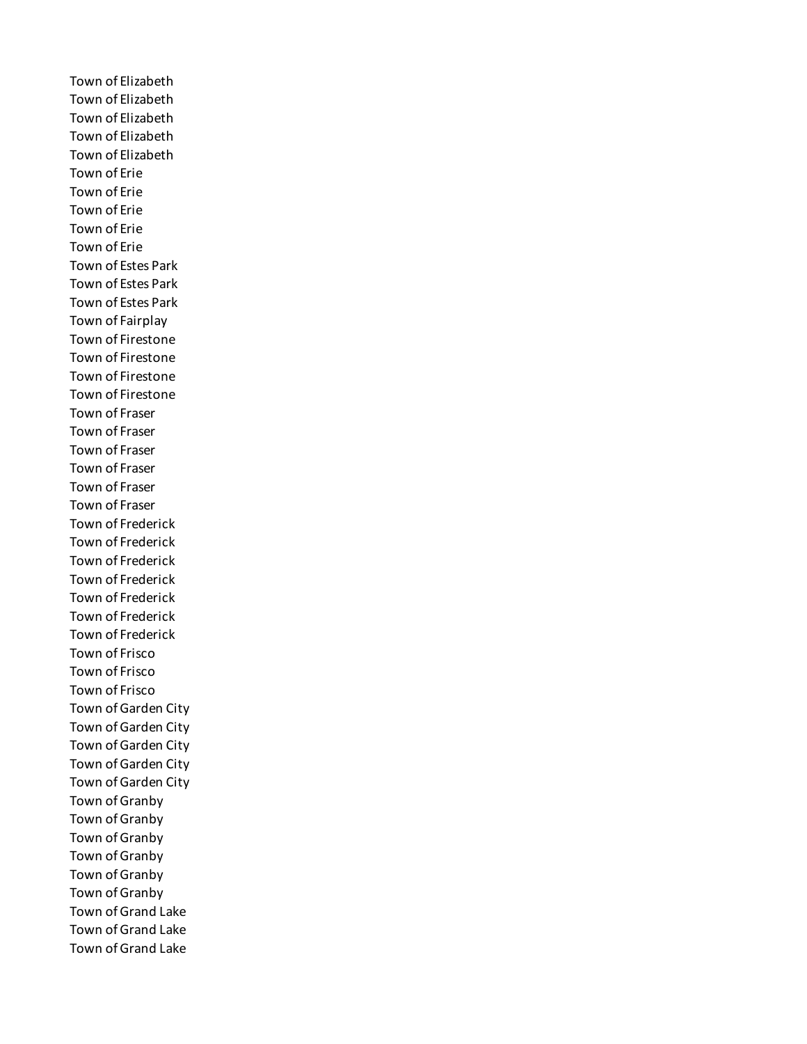Town of Elizabeth
Town of Elizabeth
Town of Elizabeth
Town of Elizabeth
Town of Elizabeth
Town of Erie
Town of Erie
Town of Erie
Town of Erie
Town of Erie
Town of Estes Park
Town of Estes Park
Town of Estes Park
Town of Fairplay
Town of Firestone
Town of Firestone
Town of Firestone
Town of Firestone
Town of Fraser
Town of Fraser
Town of Fraser
Town of Fraser
Town of Fraser
Town of Fraser
Town of Frederick
Town of Frederick
Town of Frederick
Town of Frederick
Town of Frederick
Town of Frederick
Town of Frederick
Town of Frisco
Town of Frisco
Town of Frisco
Town of Garden City
Town of Garden City
Town of Garden City
Town of Garden City
Town of Garden City
Town of Granby
Town of Granby
Town of Granby
Town of Granby
Town of Granby
Town of Granby
Town of Grand Lake
Town of Grand Lake
Town of Grand Lake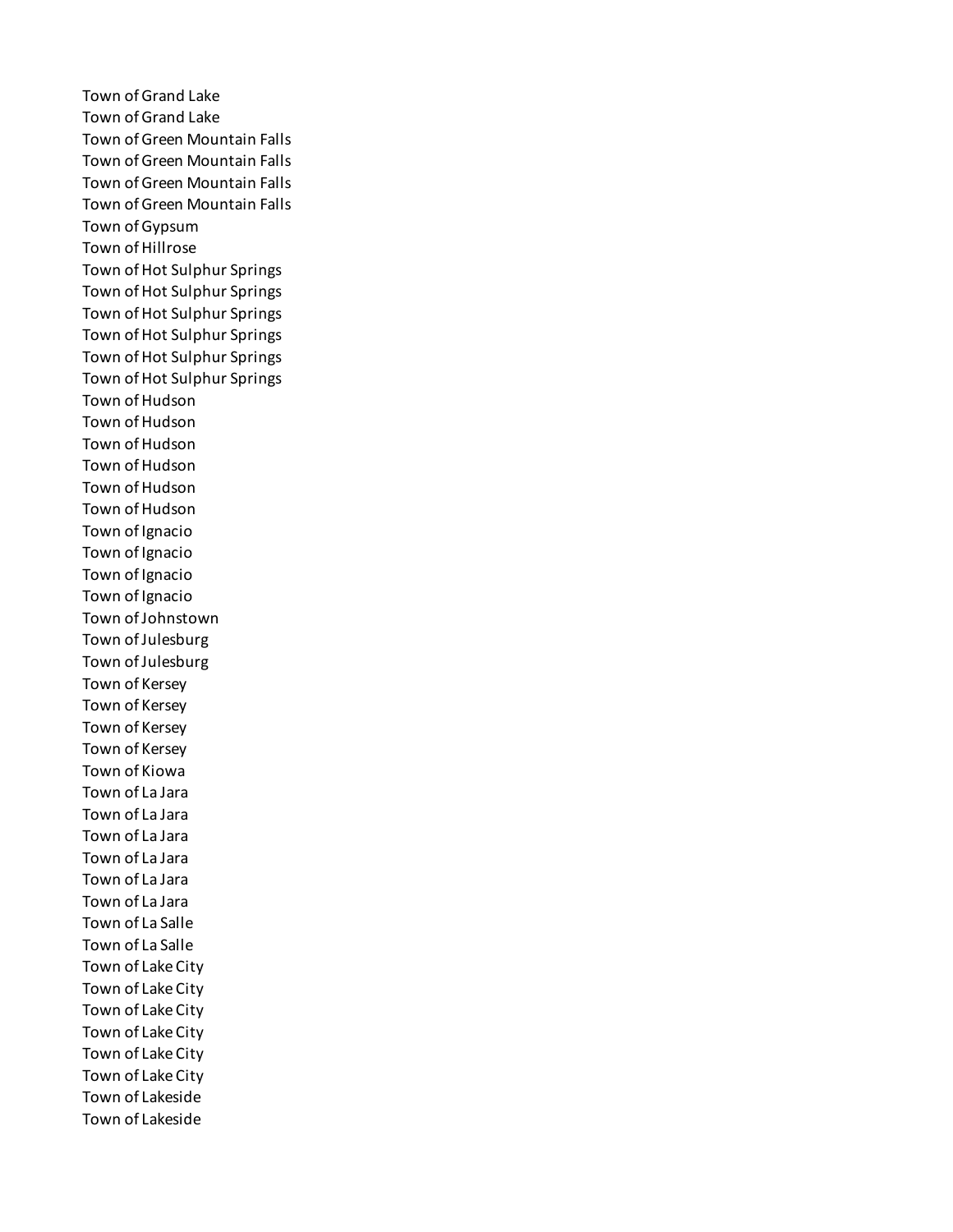Town of Grand Lake
Town of Grand Lake
Town of Green Mountain Falls
Town of Green Mountain Falls
Town of Green Mountain Falls
Town of Green Mountain Falls
Town of Gypsum
Town of Hillrose
Town of Hot Sulphur Springs
Town of Hot Sulphur Springs
Town of Hot Sulphur Springs
Town of Hot Sulphur Springs
Town of Hot Sulphur Springs
Town of Hot Sulphur Springs
Town of Hudson
Town of Hudson
Town of Hudson
Town of Hudson
Town of Hudson
Town of Hudson
Town of Ignacio
Town of Ignacio
Town of Ignacio
Town of Ignacio
Town of Johnstown
Town of Julesburg
Town of Julesburg
Town of Kersey
Town of Kersey
Town of Kersey
Town of Kersey
Town of Kiowa
Town of La Jara
Town of La Jara
Town of La Jara
Town of La Jara
Town of La Jara
Town of La Jara
Town of La Salle
Town of La Salle
Town of Lake City
Town of Lake City
Town of Lake City
Town of Lake City
Town of Lake City
Town of Lake City
Town of Lakeside
Town of Lakeside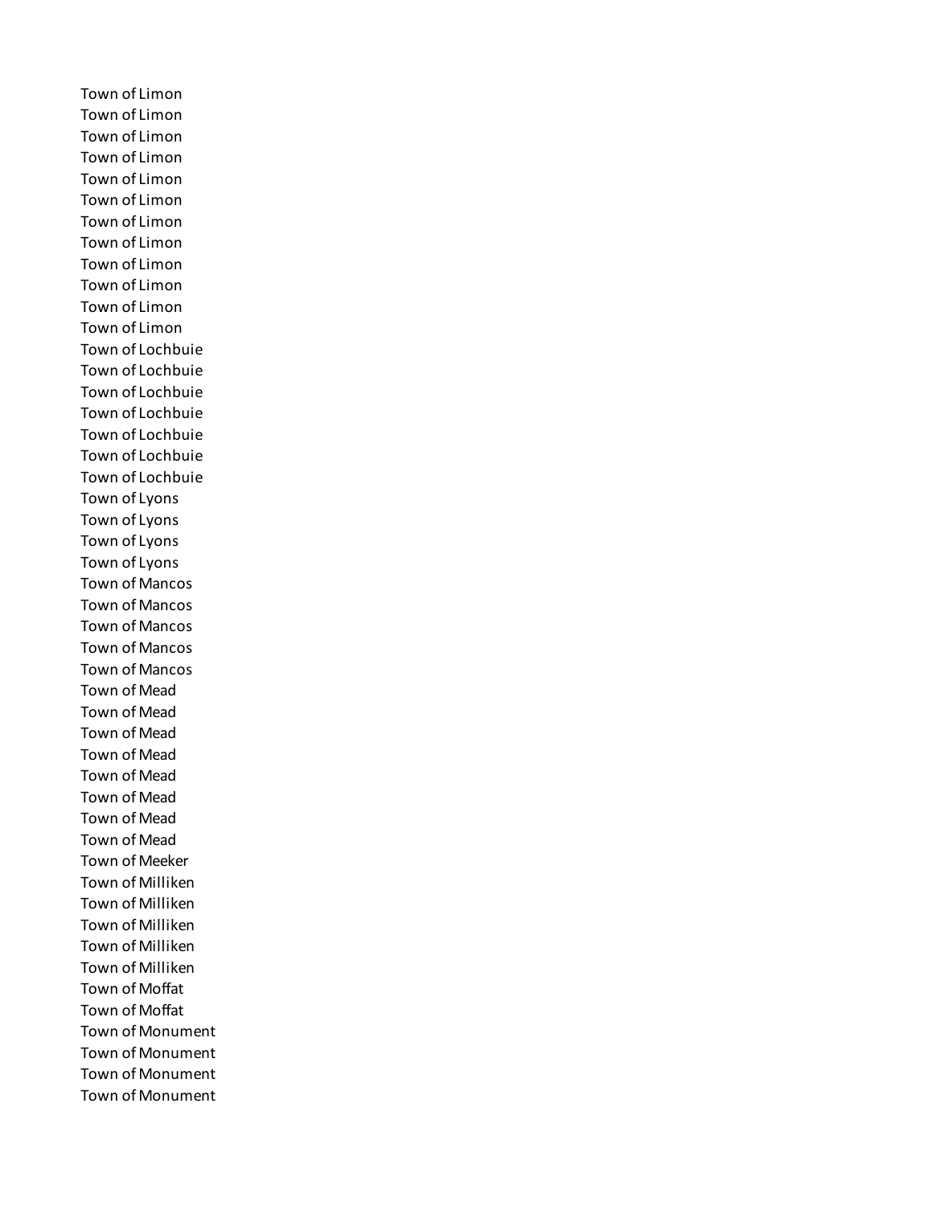Town of Limon
Town of Limon
Town of Limon
Town of Limon
Town of Limon
Town of Limon
Town of Limon
Town of Limon
Town of Limon
Town of Limon
Town of Limon
Town of Limon
Town of Lochbuie
Town of Lochbuie
Town of Lochbuie
Town of Lochbuie
Town of Lochbuie
Town of Lochbuie
Town of Lochbuie
Town of Lyons
Town of Lyons
Town of Lyons
Town of Lyons
Town of Mancos
Town of Mancos
Town of Mancos
Town of Mancos
Town of Mancos
Town of Mead
Town of Mead
Town of Mead
Town of Mead
Town of Mead
Town of Mead
Town of Mead
Town of Mead
Town of Meeker
Town of Milliken
Town of Milliken
Town of Milliken
Town of Milliken
Town of Milliken
Town of Moffat
Town of Moffat
Town of Monument
Town of Monument
Town of Monument
Town of Monument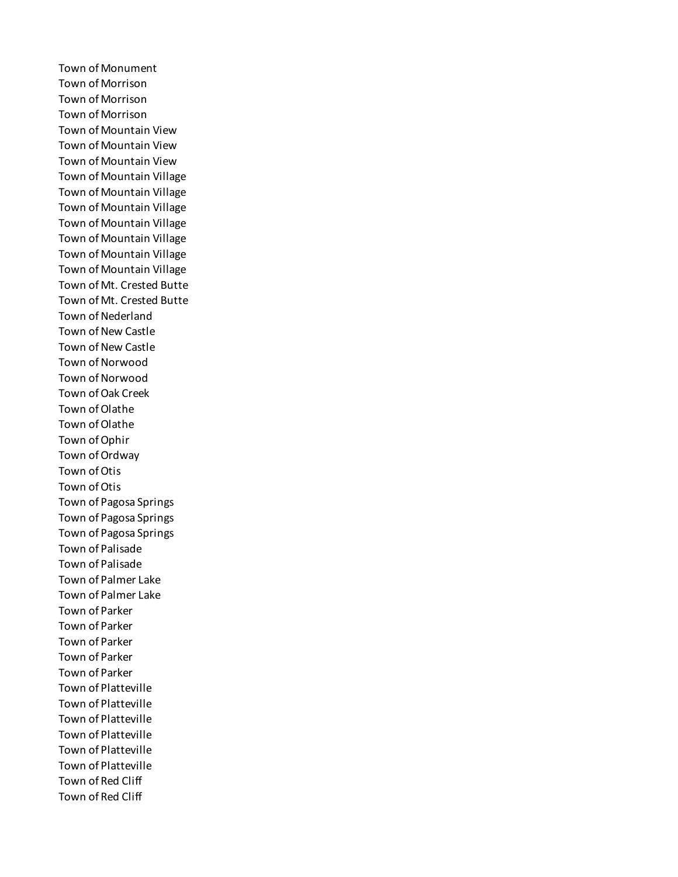Town of Monument
Town of Morrison
Town of Morrison
Town of Morrison
Town of Mountain View
Town of Mountain View
Town of Mountain View
Town of Mountain Village
Town of Mountain Village
Town of Mountain Village
Town of Mountain Village
Town of Mountain Village
Town of Mountain Village
Town of Mountain Village
Town of Mt. Crested Butte
Town of Mt. Crested Butte
Town of Nederland
Town of New Castle
Town of New Castle
Town of Norwood
Town of Norwood
Town of Oak Creek
Town of Olathe
Town of Olathe
Town of Ophir
Town of Ordway
Town of Otis
Town of Otis
Town of Pagosa Springs
Town of Pagosa Springs
Town of Pagosa Springs
Town of Palisade
Town of Palisade
Town of Palmer Lake
Town of Palmer Lake
Town of Parker
Town of Parker
Town of Parker
Town of Parker
Town of Parker
Town of Platteville
Town of Platteville
Town of Platteville
Town of Platteville
Town of Platteville
Town of Platteville
Town of Red Cliff
Town of Red Cliff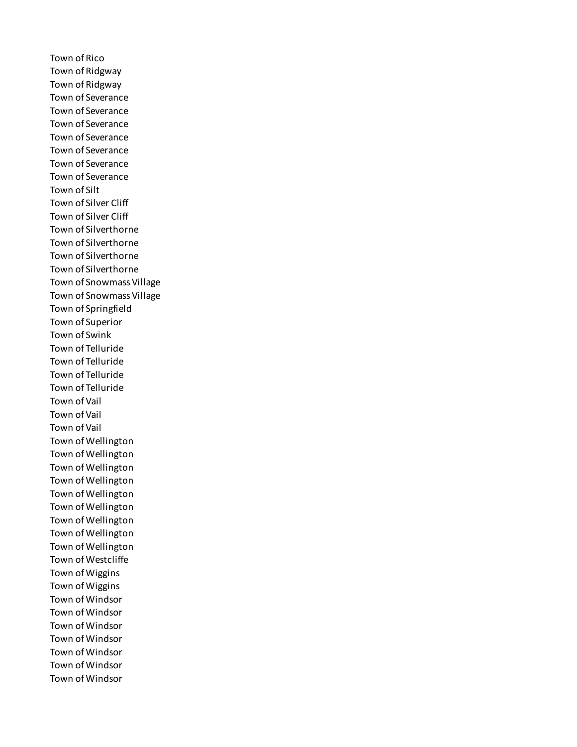Town of Rico
Town of Ridgway
Town of Ridgway
Town of Severance
Town of Severance
Town of Severance
Town of Severance
Town of Severance
Town of Severance
Town of Severance
Town of Silt
Town of Silver Cliff
Town of Silver Cliff
Town of Silverthorne
Town of Silverthorne
Town of Silverthorne
Town of Silverthorne
Town of Snowmass Village
Town of Snowmass Village
Town of Springfield
Town of Superior
Town of Swink
Town of Telluride
Town of Telluride
Town of Telluride
Town of Telluride
Town of Vail
Town of Vail
Town of Vail
Town of Wellington
Town of Wellington
Town of Wellington
Town of Wellington
Town of Wellington
Town of Wellington
Town of Wellington
Town of Wellington
Town of Wellington
Town of Westcliffe
Town of Wiggins
Town of Wiggins
Town of Windsor
Town of Windsor
Town of Windsor
Town of Windsor
Town of Windsor
Town of Windsor
Town of Windsor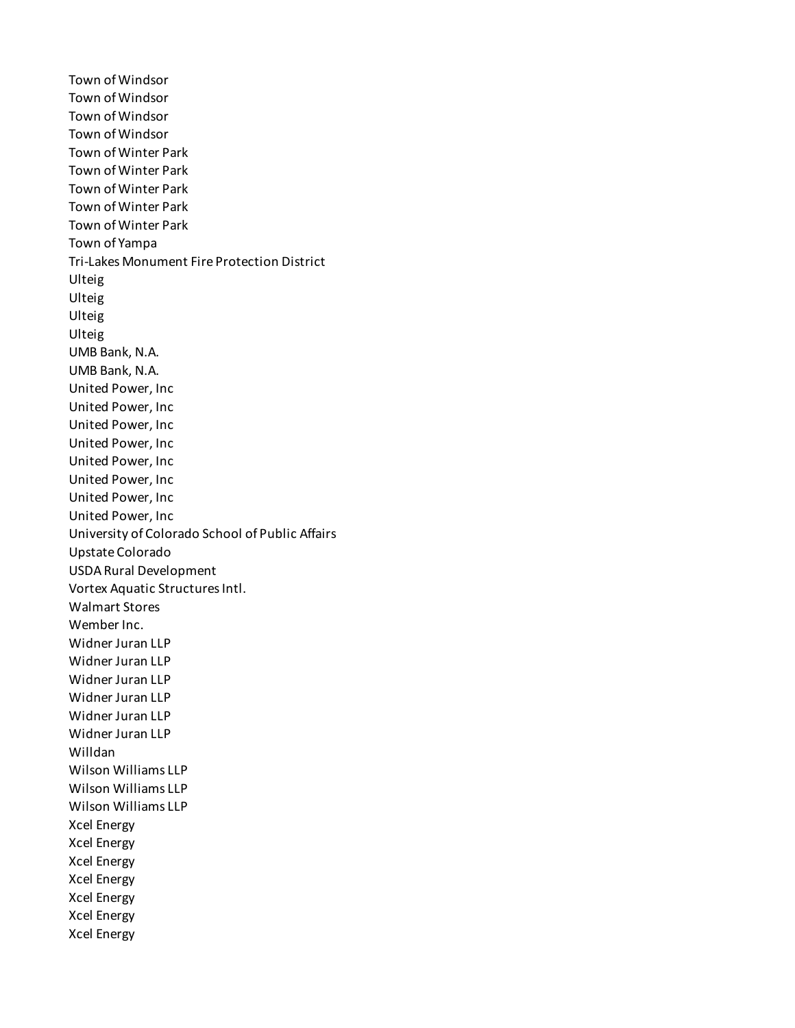Town of Windsor
Town of Windsor
Town of Windsor
Town of Windsor
Town of Winter Park
Town of Winter Park
Town of Winter Park
Town of Winter Park
Town of Winter Park
Town of Yampa
Tri-Lakes Monument Fire Protection District
Ulteig
Ulteig
Ulteig
Ulteig
UMB Bank, N.A.
UMB Bank, N.A.
United Power, Inc
United Power, Inc
United Power, Inc
United Power, Inc
United Power, Inc
United Power, Inc
United Power, Inc
United Power, Inc
University of Colorado School of Public Affairs
Upstate Colorado
USDA Rural Development
Vortex Aquatic Structures Intl.
Walmart Stores
Wember Inc.
Widner Juran LLP
Widner Juran LLP
Widner Juran LLP
Widner Juran LLP
Widner Juran LLP
Widner Juran LLP
Willdan
Wilson Williams LLP
Wilson Williams LLP
Wilson Williams LLP
Xcel Energy
Xcel Energy
Xcel Energy
Xcel Energy
Xcel Energy
Xcel Energy
Xcel Energy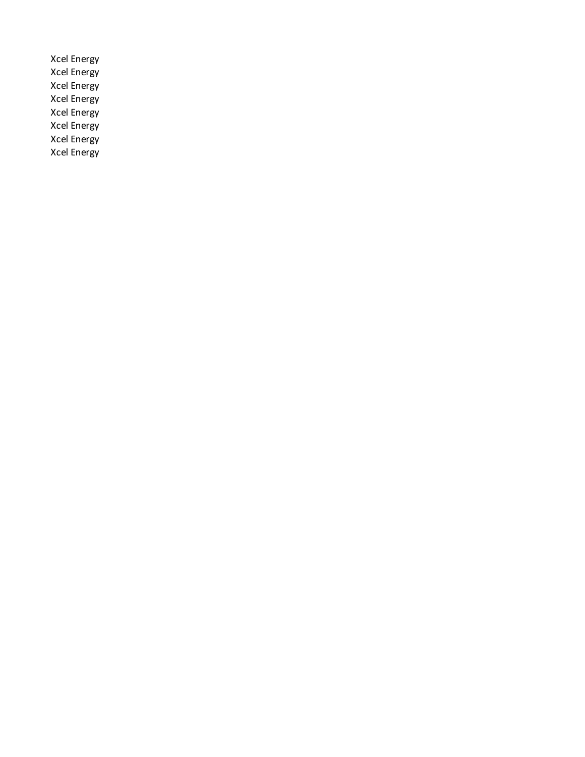Xcel Energy
Xcel Energy
Xcel Energy
Xcel Energy
Xcel Energy
Xcel Energy
Xcel Energy
Xcel Energy